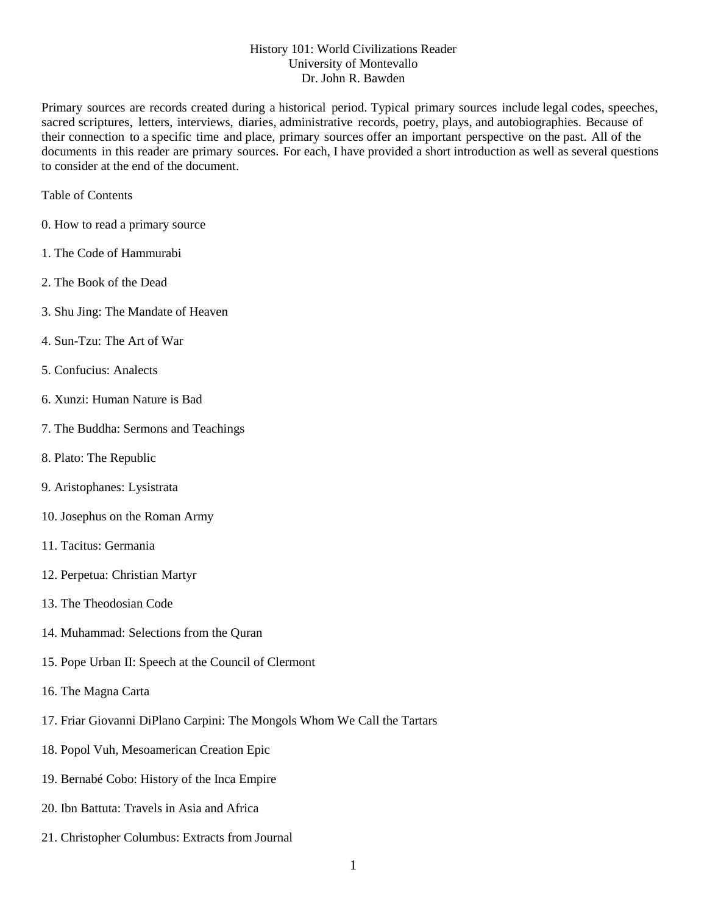# History 101: World Civilizations Reader

University of Montevallo

Dr. John R. Bawden

Primary sources are records created during a historical period. Typical primary sources include legal codes, speeches, sacred scriptures, letters, interviews, diaries, administrative records, poetry, plays, and autobiographies. Because of their connection to a specific time and place, primary sources offer an important perspective on the past. All of the documents in this reader are primary sources. For each, I have provided a short introduction as well as several questions to consider at the end of the document.

Table of Contents

0. How to read a primary source

1. The Code of Hammurabi

2. The Book of the Dead

3. Shu Jing: The Mandate of Heaven

4. Sun-Tzu: The Art of War

5. Confucius: Analects

6. Xunzi: Human Nature is Bad

7. The Buddha: Sermons and Teachings

8. Plato: The Republic

9. Aristophanes: Lysistrata

10. Josephus on the Roman Army

11. Tacitus: Germania

12. Perpetua: Christian Martyr

13. The Theodosian Code

14. Muhammad: Selections from the Quran

15. Pope Urban II: Speech at the Council of Clermont

16. The Magna Carta

17. Friar Giovanni DiPlano Carpini: The Mongols Whom We Call the Tartars

18. Popol Vuh, Mesoamerican Creation Epic

19. Bernabé Cobo: History of the Inca Empire

20. Ibn Battuta: Travels in Asia and Africa

21. Christopher Columbus: Extracts from Journal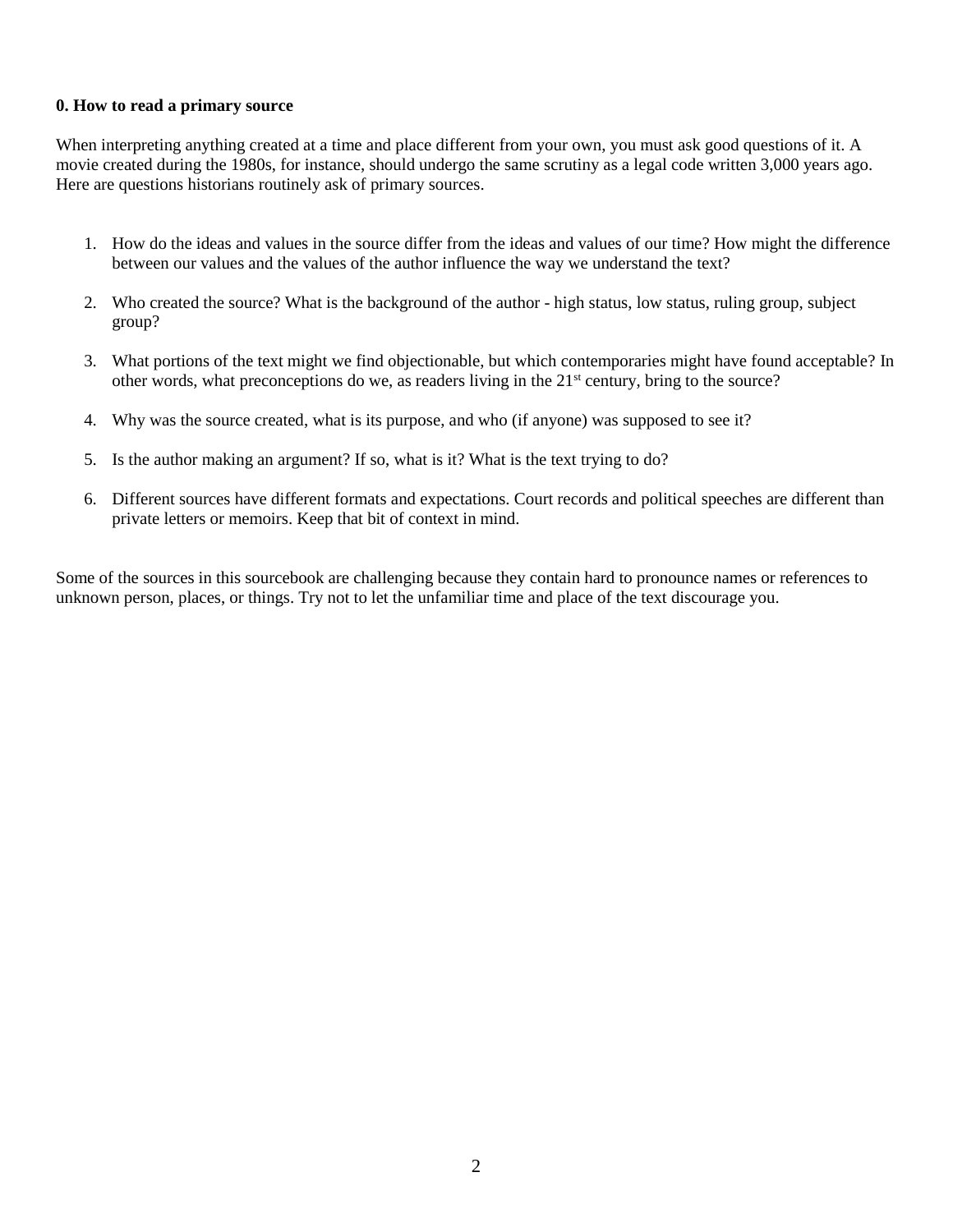**0. How to read a primary source**

When interpreting anything created at a time and place different from your own, you must ask good questions of it. A movie created during the 1980s, for instance, should undergo the same scrutiny as a legal code written 3,000 years ago. Here are questions historians routinely ask of primary sources.

1. How do the ideas and values in the source differ from the ideas and values of our time? How might the difference between our values and the values of the author influence the way we understand the text?

2. Who created the source? What is the background of the author - high status, low status, ruling group, subject group?

3. What portions of the text might we find objectionable, but which contemporaries might have found acceptable? In other words, what preconceptions do we, as readers living in the 21st century, bring to the source?

4. Why was the source created, what is its purpose, and who (if anyone) was supposed to see it?

5. Is the author making an argument? If so, what is it? What is the text trying to do?

6. Different sources have different formats and expectations. Court records and political speeches are different than private letters or memoirs. Keep that bit of context in mind.

Some of the sources in this sourcebook are challenging because they contain hard to pronounce names or references to unknown person, places, or things. Try not to let the unfamiliar time and place of the text discourage you.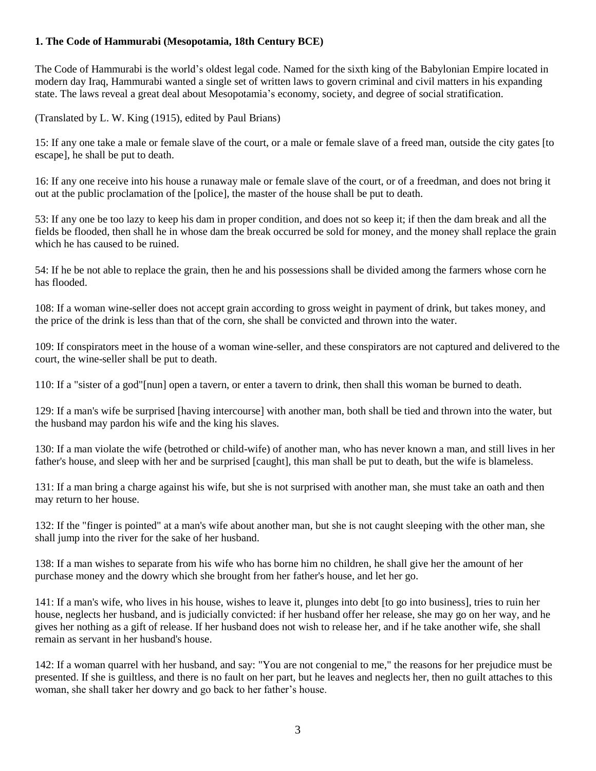**1. The Code of Hammurabi (Mesopotamia, 18th Century BCE)**

The Code of Hammurabi is the world's oldest legal code. Named for the sixth king of the Babylonian Empire located in modern day Iraq, Hammurabi wanted a single set of written laws to govern criminal and civil matters in his expanding state. The laws reveal a great deal about Mesopotamia's economy, society, and degree of social stratification.

(Translated by L. W. King (1915), edited by Paul Brians)

15: If any one take a male or female slave of the court, or a male or female slave of a freed man, outside the city gates [to escape], he shall be put to death.

16: If any one receive into his house a runaway male or female slave of the court, or of a freedman, and does not bring it out at the public proclamation of the [police], the master of the house shall be put to death.

53: If any one be too lazy to keep his dam in proper condition, and does not so keep it; if then the dam break and all the fields be flooded, then shall he in whose dam the break occurred be sold for money, and the money shall replace the grain which he has caused to be ruined.

54: If he be not able to replace the grain, then he and his possessions shall be divided among the farmers whose corn he has flooded.

108: If a woman wine-seller does not accept grain according to gross weight in payment of drink, but takes money, and the price of the drink is less than that of the corn, she shall be convicted and thrown into the water.

109: If conspirators meet in the house of a woman wine-seller, and these conspirators are not captured and delivered to the court, the wine-seller shall be put to death.

110: If a "sister of a god"[nun] open a tavern, or enter a tavern to drink, then shall this woman be burned to death.

129: If a man's wife be surprised [having intercourse] with another man, both shall be tied and thrown into the water, but the husband may pardon his wife and the king his slaves.

130: If a man violate the wife (betrothed or child-wife) of another man, who has never known a man, and still lives in her father's house, and sleep with her and be surprised [caught], this man shall be put to death, but the wife is blameless.

131: If a man bring a charge against his wife, but she is not surprised with another man, she must take an oath and then may return to her house.

132: If the "finger is pointed" at a man's wife about another man, but she is not caught sleeping with the other man, she shall jump into the river for the sake of her husband.

138: If a man wishes to separate from his wife who has borne him no children, he shall give her the amount of her purchase money and the dowry which she brought from her father's house, and let her go.

141: If a man's wife, who lives in his house, wishes to leave it, plunges into debt [to go into business], tries to ruin her house, neglects her husband, and is judicially convicted: if her husband offer her release, she may go on her way, and he gives her nothing as a gift of release. If her husband does not wish to release her, and if he take another wife, she shall remain as servant in her husband's house.

142: If a woman quarrel with her husband, and say: "You are not congenial to me," the reasons for her prejudice must be presented. If she is guiltless, and there is no fault on her part, but he leaves and neglects her, then no guilt attaches to this woman, she shall taker her dowry and go back to her father's house.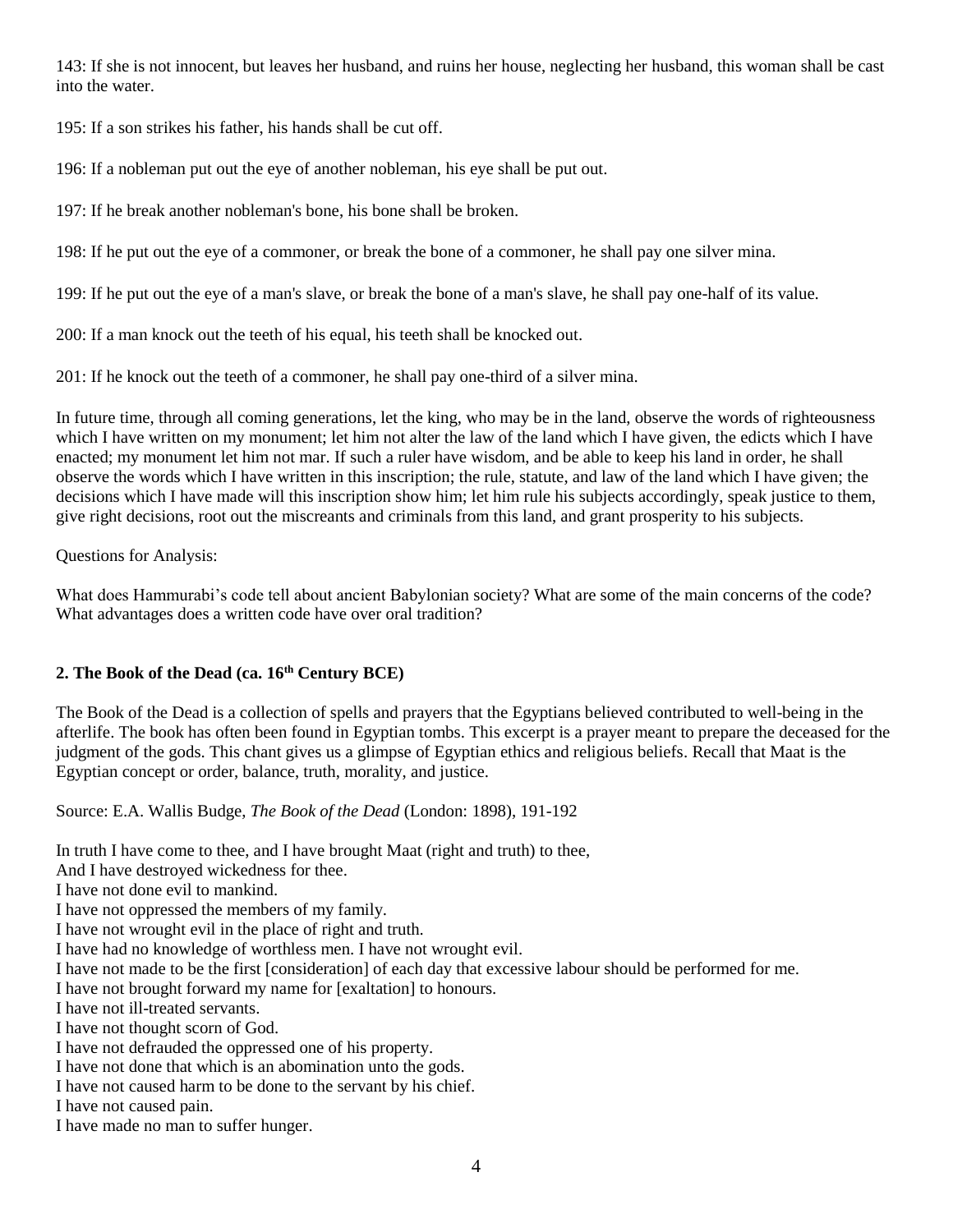143: If she is not innocent, but leaves her husband, and ruins her house, neglecting her husband, this woman shall be cast into the water.

195: If a son strikes his father, his hands shall be cut off.

196: If a nobleman put out the eye of another nobleman, his eye shall be put out.

197: If he break another nobleman's bone, his bone shall be broken.

198: If he put out the eye of a commoner, or break the bone of a commoner, he shall pay one silver mina.

199: If he put out the eye of a man's slave, or break the bone of a man's slave, he shall pay one-half of its value.

200: If a man knock out the teeth of his equal, his teeth shall be knocked out.

201: If he knock out the teeth of a commoner, he shall pay one-third of a silver mina.

In future time, through all coming generations, let the king, who may be in the land, observe the words of righteousness which I have written on my monument; let him not alter the law of the land which I have given, the edicts which I have enacted; my monument let him not mar. If such a ruler have wisdom, and be able to keep his land in order, he shall observe the words which I have written in this inscription; the rule, statute, and law of the land which I have given; the decisions which I have made will this inscription show him; let him rule his subjects accordingly, speak justice to them, give right decisions, root out the miscreants and criminals from this land, and grant prosperity to his subjects.

Questions for Analysis:

What does Hammurabi's code tell about ancient Babylonian society? What are some of the main concerns of the code? What advantages does a written code have over oral tradition?

### 2. The Book of the Dead (ca. 16th Century BCE)

The Book of the Dead is a collection of spells and prayers that the Egyptians believed contributed to well-being in the afterlife. The book has often been found in Egyptian tombs. This excerpt is a prayer meant to prepare the deceased for the judgment of the gods. This chant gives us a glimpse of Egyptian ethics and religious beliefs. Recall that Maat is the Egyptian concept or order, balance, truth, morality, and justice.

Source: E.A. Wallis Budge, *The Book of the Dead* (London: 1898), 191-192

In truth I have come to thee, and I have brought Maat (right and truth) to thee,
And I have destroyed wickedness for thee.
I have not done evil to mankind.
I have not oppressed the members of my family.
I have not wrought evil in the place of right and truth.
I have had no knowledge of worthless men. I have not wrought evil.
I have not made to be the first [consideration] of each day that excessive labour should be performed for me.
I have not brought forward my name for [exaltation] to honours.
I have not ill-treated servants.
I have not thought scorn of God.
I have not defrauded the oppressed one of his property.
I have not done that which is an abomination unto the gods.
I have not caused harm to be done to the servant by his chief.
I have not caused pain.
I have made no man to suffer hunger.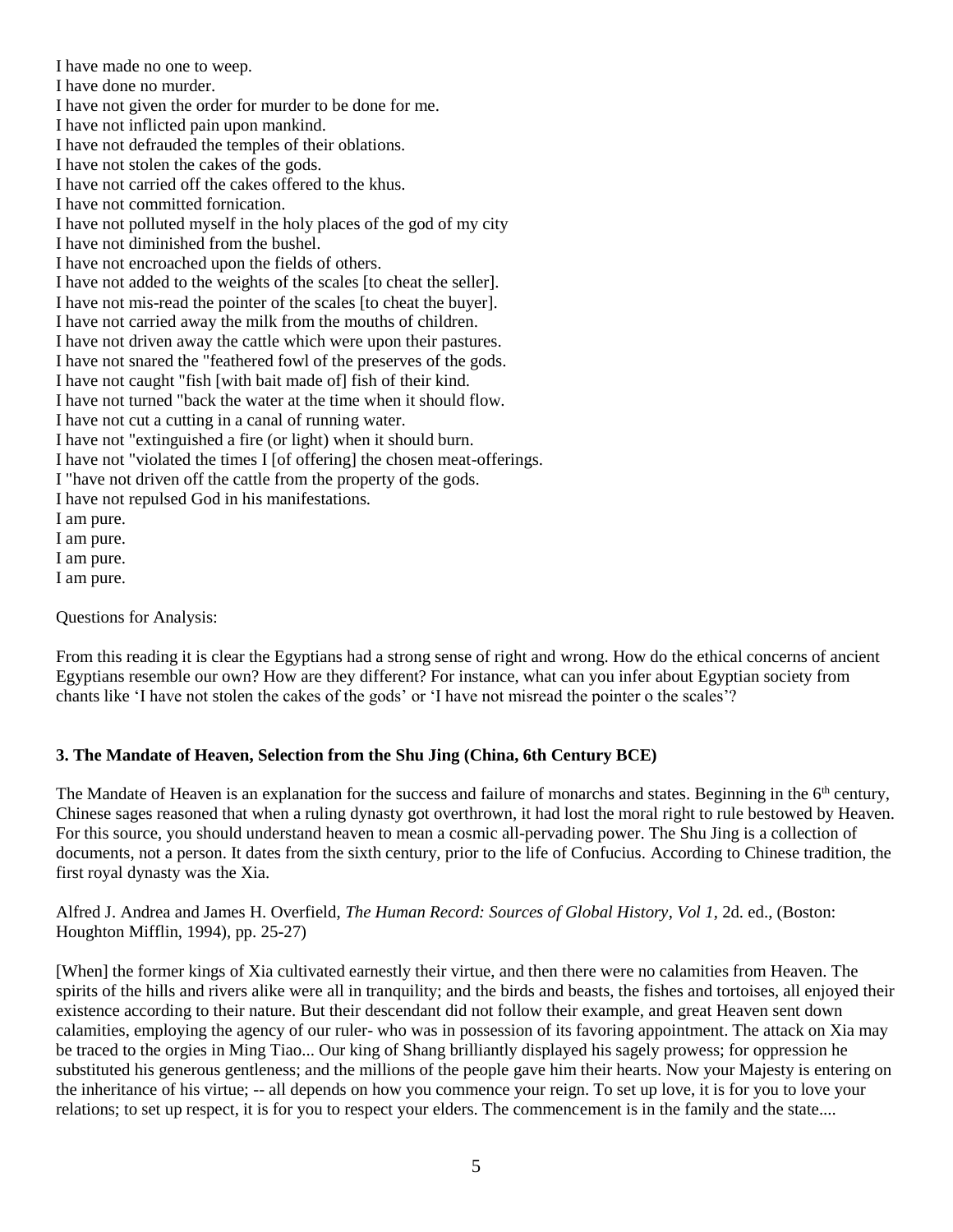I have made no one to weep.
I have done no murder.
I have not given the order for murder to be done for me.
I have not inflicted pain upon mankind.
I have not defrauded the temples of their oblations.
I have not stolen the cakes of the gods.
I have not carried off the cakes offered to the khus.
I have not committed fornication.
I have not polluted myself in the holy places of the god of my city
I have not diminished from the bushel.
I have not encroached upon the fields of others.
I have not added to the weights of the scales [to cheat the seller].
I have not mis-read the pointer of the scales [to cheat the buyer].
I have not carried away the milk from the mouths of children.
I have not driven away the cattle which were upon their pastures.
I have not snared the "feathered fowl of the preserves of the gods.
I have not caught "fish [with bait made of] fish of their kind.
I have not turned "back the water at the time when it should flow.
I have not cut a cutting in a canal of running water.
I have not "extinguished a fire (or light) when it should burn.
I have not "violated the times I [of offering] the chosen meat-offerings.
I "have not driven off the cattle from the property of the gods.
I have not repulsed God in his manifestations.
I am pure.
I am pure.
I am pure.
I am pure.

Questions for Analysis:

From this reading it is clear the Egyptians had a strong sense of right and wrong. How do the ethical concerns of ancient Egyptians resemble our own? How are they different? For instance, what can you infer about Egyptian society from chants like 'I have not stolen the cakes of the gods' or 'I have not misread the pointer o the scales'?

### 3. The Mandate of Heaven, Selection from the Shu Jing (China, 6th Century BCE)

The Mandate of Heaven is an explanation for the success and failure of monarchs and states. Beginning in the 6th century, Chinese sages reasoned that when a ruling dynasty got overthrown, it had lost the moral right to rule bestowed by Heaven. For this source, you should understand heaven to mean a cosmic all-pervading power. The Shu Jing is a collection of documents, not a person. It dates from the sixth century, prior to the life of Confucius. According to Chinese tradition, the first royal dynasty was the Xia.

Alfred J. Andrea and James H. Overfield, *The Human Record: Sources of Global History*, *Vol 1*, 2d. ed., (Boston: Houghton Mifflin, 1994), pp. 25-27)

[When] the former kings of Xia cultivated earnestly their virtue, and then there were no calamities from Heaven. The spirits of the hills and rivers alike were all in tranquility; and the birds and beasts, the fishes and tortoises, all enjoyed their existence according to their nature. But their descendant did not follow their example, and great Heaven sent down calamities, employing the agency of our ruler- who was in possession of its favoring appointment. The attack on Xia may be traced to the orgies in Ming Tiao... Our king of Shang brilliantly displayed his sagely prowess; for oppression he substituted his generous gentleness; and the millions of the people gave him their hearts. Now your Majesty is entering on the inheritance of his virtue; -- all depends on how you commence your reign. To set up love, it is for you to love your relations; to set up respect, it is for you to respect your elders. The commencement is in the family and the state....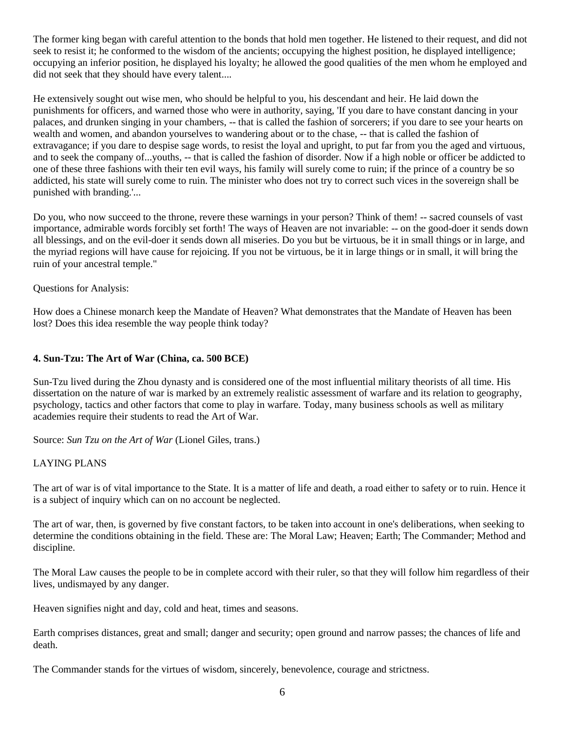The former king began with careful attention to the bonds that hold men together. He listened to their request, and did not seek to resist it; he conformed to the wisdom of the ancients; occupying the highest position, he displayed intelligence; occupying an inferior position, he displayed his loyalty; he allowed the good qualities of the men whom he employed and did not seek that they should have every talent....

He extensively sought out wise men, who should be helpful to you, his descendant and heir. He laid down the punishments for officers, and warned those who were in authority, saying, 'If you dare to have constant dancing in your palaces, and drunken singing in your chambers, -- that is called the fashion of sorcerers; if you dare to see your hearts on wealth and women, and abandon yourselves to wandering about or to the chase, -- that is called the fashion of extravagance; if you dare to despise sage words, to resist the loyal and upright, to put far from you the aged and virtuous, and to seek the company of...youths, -- that is called the fashion of disorder. Now if a high noble or officer be addicted to one of these three fashions with their ten evil ways, his family will surely come to ruin; if the prince of a country be so addicted, his state will surely come to ruin. The minister who does not try to correct such vices in the sovereign shall be punished with branding.'...

Do you, who now succeed to the throne, revere these warnings in your person? Think of them! -- sacred counsels of vast importance, admirable words forcibly set forth! The ways of Heaven are not invariable: -- on the good-doer it sends down all blessings, and on the evil-doer it sends down all miseries. Do you but be virtuous, be it in small things or in large, and the myriad regions will have cause for rejoicing. If you not be virtuous, be it in large things or in small, it will bring the ruin of your ancestral temple."

Questions for Analysis:

How does a Chinese monarch keep the Mandate of Heaven? What demonstrates that the Mandate of Heaven has been lost? Does this idea resemble the way people think today?

**4. Sun-Tzu: The Art of War (China, ca. 500 BCE)**

Sun-Tzu lived during the Zhou dynasty and is considered one of the most influential military theorists of all time. His dissertation on the nature of war is marked by an extremely realistic assessment of warfare and its relation to geography, psychology, tactics and other factors that come to play in warfare. Today, many business schools as well as military academies require their students to read the Art of War.

Source: *Sun Tzu on the Art of War* (Lionel Giles, trans.)

LAYING PLANS

The art of war is of vital importance to the State. It is a matter of life and death, a road either to safety or to ruin. Hence it is a subject of inquiry which can on no account be neglected.

The art of war, then, is governed by five constant factors, to be taken into account in one's deliberations, when seeking to determine the conditions obtaining in the field. These are: The Moral Law; Heaven; Earth; The Commander; Method and discipline.

The Moral Law causes the people to be in complete accord with their ruler, so that they will follow him regardless of their lives, undismayed by any danger.

Heaven signifies night and day, cold and heat, times and seasons.

Earth comprises distances, great and small; danger and security; open ground and narrow passes; the chances of life and death.

The Commander stands for the virtues of wisdom, sincerely, benevolence, courage and strictness.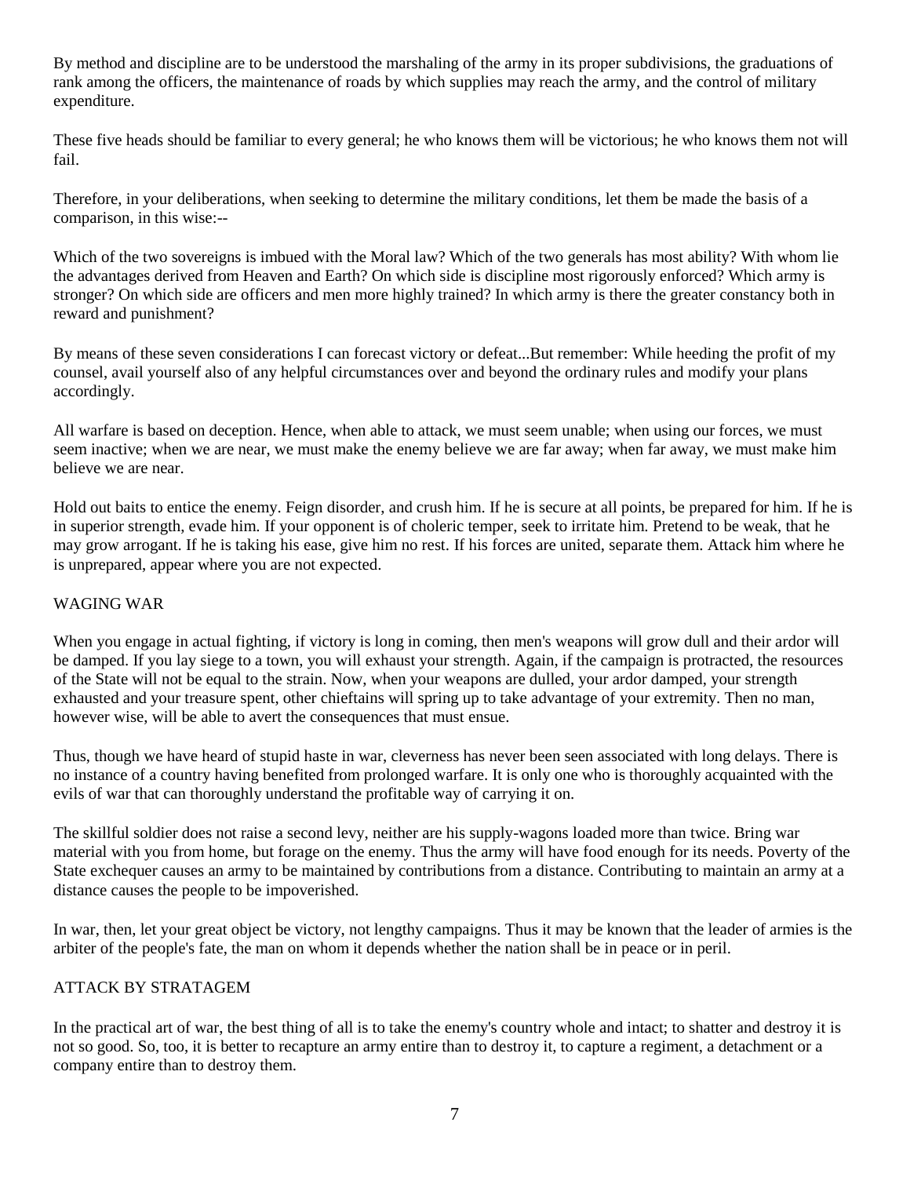By method and discipline are to be understood the marshaling of the army in its proper subdivisions, the graduations of rank among the officers, the maintenance of roads by which supplies may reach the army, and the control of military expenditure.

These five heads should be familiar to every general; he who knows them will be victorious; he who knows them not will fail.

Therefore, in your deliberations, when seeking to determine the military conditions, let them be made the basis of a comparison, in this wise:--

Which of the two sovereigns is imbued with the Moral law? Which of the two generals has most ability? With whom lie the advantages derived from Heaven and Earth? On which side is discipline most rigorously enforced? Which army is stronger? On which side are officers and men more highly trained? In which army is there the greater constancy both in reward and punishment?

By means of these seven considerations I can forecast victory or defeat...But remember: While heeding the profit of my counsel, avail yourself also of any helpful circumstances over and beyond the ordinary rules and modify your plans accordingly.

All warfare is based on deception. Hence, when able to attack, we must seem unable; when using our forces, we must seem inactive; when we are near, we must make the enemy believe we are far away; when far away, we must make him believe we are near.

Hold out baits to entice the enemy. Feign disorder, and crush him. If he is secure at all points, be prepared for him. If he is in superior strength, evade him. If your opponent is of choleric temper, seek to irritate him. Pretend to be weak, that he may grow arrogant. If he is taking his ease, give him no rest. If his forces are united, separate them. Attack him where he is unprepared, appear where you are not expected.

## WAGING WAR

When you engage in actual fighting, if victory is long in coming, then men's weapons will grow dull and their ardor will be damped. If you lay siege to a town, you will exhaust your strength. Again, if the campaign is protracted, the resources of the State will not be equal to the strain. Now, when your weapons are dulled, your ardor damped, your strength exhausted and your treasure spent, other chieftains will spring up to take advantage of your extremity. Then no man, however wise, will be able to avert the consequences that must ensue.

Thus, though we have heard of stupid haste in war, cleverness has never been seen associated with long delays. There is no instance of a country having benefited from prolonged warfare. It is only one who is thoroughly acquainted with the evils of war that can thoroughly understand the profitable way of carrying it on.

The skillful soldier does not raise a second levy, neither are his supply-wagons loaded more than twice. Bring war material with you from home, but forage on the enemy. Thus the army will have food enough for its needs. Poverty of the State exchequer causes an army to be maintained by contributions from a distance. Contributing to maintain an army at a distance causes the people to be impoverished.

In war, then, let your great object be victory, not lengthy campaigns. Thus it may be known that the leader of armies is the arbiter of the people's fate, the man on whom it depends whether the nation shall be in peace or in peril.

## ATTACK BY STRATAGEM

In the practical art of war, the best thing of all is to take the enemy's country whole and intact; to shatter and destroy it is not so good. So, too, it is better to recapture an army entire than to destroy it, to capture a regiment, a detachment or a company entire than to destroy them.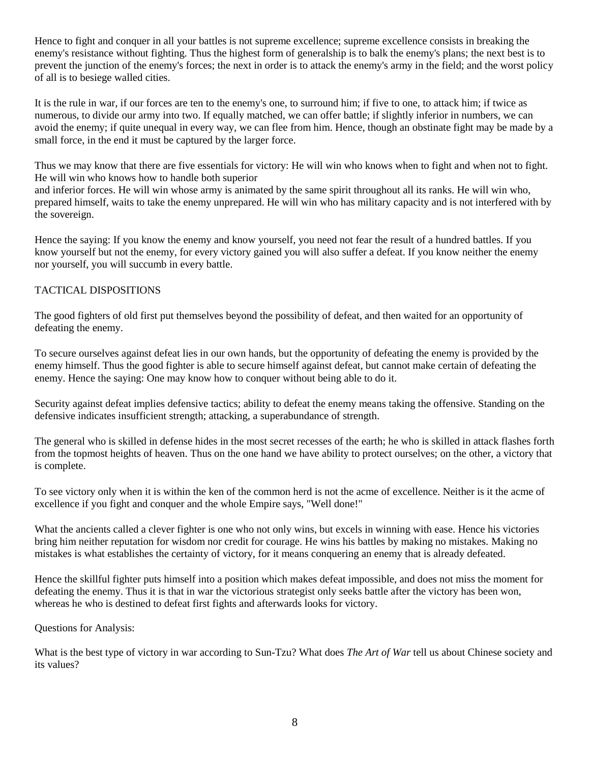Hence to fight and conquer in all your battles is not supreme excellence; supreme excellence consists in breaking the enemy's resistance without fighting. Thus the highest form of generalship is to balk the enemy's plans; the next best is to prevent the junction of the enemy's forces; the next in order is to attack the enemy's army in the field; and the worst policy of all is to besiege walled cities.

It is the rule in war, if our forces are ten to the enemy's one, to surround him; if five to one, to attack him; if twice as numerous, to divide our army into two. If equally matched, we can offer battle; if slightly inferior in numbers, we can avoid the enemy; if quite unequal in every way, we can flee from him. Hence, though an obstinate fight may be made by a small force, in the end it must be captured by the larger force.

Thus we may know that there are five essentials for victory: He will win who knows when to fight and when not to fight. He will win who knows how to handle both superior and inferior forces. He will win whose army is animated by the same spirit throughout all its ranks. He will win who, prepared himself, waits to take the enemy unprepared. He will win who has military capacity and is not interfered with by the sovereign.

Hence the saying: If you know the enemy and know yourself, you need not fear the result of a hundred battles. If you know yourself but not the enemy, for every victory gained you will also suffer a defeat. If you know neither the enemy nor yourself, you will succumb in every battle.

## TACTICAL DISPOSITIONS

The good fighters of old first put themselves beyond the possibility of defeat, and then waited for an opportunity of defeating the enemy.

To secure ourselves against defeat lies in our own hands, but the opportunity of defeating the enemy is provided by the enemy himself. Thus the good fighter is able to secure himself against defeat, but cannot make certain of defeating the enemy. Hence the saying: One may know how to conquer without being able to do it.

Security against defeat implies defensive tactics; ability to defeat the enemy means taking the offensive. Standing on the defensive indicates insufficient strength; attacking, a superabundance of strength.

The general who is skilled in defense hides in the most secret recesses of the earth; he who is skilled in attack flashes forth from the topmost heights of heaven. Thus on the one hand we have ability to protect ourselves; on the other, a victory that is complete.

To see victory only when it is within the ken of the common herd is not the acme of excellence. Neither is it the acme of excellence if you fight and conquer and the whole Empire says, "Well done!"

What the ancients called a clever fighter is one who not only wins, but excels in winning with ease. Hence his victories bring him neither reputation for wisdom nor credit for courage. He wins his battles by making no mistakes. Making no mistakes is what establishes the certainty of victory, for it means conquering an enemy that is already defeated.

Hence the skillful fighter puts himself into a position which makes defeat impossible, and does not miss the moment for defeating the enemy. Thus it is that in war the victorious strategist only seeks battle after the victory has been won, whereas he who is destined to defeat first fights and afterwards looks for victory.

Questions for Analysis:

What is the best type of victory in war according to Sun-Tzu? What does *The Art of War* tell us about Chinese society and its values?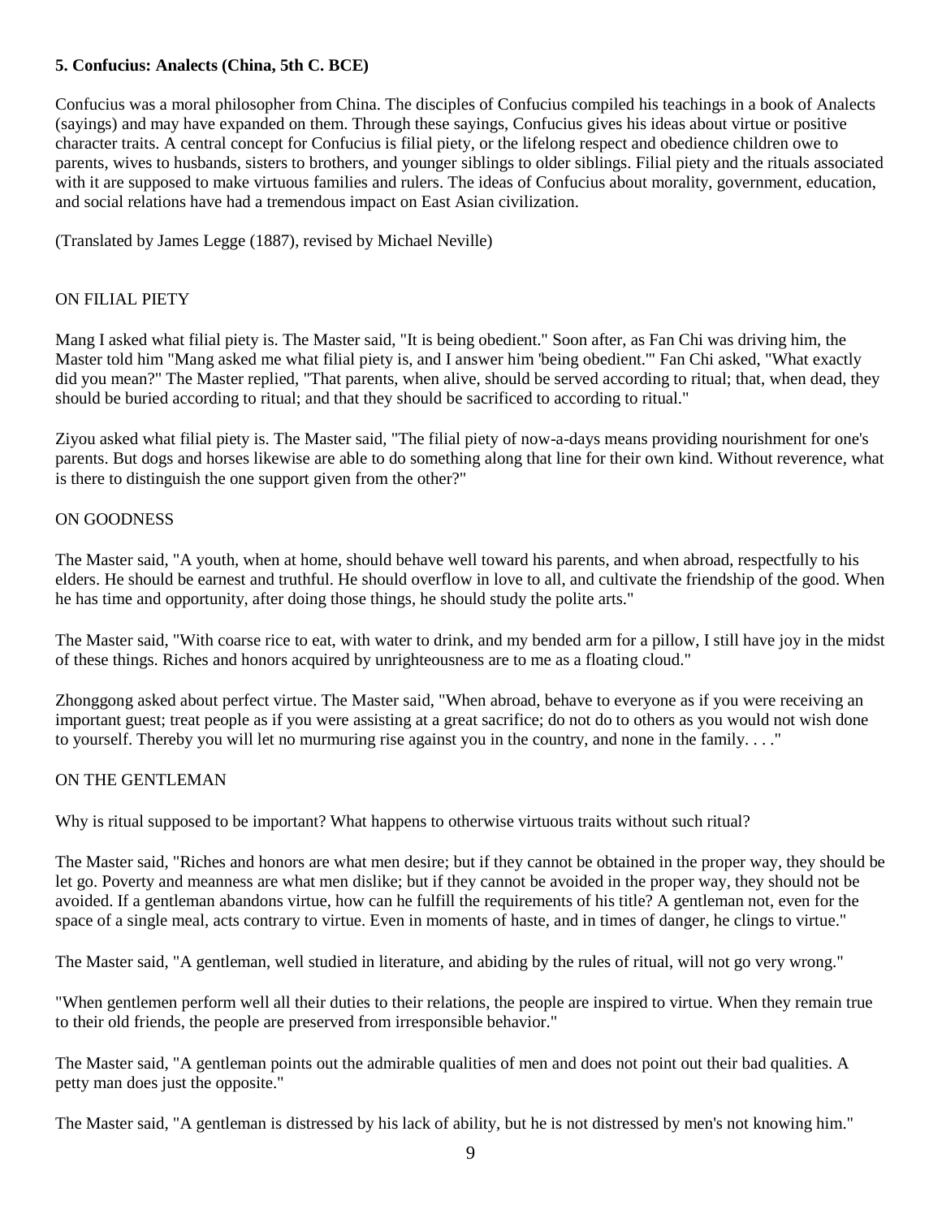### 5. Confucius: Analects (China, 5th C. BCE)

Confucius was a moral philosopher from China. The disciples of Confucius compiled his teachings in a book of Analects (sayings) and may have expanded on them. Through these sayings, Confucius gives his ideas about virtue or positive character traits. A central concept for Confucius is filial piety, or the lifelong respect and obedience children owe to parents, wives to husbands, sisters to brothers, and younger siblings to older siblings. Filial piety and the rituals associated with it are supposed to make virtuous families and rulers. The ideas of Confucius about morality, government, education, and social relations have had a tremendous impact on East Asian civilization.

(Translated by James Legge (1887), revised by Michael Neville)

ON FILIAL PIETY

Mang I asked what filial piety is. The Master said, "It is being obedient." Soon after, as Fan Chi was driving him, the Master told him "Mang asked me what filial piety is, and I answer him 'being obedient.'" Fan Chi asked, "What exactly did you mean?" The Master replied, "That parents, when alive, should be served according to ritual; that, when dead, they should be buried according to ritual; and that they should be sacrificed to according to ritual."

Ziyou asked what filial piety is. The Master said, "The filial piety of now-a-days means providing nourishment for one's parents. But dogs and horses likewise are able to do something along that line for their own kind. Without reverence, what is there to distinguish the one support given from the other?"

ON GOODNESS

The Master said, "A youth, when at home, should behave well toward his parents, and when abroad, respectfully to his elders. He should be earnest and truthful. He should overflow in love to all, and cultivate the friendship of the good. When he has time and opportunity, after doing those things, he should study the polite arts."

The Master said, "With coarse rice to eat, with water to drink, and my bended arm for a pillow, I still have joy in the midst of these things. Riches and honors acquired by unrighteousness are to me as a floating cloud."

Zhonggong asked about perfect virtue. The Master said, "When abroad, behave to everyone as if you were receiving an important guest; treat people as if you were assisting at a great sacrifice; do not do to others as you would not wish done to yourself. Thereby you will let no murmuring rise against you in the country, and none in the family. . . ."

ON THE GENTLEMAN

Why is ritual supposed to be important? What happens to otherwise virtuous traits without such ritual?

The Master said, "Riches and honors are what men desire; but if they cannot be obtained in the proper way, they should be let go. Poverty and meanness are what men dislike; but if they cannot be avoided in the proper way, they should not be avoided. If a gentleman abandons virtue, how can he fulfill the requirements of his title? A gentleman not, even for the space of a single meal, acts contrary to virtue. Even in moments of haste, and in times of danger, he clings to virtue."

The Master said, "A gentleman, well studied in literature, and abiding by the rules of ritual, will not go very wrong."

"When gentlemen perform well all their duties to their relations, the people are inspired to virtue. When they remain true to their old friends, the people are preserved from irresponsible behavior."

The Master said, "A gentleman points out the admirable qualities of men and does not point out their bad qualities. A petty man does just the opposite."

The Master said, "A gentleman is distressed by his lack of ability, but he is not distressed by men's not knowing him."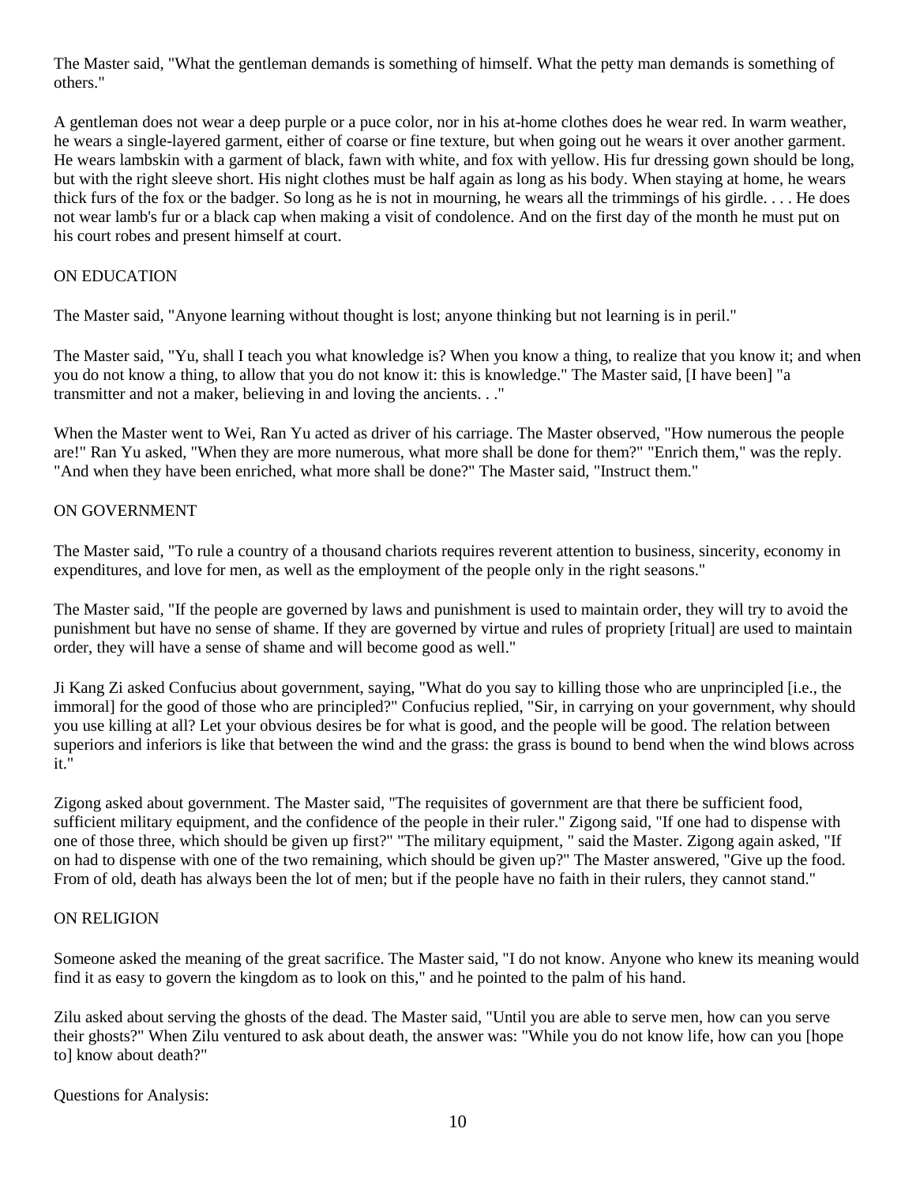The Master said, "What the gentleman demands is something of himself. What the petty man demands is something of others."

A gentleman does not wear a deep purple or a puce color, nor in his at-home clothes does he wear red. In warm weather, he wears a single-layered garment, either of coarse or fine texture, but when going out he wears it over another garment. He wears lambskin with a garment of black, fawn with white, and fox with yellow. His fur dressing gown should be long, but with the right sleeve short. His night clothes must be half again as long as his body. When staying at home, he wears thick furs of the fox or the badger. So long as he is not in mourning, he wears all the trimmings of his girdle. . . . He does not wear lamb's fur or a black cap when making a visit of condolence. And on the first day of the month he must put on his court robes and present himself at court.

## ON EDUCATION

The Master said, "Anyone learning without thought is lost; anyone thinking but not learning is in peril."

The Master said, "Yu, shall I teach you what knowledge is? When you know a thing, to realize that you know it; and when you do not know a thing, to allow that you do not know it: this is knowledge." The Master said, [I have been] "a transmitter and not a maker, believing in and loving the ancients. . ."

When the Master went to Wei, Ran Yu acted as driver of his carriage. The Master observed, "How numerous the people are!" Ran Yu asked, "When they are more numerous, what more shall be done for them?" "Enrich them," was the reply. "And when they have been enriched, what more shall be done?" The Master said, "Instruct them."

## ON GOVERNMENT

The Master said, "To rule a country of a thousand chariots requires reverent attention to business, sincerity, economy in expenditures, and love for men, as well as the employment of the people only in the right seasons."

The Master said, "If the people are governed by laws and punishment is used to maintain order, they will try to avoid the punishment but have no sense of shame. If they are governed by virtue and rules of propriety [ritual] are used to maintain order, they will have a sense of shame and will become good as well."

Ji Kang Zi asked Confucius about government, saying, "What do you say to killing those who are unprincipled [i.e., the immoral] for the good of those who are principled?" Confucius replied, "Sir, in carrying on your government, why should you use killing at all? Let your obvious desires be for what is good, and the people will be good. The relation between superiors and inferiors is like that between the wind and the grass: the grass is bound to bend when the wind blows across it."

Zigong asked about government. The Master said, "The requisites of government are that there be sufficient food, sufficient military equipment, and the confidence of the people in their ruler." Zigong said, "If one had to dispense with one of those three, which should be given up first?" "The military equipment, " said the Master. Zigong again asked, "If on had to dispense with one of the two remaining, which should be given up?" The Master answered, "Give up the food. From of old, death has always been the lot of men; but if the people have no faith in their rulers, they cannot stand."

## ON RELIGION

Someone asked the meaning of the great sacrifice. The Master said, "I do not know. Anyone who knew its meaning would find it as easy to govern the kingdom as to look on this," and he pointed to the palm of his hand.

Zilu asked about serving the ghosts of the dead. The Master said, "Until you are able to serve men, how can you serve their ghosts?" When Zilu ventured to ask about death, the answer was: "While you do not know life, how can you [hope to] know about death?"

Questions for Analysis: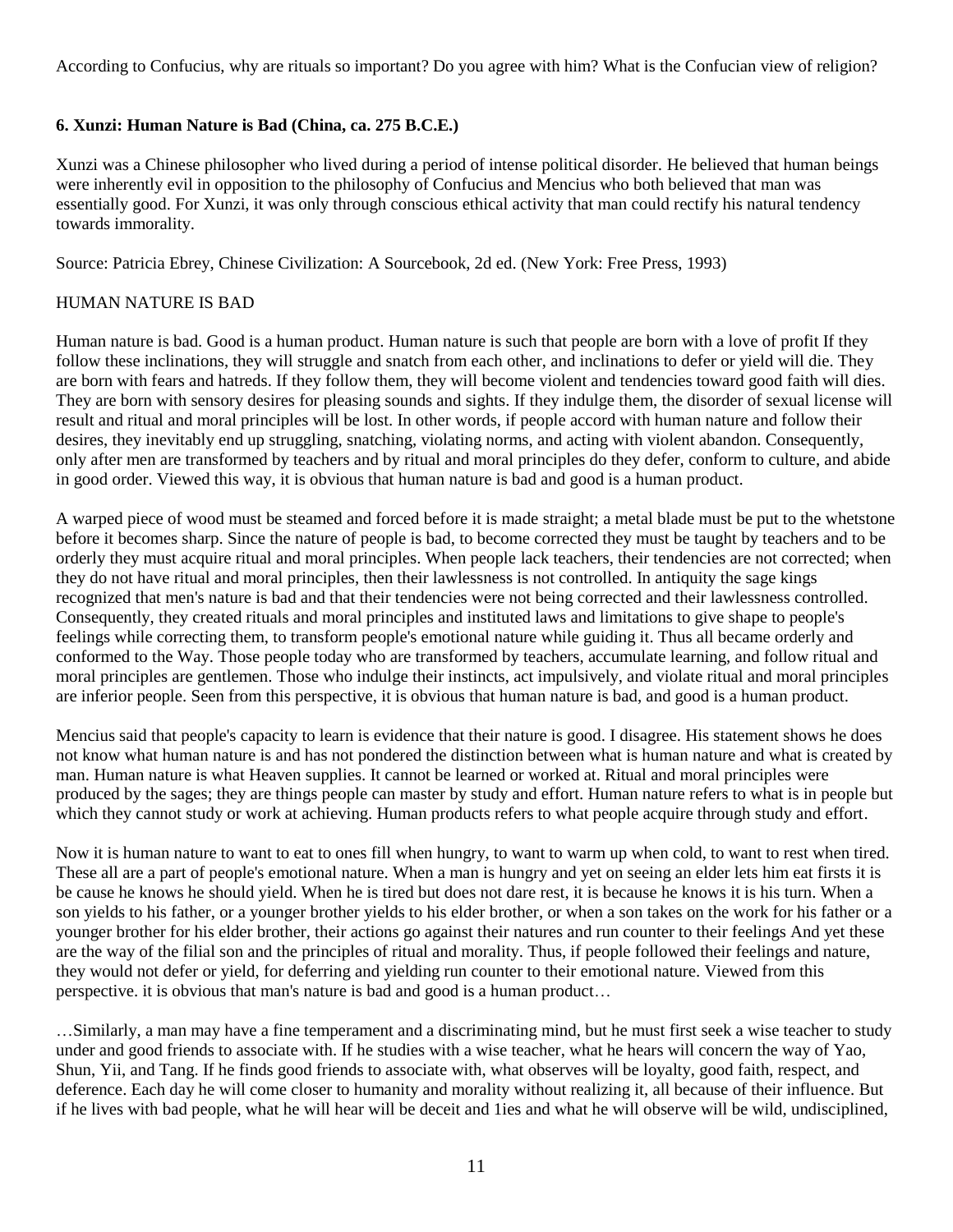According to Confucius, why are rituals so important? Do you agree with him? What is the Confucian view of religion?

**6. Xunzi: Human Nature is Bad (China, ca. 275 B.C.E.)**

Xunzi was a Chinese philosopher who lived during a period of intense political disorder. He believed that human beings were inherently evil in opposition to the philosophy of Confucius and Mencius who both believed that man was essentially good. For Xunzi, it was only through conscious ethical activity that man could rectify his natural tendency towards immorality.

Source: Patricia Ebrey, Chinese Civilization: A Sourcebook, 2d ed. (New York: Free Press, 1993)

HUMAN NATURE IS BAD

Human nature is bad. Good is a human product. Human nature is such that people are born with a love of profit If they follow these inclinations, they will struggle and snatch from each other, and inclinations to defer or yield will die. They are born with fears and hatreds. If they follow them, they will become violent and tendencies toward good faith will dies. They are born with sensory desires for pleasing sounds and sights. If they indulge them, the disorder of sexual license will result and ritual and moral principles will be lost. In other words, if people accord with human nature and follow their desires, they inevitably end up struggling, snatching, violating norms, and acting with violent abandon. Consequently, only after men are transformed by teachers and by ritual and moral principles do they defer, conform to culture, and abide in good order. Viewed this way, it is obvious that human nature is bad and good is a human product.

A warped piece of wood must be steamed and forced before it is made straight; a metal blade must be put to the whetstone before it becomes sharp. Since the nature of people is bad, to become corrected they must be taught by teachers and to be orderly they must acquire ritual and moral principles. When people lack teachers, their tendencies are not corrected; when they do not have ritual and moral principles, then their lawlessness is not controlled. In antiquity the sage kings recognized that men's nature is bad and that their tendencies were not being corrected and their lawlessness controlled. Consequently, they created rituals and moral principles and instituted laws and limitations to give shape to people's feelings while correcting them, to transform people's emotional nature while guiding it. Thus all became orderly and conformed to the Way. Those people today who are transformed by teachers, accumulate learning, and follow ritual and moral principles are gentlemen. Those who indulge their instincts, act impulsively, and violate ritual and moral principles are inferior people. Seen from this perspective, it is obvious that human nature is bad, and good is a human product.

Mencius said that people's capacity to learn is evidence that their nature is good. I disagree. His statement shows he does not know what human nature is and has not pondered the distinction between what is human nature and what is created by man. Human nature is what Heaven supplies. It cannot be learned or worked at. Ritual and moral principles were produced by the sages; they are things people can master by study and effort. Human nature refers to what is in people but which they cannot study or work at achieving. Human products refers to what people acquire through study and effort.

Now it is human nature to want to eat to ones fill when hungry, to want to warm up when cold, to want to rest when tired. These all are a part of people's emotional nature. When a man is hungry and yet on seeing an elder lets him eat firsts it is be cause he knows he should yield. When he is tired but does not dare rest, it is because he knows it is his turn. When a son yields to his father, or a younger brother yields to his elder brother, or when a son takes on the work for his father or a younger brother for his elder brother, their actions go against their natures and run counter to their feelings And yet these are the way of the filial son and the principles of ritual and morality. Thus, if people followed their feelings and nature, they would not defer or yield, for deferring and yielding run counter to their emotional nature. Viewed from this perspective. it is obvious that man's nature is bad and good is a human product…

…Similarly, a man may have a fine temperament and a discriminating mind, but he must first seek a wise teacher to study under and good friends to associate with. If he studies with a wise teacher, what he hears will concern the way of Yao, Shun, Yii, and Tang. If he finds good friends to associate with, what observes will be loyalty, good faith, respect, and deference. Each day he will come closer to humanity and morality without realizing it, all because of their influence. But if he lives with bad people, what he will hear will be deceit and 1ies and what he will observe will be wild, undisciplined,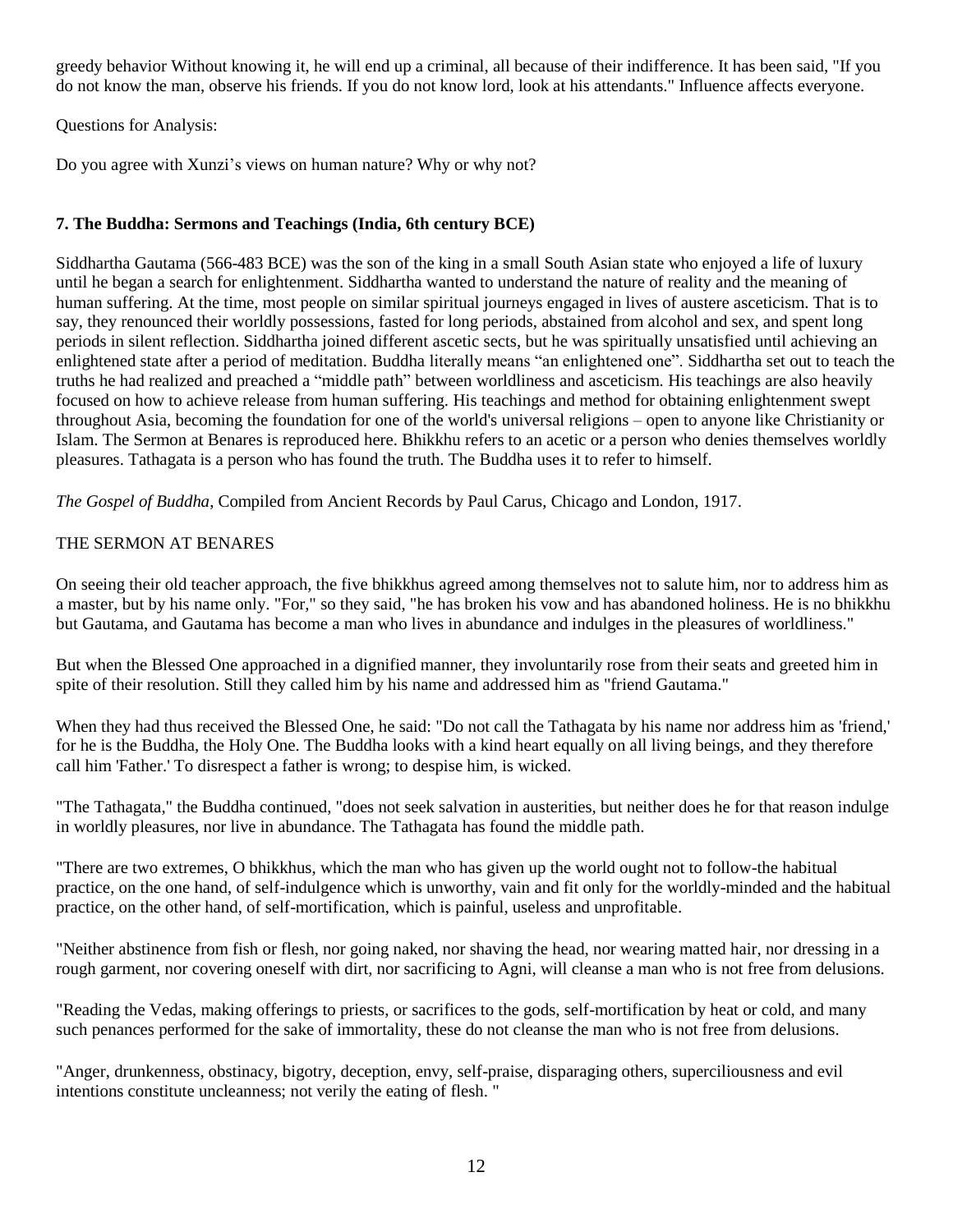greedy behavior Without knowing it, he will end up a criminal, all because of their indifference. It has been said, "If you do not know the man, observe his friends. If you do not know lord, look at his attendants." Influence affects everyone.

Questions for Analysis:

Do you agree with Xunzi's views on human nature? Why or why not?

### 7. The Buddha: Sermons and Teachings (India, 6th century BCE)

Siddhartha Gautama (566-483 BCE) was the son of the king in a small South Asian state who enjoyed a life of luxury until he began a search for enlightenment. Siddhartha wanted to understand the nature of reality and the meaning of human suffering. At the time, most people on similar spiritual journeys engaged in lives of austere asceticism. That is to say, they renounced their worldly possessions, fasted for long periods, abstained from alcohol and sex, and spent long periods in silent reflection. Siddhartha joined different ascetic sects, but he was spiritually unsatisfied until achieving an enlightened state after a period of meditation. Buddha literally means "an enlightened one". Siddhartha set out to teach the truths he had realized and preached a "middle path" between worldliness and asceticism. His teachings are also heavily focused on how to achieve release from human suffering. His teachings and method for obtaining enlightenment swept throughout Asia, becoming the foundation for one of the world's universal religions – open to anyone like Christianity or Islam. The Sermon at Benares is reproduced here. Bhikkhu refers to an acetic or a person who denies themselves worldly pleasures. Tathagata is a person who has found the truth. The Buddha uses it to refer to himself.

*The Gospel of Buddha*, Compiled from Ancient Records by Paul Carus, Chicago and London, 1917.

THE SERMON AT BENARES

On seeing their old teacher approach, the five bhikkhus agreed among themselves not to salute him, nor to address him as a master, but by his name only. "For," so they said, "he has broken his vow and has abandoned holiness. He is no bhikkhu but Gautama, and Gautama has become a man who lives in abundance and indulges in the pleasures of worldliness."

But when the Blessed One approached in a dignified manner, they involuntarily rose from their seats and greeted him in spite of their resolution. Still they called him by his name and addressed him as "friend Gautama."

When they had thus received the Blessed One, he said: "Do not call the Tathagata by his name nor address him as 'friend,' for he is the Buddha, the Holy One. The Buddha looks with a kind heart equally on all living beings, and they therefore call him 'Father.' To disrespect a father is wrong; to despise him, is wicked.

"The Tathagata," the Buddha continued, "does not seek salvation in austerities, but neither does he for that reason indulge in worldly pleasures, nor live in abundance. The Tathagata has found the middle path.

"There are two extremes, O bhikkhus, which the man who has given up the world ought not to follow-the habitual practice, on the one hand, of self-indulgence which is unworthy, vain and fit only for the worldly-minded and the habitual practice, on the other hand, of self-mortification, which is painful, useless and unprofitable.

"Neither abstinence from fish or flesh, nor going naked, nor shaving the head, nor wearing matted hair, nor dressing in a rough garment, nor covering oneself with dirt, nor sacrificing to Agni, will cleanse a man who is not free from delusions.

"Reading the Vedas, making offerings to priests, or sacrifices to the gods, self-mortification by heat or cold, and many such penances performed for the sake of immortality, these do not cleanse the man who is not free from delusions.

"Anger, drunkenness, obstinacy, bigotry, deception, envy, self-praise, disparaging others, superciliousness and evil intentions constitute uncleanness; not verily the eating of flesh. "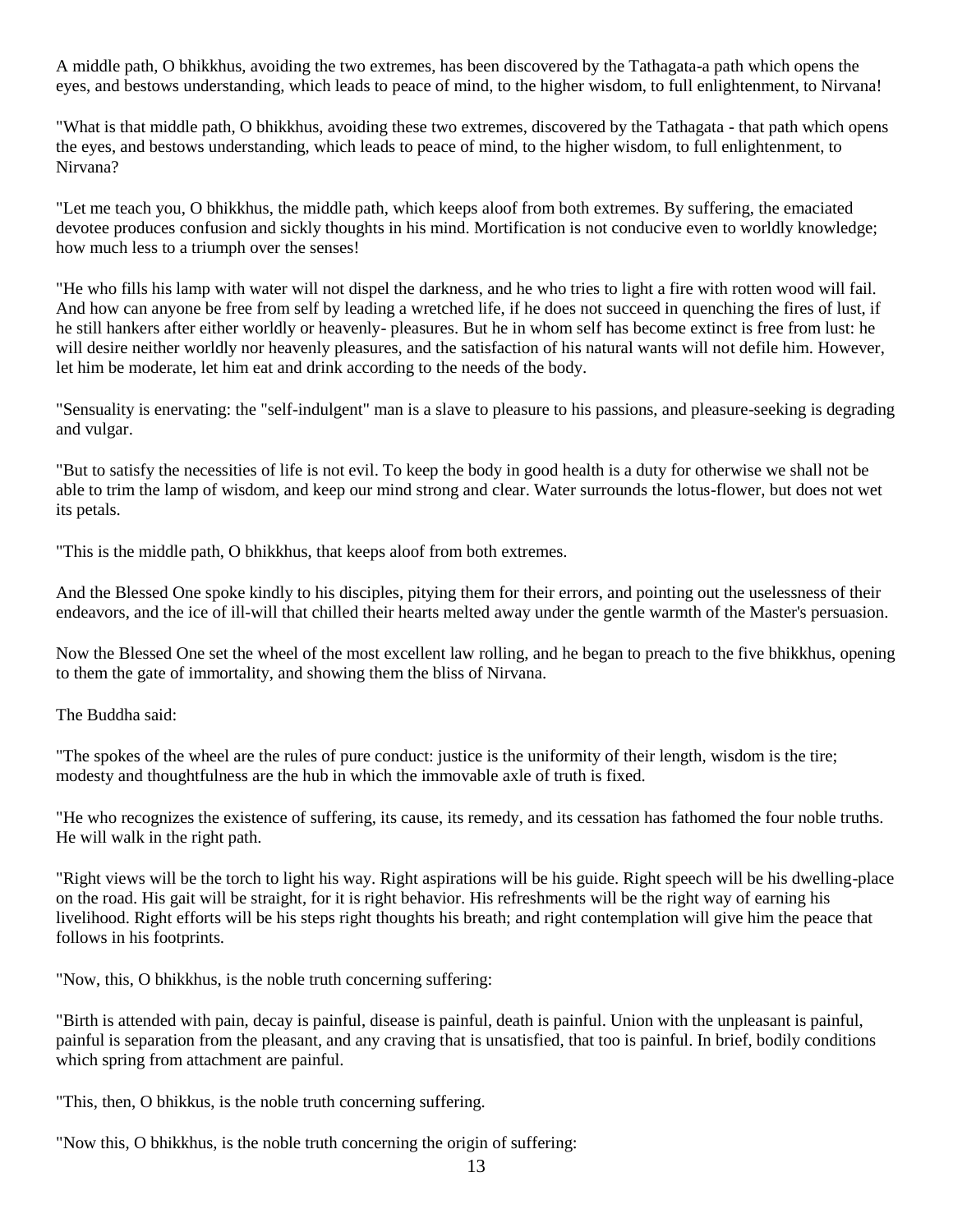A middle path, O bhikkhus, avoiding the two extremes, has been discovered by the Tathagata-a path which opens the eyes, and bestows understanding, which leads to peace of mind, to the higher wisdom, to full enlightenment, to Nirvana!

"What is that middle path, O bhikkhus, avoiding these two extremes, discovered by the Tathagata - that path which opens the eyes, and bestows understanding, which leads to peace of mind, to the higher wisdom, to full enlightenment, to Nirvana?

"Let me teach you, O bhikkhus, the middle path, which keeps aloof from both extremes. By suffering, the emaciated devotee produces confusion and sickly thoughts in his mind. Mortification is not conducive even to worldly knowledge; how much less to a triumph over the senses!

"He who fills his lamp with water will not dispel the darkness, and he who tries to light a fire with rotten wood will fail. And how can anyone be free from self by leading a wretched life, if he does not succeed in quenching the fires of lust, if he still hankers after either worldly or heavenly- pleasures. But he in whom self has become extinct is free from lust: he will desire neither worldly nor heavenly pleasures, and the satisfaction of his natural wants will not defile him. However, let him be moderate, let him eat and drink according to the needs of the body.

"Sensuality is enervating: the "self-indulgent" man is a slave to pleasure to his passions, and pleasure-seeking is degrading and vulgar.

"But to satisfy the necessities of life is not evil. To keep the body in good health is a duty for otherwise we shall not be able to trim the lamp of wisdom, and keep our mind strong and clear. Water surrounds the lotus-flower, but does not wet its petals.

"This is the middle path, O bhikkhus, that keeps aloof from both extremes.

And the Blessed One spoke kindly to his disciples, pitying them for their errors, and pointing out the uselessness of their endeavors, and the ice of ill-will that chilled their hearts melted away under the gentle warmth of the Master's persuasion.

Now the Blessed One set the wheel of the most excellent law rolling, and he began to preach to the five bhikkhus, opening to them the gate of immortality, and showing them the bliss of Nirvana.

The Buddha said:

"The spokes of the wheel are the rules of pure conduct: justice is the uniformity of their length, wisdom is the tire; modesty and thoughtfulness are the hub in which the immovable axle of truth is fixed.

"He who recognizes the existence of suffering, its cause, its remedy, and its cessation has fathomed the four noble truths. He will walk in the right path.

"Right views will be the torch to light his way. Right aspirations will be his guide. Right speech will be his dwelling-place on the road. His gait will be straight, for it is right behavior. His refreshments will be the right way of earning his livelihood. Right efforts will be his steps right thoughts his breath; and right contemplation will give him the peace that follows in his footprints.

"Now, this, O bhikkhus, is the noble truth concerning suffering:

"Birth is attended with pain, decay is painful, disease is painful, death is painful. Union with the unpleasant is painful, painful is separation from the pleasant, and any craving that is unsatisfied, that too is painful. In brief, bodily conditions which spring from attachment are painful.

"This, then, O bhikkus, is the noble truth concerning suffering.

"Now this, O bhikkhus, is the noble truth concerning the origin of suffering: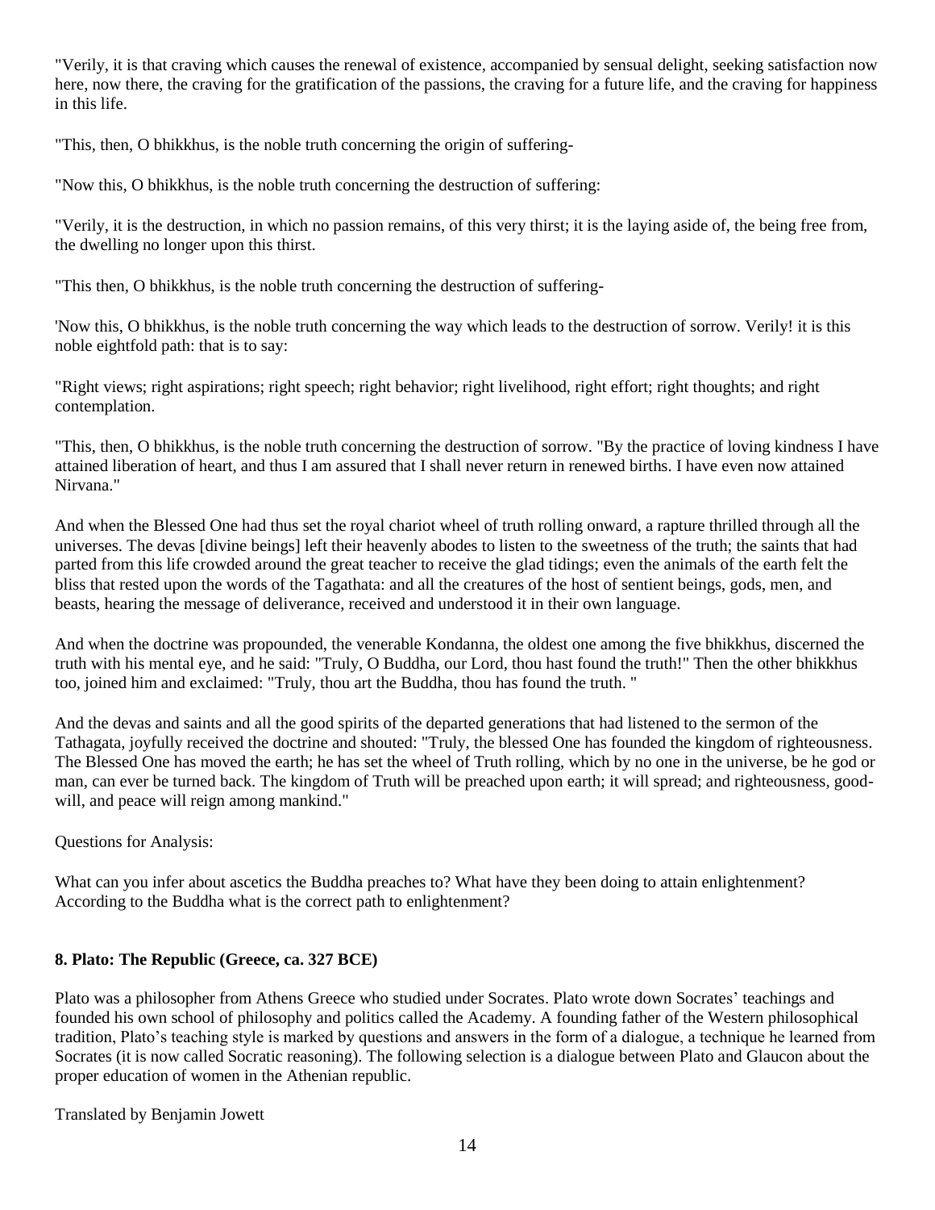"Verily, it is that craving which causes the renewal of existence, accompanied by sensual delight, seeking satisfaction now here, now there, the craving for the gratification of the passions, the craving for a future life, and the craving for happiness in this life.

"This, then, O bhikkhus, is the noble truth concerning the origin of suffering-

"Now this, O bhikkhus, is the noble truth concerning the destruction of suffering:

"Verily, it is the destruction, in which no passion remains, of this very thirst; it is the laying aside of, the being free from, the dwelling no longer upon this thirst.

"This then, O bhikkhus, is the noble truth concerning the destruction of suffering-

'Now this, O bhikkhus, is the noble truth concerning the way which leads to the destruction of sorrow. Verily! it is this noble eightfold path: that is to say:

"Right views; right aspirations; right speech; right behavior; right livelihood, right effort; right thoughts; and right contemplation.

"This, then, O bhikkhus, is the noble truth concerning the destruction of sorrow. "By the practice of loving kindness I have attained liberation of heart, and thus I am assured that I shall never return in renewed births. I have even now attained Nirvana."

And when the Blessed One had thus set the royal chariot wheel of truth rolling onward, a rapture thrilled through all the universes. The devas [divine beings] left their heavenly abodes to listen to the sweetness of the truth; the saints that had parted from this life crowded around the great teacher to receive the glad tidings; even the animals of the earth felt the bliss that rested upon the words of the Tagathata: and all the creatures of the host of sentient beings, gods, men, and beasts, hearing the message of deliverance, received and understood it in their own language.

And when the doctrine was propounded, the venerable Kondanna, the oldest one among the five bhikkhus, discerned the truth with his mental eye, and he said: "Truly, O Buddha, our Lord, thou hast found the truth!" Then the other bhikkhus too, joined him and exclaimed: "Truly, thou art the Buddha, thou has found the truth. "

And the devas and saints and all the good spirits of the departed generations that had listened to the sermon of the Tathagata, joyfully received the doctrine and shouted: "Truly, the blessed One has founded the kingdom of righteousness. The Blessed One has moved the earth; he has set the wheel of Truth rolling, which by no one in the universe, be he god or man, can ever be turned back. The kingdom of Truth will be preached upon earth; it will spread; and righteousness, good-will, and peace will reign among mankind."

Questions for Analysis:

What can you infer about ascetics the Buddha preaches to? What have they been doing to attain enlightenment? According to the Buddha what is the correct path to enlightenment?

## 8. Plato: The Republic (Greece, ca. 327 BCE)

Plato was a philosopher from Athens Greece who studied under Socrates. Plato wrote down Socrates' teachings and founded his own school of philosophy and politics called the Academy. A founding father of the Western philosophical tradition, Plato's teaching style is marked by questions and answers in the form of a dialogue, a technique he learned from Socrates (it is now called Socratic reasoning). The following selection is a dialogue between Plato and Glaucon about the proper education of women in the Athenian republic.

Translated by Benjamin Jowett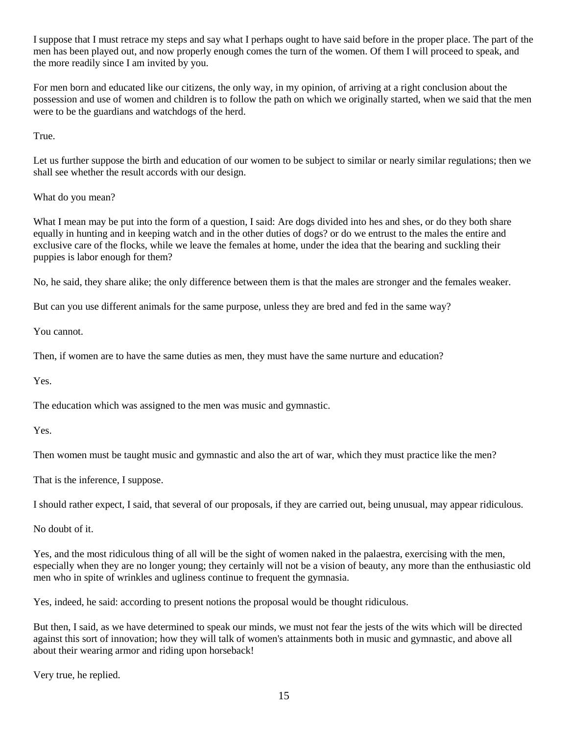I suppose that I must retrace my steps and say what I perhaps ought to have said before in the proper place. The part of the men has been played out, and now properly enough comes the turn of the women. Of them I will proceed to speak, and the more readily since I am invited by you.

For men born and educated like our citizens, the only way, in my opinion, of arriving at a right conclusion about the possession and use of women and children is to follow the path on which we originally started, when we said that the men were to be the guardians and watchdogs of the herd.

True.

Let us further suppose the birth and education of our women to be subject to similar or nearly similar regulations; then we shall see whether the result accords with our design.

What do you mean?

What I mean may be put into the form of a question, I said: Are dogs divided into hes and shes, or do they both share equally in hunting and in keeping watch and in the other duties of dogs? or do we entrust to the males the entire and exclusive care of the flocks, while we leave the females at home, under the idea that the bearing and suckling their puppies is labor enough for them?

No, he said, they share alike; the only difference between them is that the males are stronger and the females weaker.

But can you use different animals for the same purpose, unless they are bred and fed in the same way?

You cannot.

Then, if women are to have the same duties as men, they must have the same nurture and education?

Yes.

The education which was assigned to the men was music and gymnastic.

Yes.

Then women must be taught music and gymnastic and also the art of war, which they must practice like the men?

That is the inference, I suppose.

I should rather expect, I said, that several of our proposals, if they are carried out, being unusual, may appear ridiculous.

No doubt of it.

Yes, and the most ridiculous thing of all will be the sight of women naked in the palaestra, exercising with the men, especially when they are no longer young; they certainly will not be a vision of beauty, any more than the enthusiastic old men who in spite of wrinkles and ugliness continue to frequent the gymnasia.

Yes, indeed, he said: according to present notions the proposal would be thought ridiculous.

But then, I said, as we have determined to speak our minds, we must not fear the jests of the wits which will be directed against this sort of innovation; how they will talk of women's attainments both in music and gymnastic, and above all about their wearing armor and riding upon horseback!

Very true, he replied.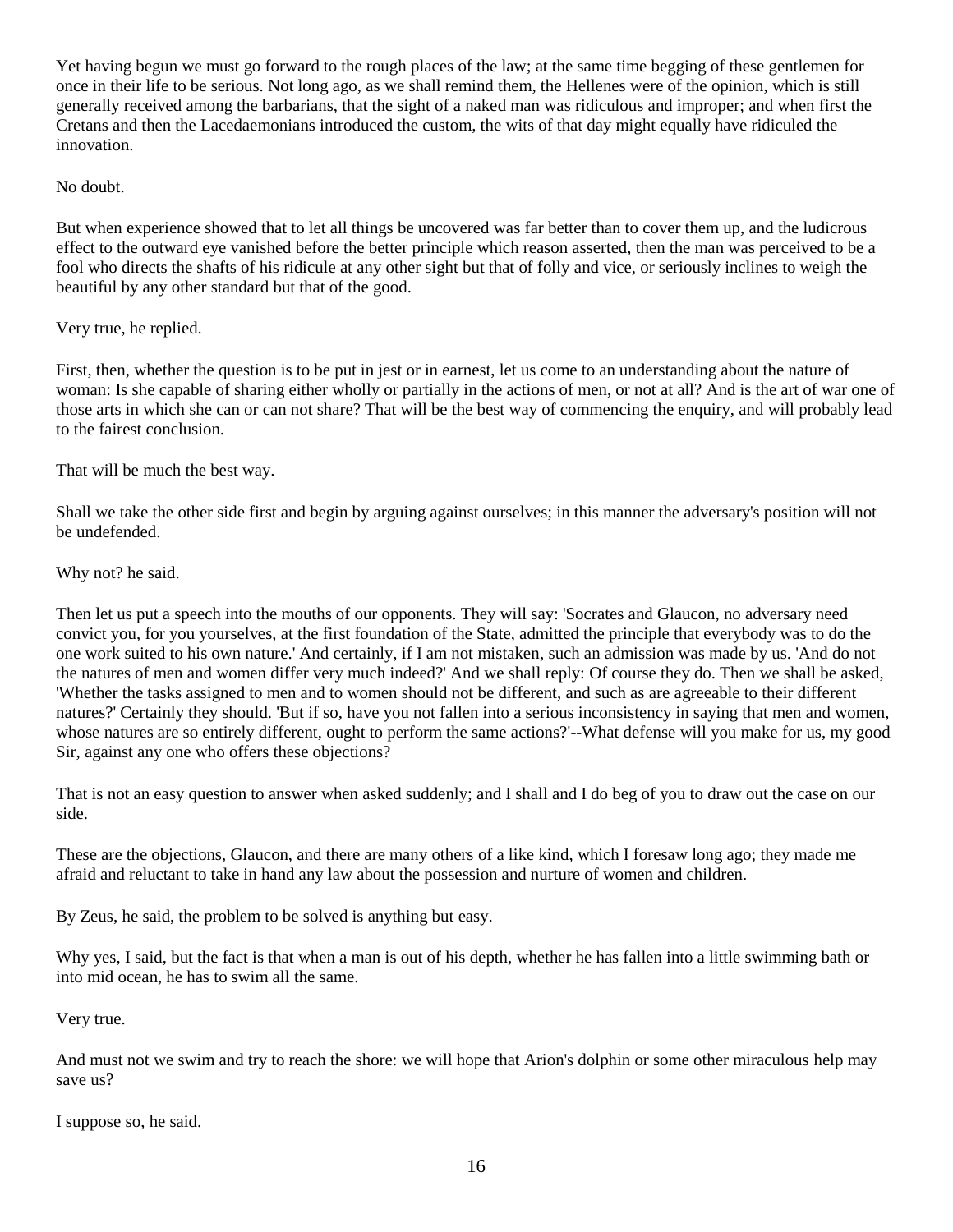Yet having begun we must go forward to the rough places of the law; at the same time begging of these gentlemen for once in their life to be serious. Not long ago, as we shall remind them, the Hellenes were of the opinion, which is still generally received among the barbarians, that the sight of a naked man was ridiculous and improper; and when first the Cretans and then the Lacedaemonians introduced the custom, the wits of that day might equally have ridiculed the innovation.

No doubt.

But when experience showed that to let all things be uncovered was far better than to cover them up, and the ludicrous effect to the outward eye vanished before the better principle which reason asserted, then the man was perceived to be a fool who directs the shafts of his ridicule at any other sight but that of folly and vice, or seriously inclines to weigh the beautiful by any other standard but that of the good.

Very true, he replied.

First, then, whether the question is to be put in jest or in earnest, let us come to an understanding about the nature of woman: Is she capable of sharing either wholly or partially in the actions of men, or not at all? And is the art of war one of those arts in which she can or can not share? That will be the best way of commencing the enquiry, and will probably lead to the fairest conclusion.

That will be much the best way.

Shall we take the other side first and begin by arguing against ourselves; in this manner the adversary's position will not be undefended.

Why not? he said.

Then let us put a speech into the mouths of our opponents. They will say: 'Socrates and Glaucon, no adversary need convict you, for you yourselves, at the first foundation of the State, admitted the principle that everybody was to do the one work suited to his own nature.' And certainly, if I am not mistaken, such an admission was made by us. 'And do not the natures of men and women differ very much indeed?' And we shall reply: Of course they do. Then we shall be asked, 'Whether the tasks assigned to men and to women should not be different, and such as are agreeable to their different natures?' Certainly they should. 'But if so, have you not fallen into a serious inconsistency in saying that men and women, whose natures are so entirely different, ought to perform the same actions?'--What defense will you make for us, my good Sir, against any one who offers these objections?

That is not an easy question to answer when asked suddenly; and I shall and I do beg of you to draw out the case on our side.

These are the objections, Glaucon, and there are many others of a like kind, which I foresaw long ago; they made me afraid and reluctant to take in hand any law about the possession and nurture of women and children.

By Zeus, he said, the problem to be solved is anything but easy.

Why yes, I said, but the fact is that when a man is out of his depth, whether he has fallen into a little swimming bath or into mid ocean, he has to swim all the same.

Very true.

And must not we swim and try to reach the shore: we will hope that Arion's dolphin or some other miraculous help may save us?

I suppose so, he said.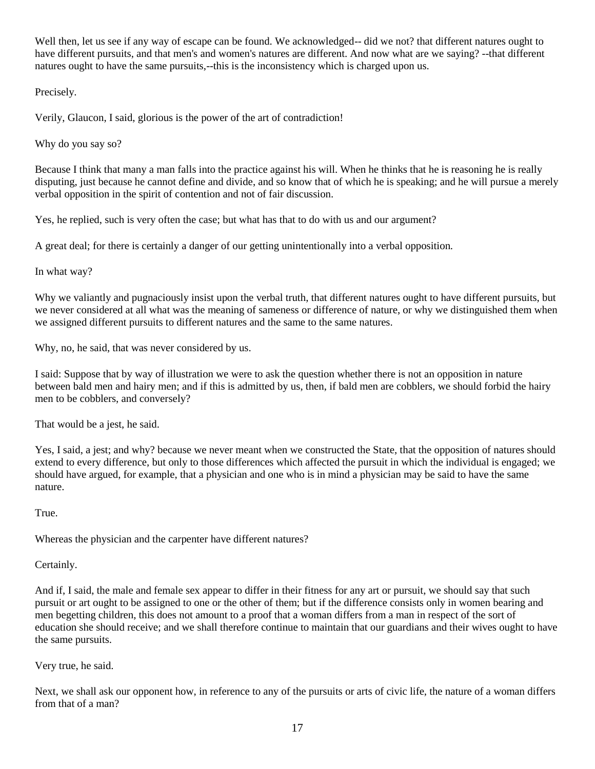Well then, let us see if any way of escape can be found. We acknowledged-- did we not? that different natures ought to have different pursuits, and that men's and women's natures are different. And now what are we saying? --that different natures ought to have the same pursuits,--this is the inconsistency which is charged upon us.

Precisely.

Verily, Glaucon, I said, glorious is the power of the art of contradiction!

Why do you say so?

Because I think that many a man falls into the practice against his will. When he thinks that he is reasoning he is really disputing, just because he cannot define and divide, and so know that of which he is speaking; and he will pursue a merely verbal opposition in the spirit of contention and not of fair discussion.

Yes, he replied, such is very often the case; but what has that to do with us and our argument?

A great deal; for there is certainly a danger of our getting unintentionally into a verbal opposition.

In what way?

Why we valiantly and pugnaciously insist upon the verbal truth, that different natures ought to have different pursuits, but we never considered at all what was the meaning of sameness or difference of nature, or why we distinguished them when we assigned different pursuits to different natures and the same to the same natures.

Why, no, he said, that was never considered by us.

I said: Suppose that by way of illustration we were to ask the question whether there is not an opposition in nature between bald men and hairy men; and if this is admitted by us, then, if bald men are cobblers, we should forbid the hairy men to be cobblers, and conversely?

That would be a jest, he said.

Yes, I said, a jest; and why? because we never meant when we constructed the State, that the opposition of natures should extend to every difference, but only to those differences which affected the pursuit in which the individual is engaged; we should have argued, for example, that a physician and one who is in mind a physician may be said to have the same nature.

True.

Whereas the physician and the carpenter have different natures?

Certainly.

And if, I said, the male and female sex appear to differ in their fitness for any art or pursuit, we should say that such pursuit or art ought to be assigned to one or the other of them; but if the difference consists only in women bearing and men begetting children, this does not amount to a proof that a woman differs from a man in respect of the sort of education she should receive; and we shall therefore continue to maintain that our guardians and their wives ought to have the same pursuits.

Very true, he said.

Next, we shall ask our opponent how, in reference to any of the pursuits or arts of civic life, the nature of a woman differs from that of a man?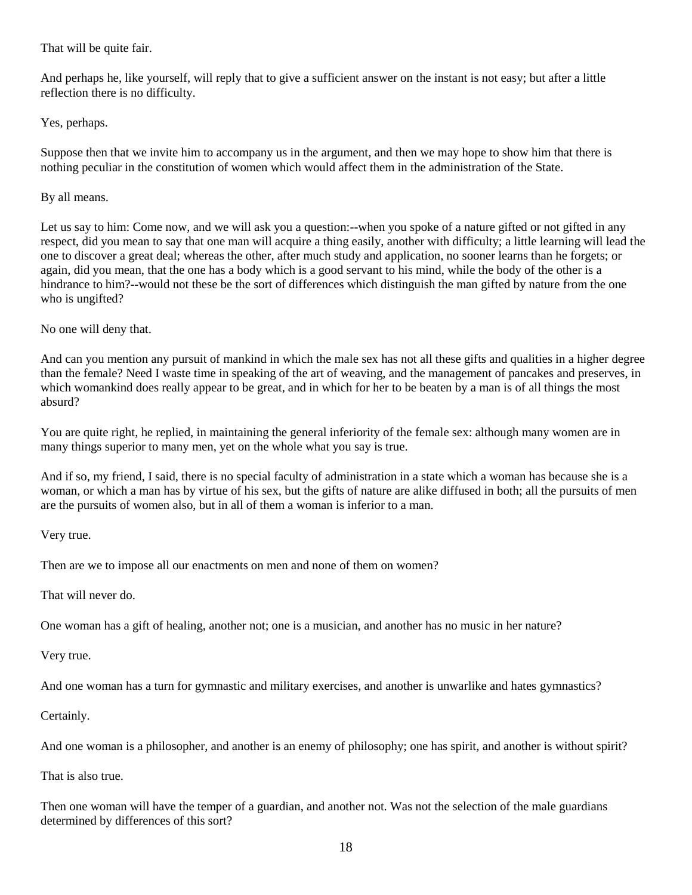That will be quite fair.

And perhaps he, like yourself, will reply that to give a sufficient answer on the instant is not easy; but after a little reflection there is no difficulty.

Yes, perhaps.

Suppose then that we invite him to accompany us in the argument, and then we may hope to show him that there is nothing peculiar in the constitution of women which would affect them in the administration of the State.

By all means.

Let us say to him: Come now, and we will ask you a question:--when you spoke of a nature gifted or not gifted in any respect, did you mean to say that one man will acquire a thing easily, another with difficulty; a little learning will lead the one to discover a great deal; whereas the other, after much study and application, no sooner learns than he forgets; or again, did you mean, that the one has a body which is a good servant to his mind, while the body of the other is a hindrance to him?--would not these be the sort of differences which distinguish the man gifted by nature from the one who is ungifted?

No one will deny that.

And can you mention any pursuit of mankind in which the male sex has not all these gifts and qualities in a higher degree than the female? Need I waste time in speaking of the art of weaving, and the management of pancakes and preserves, in which womankind does really appear to be great, and in which for her to be beaten by a man is of all things the most absurd?

You are quite right, he replied, in maintaining the general inferiority of the female sex: although many women are in many things superior to many men, yet on the whole what you say is true.

And if so, my friend, I said, there is no special faculty of administration in a state which a woman has because she is a woman, or which a man has by virtue of his sex, but the gifts of nature are alike diffused in both; all the pursuits of men are the pursuits of women also, but in all of them a woman is inferior to a man.

Very true.

Then are we to impose all our enactments on men and none of them on women?

That will never do.

One woman has a gift of healing, another not; one is a musician, and another has no music in her nature?

Very true.

And one woman has a turn for gymnastic and military exercises, and another is unwarlike and hates gymnastics?

Certainly.

And one woman is a philosopher, and another is an enemy of philosophy; one has spirit, and another is without spirit?

That is also true.

Then one woman will have the temper of a guardian, and another not. Was not the selection of the male guardians determined by differences of this sort?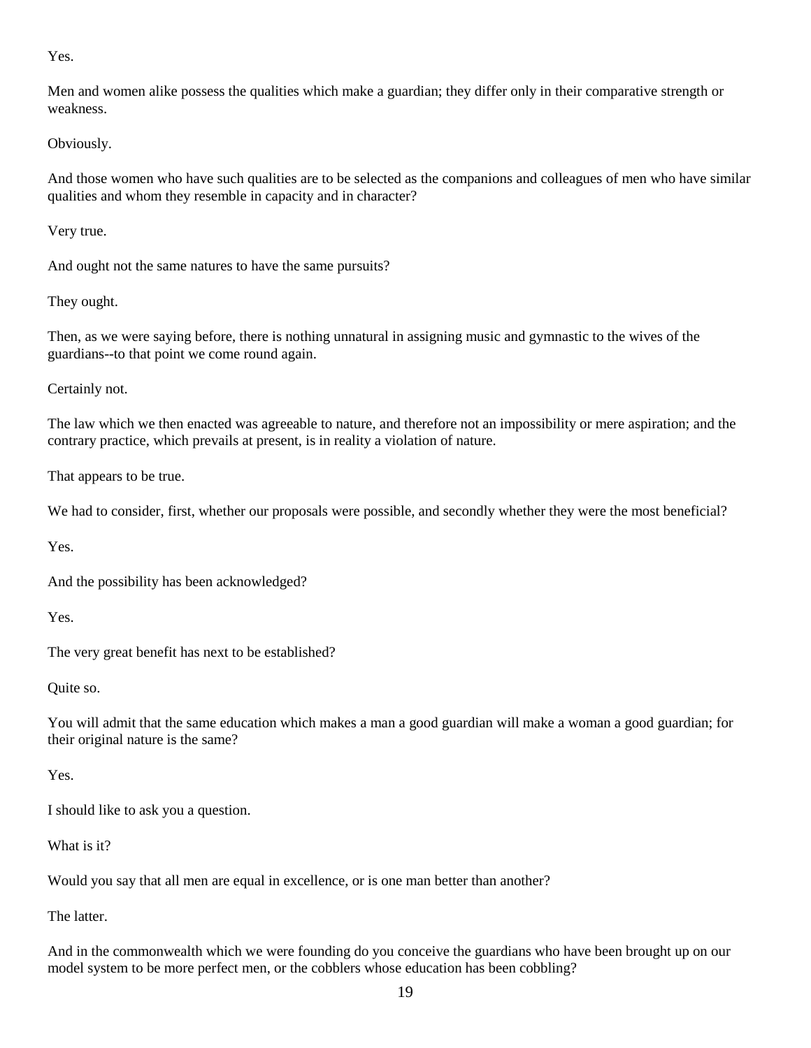Yes.

Men and women alike possess the qualities which make a guardian; they differ only in their comparative strength or weakness.

Obviously.

And those women who have such qualities are to be selected as the companions and colleagues of men who have similar qualities and whom they resemble in capacity and in character?

Very true.

And ought not the same natures to have the same pursuits?

They ought.

Then, as we were saying before, there is nothing unnatural in assigning music and gymnastic to the wives of the guardians--to that point we come round again.

Certainly not.

The law which we then enacted was agreeable to nature, and therefore not an impossibility or mere aspiration; and the contrary practice, which prevails at present, is in reality a violation of nature.

That appears to be true.

We had to consider, first, whether our proposals were possible, and secondly whether they were the most beneficial?

Yes.

And the possibility has been acknowledged?

Yes.

The very great benefit has next to be established?

Quite so.

You will admit that the same education which makes a man a good guardian will make a woman a good guardian; for their original nature is the same?

Yes.

I should like to ask you a question.

What is it?

Would you say that all men are equal in excellence, or is one man better than another?

The latter.

And in the commonwealth which we were founding do you conceive the guardians who have been brought up on our model system to be more perfect men, or the cobblers whose education has been cobbling?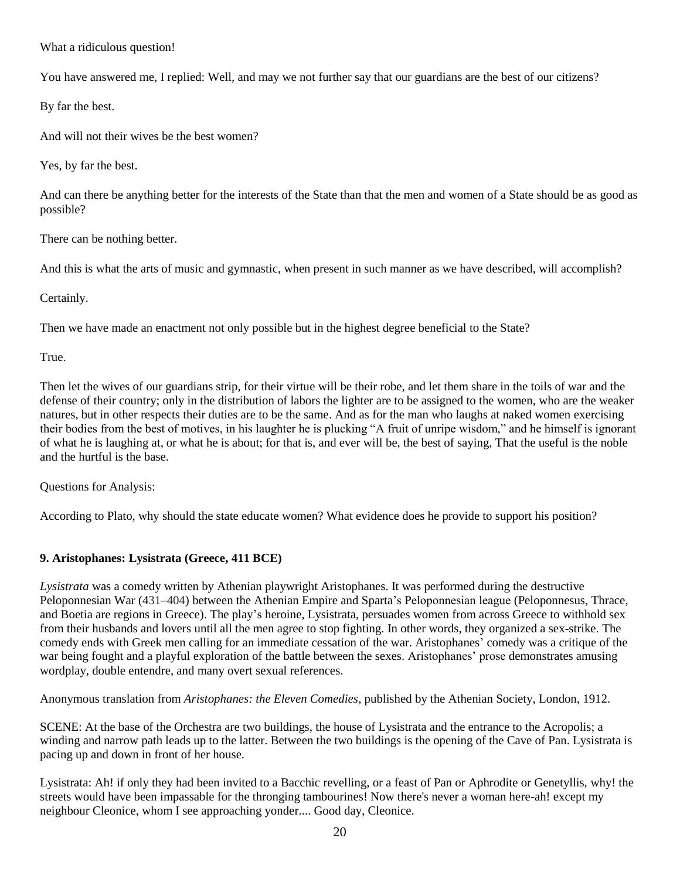What a ridiculous question!

You have answered me, I replied: Well, and may we not further say that our guardians are the best of our citizens?

By far the best.

And will not their wives be the best women?

Yes, by far the best.

And can there be anything better for the interests of the State than that the men and women of a State should be as good as possible?

There can be nothing better.

And this is what the arts of music and gymnastic, when present in such manner as we have described, will accomplish?

Certainly.

Then we have made an enactment not only possible but in the highest degree beneficial to the State?

True.

Then let the wives of our guardians strip, for their virtue will be their robe, and let them share in the toils of war and the defense of their country; only in the distribution of labors the lighter are to be assigned to the women, who are the weaker natures, but in other respects their duties are to be the same. And as for the man who laughs at naked women exercising their bodies from the best of motives, in his laughter he is plucking "A fruit of unripe wisdom," and he himself is ignorant of what he is laughing at, or what he is about; for that is, and ever will be, the best of saying, That the useful is the noble and the hurtful is the base.

Questions for Analysis:

According to Plato, why should the state educate women? What evidence does he provide to support his position?

### 9. Aristophanes: Lysistrata (Greece, 411 BCE)

*Lysistrata* was a comedy written by Athenian playwright Aristophanes. It was performed during the destructive Peloponnesian War (431–404) between the Athenian Empire and Sparta's Peloponnesian league (Peloponnesus, Thrace, and Boetia are regions in Greece). The play's heroine, Lysistrata, persuades women from across Greece to withhold sex from their husbands and lovers until all the men agree to stop fighting. In other words, they organized a sex-strike. The comedy ends with Greek men calling for an immediate cessation of the war. Aristophanes' comedy was a critique of the war being fought and a playful exploration of the battle between the sexes. Aristophanes' prose demonstrates amusing wordplay, double entendre, and many overt sexual references.

Anonymous translation from *Aristophanes: the Eleven Comedies*, published by the Athenian Society, London, 1912.

SCENE: At the base of the Orchestra are two buildings, the house of Lysistrata and the entrance to the Acropolis; a winding and narrow path leads up to the latter. Between the two buildings is the opening of the Cave of Pan. Lysistrata is pacing up and down in front of her house.

Lysistrata: Ah! if only they had been invited to a Bacchic revelling, or a feast of Pan or Aphrodite or Genetyllis, why! the streets would have been impassable for the thronging tambourines! Now there's never a woman here-ah! except my neighbour Cleonice, whom I see approaching yonder.... Good day, Cleonice.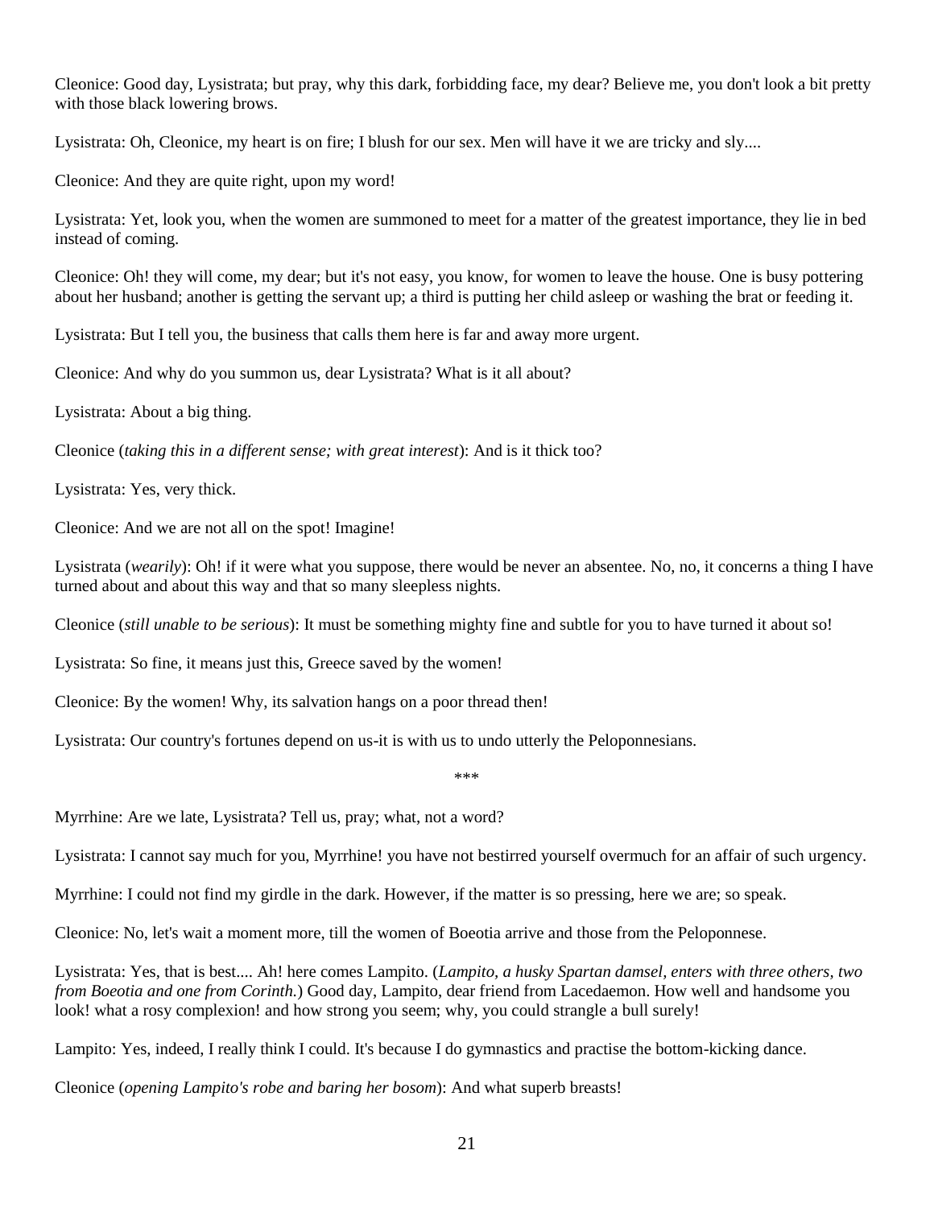Cleonice: Good day, Lysistrata; but pray, why this dark, forbidding face, my dear? Believe me, you don't look a bit pretty with those black lowering brows.

Lysistrata: Oh, Cleonice, my heart is on fire; I blush for our sex. Men will have it we are tricky and sly....

Cleonice: And they are quite right, upon my word!

Lysistrata: Yet, look you, when the women are summoned to meet for a matter of the greatest importance, they lie in bed instead of coming.

Cleonice: Oh! they will come, my dear; but it's not easy, you know, for women to leave the house. One is busy pottering about her husband; another is getting the servant up; a third is putting her child asleep or washing the brat or feeding it.

Lysistrata: But I tell you, the business that calls them here is far and away more urgent.

Cleonice: And why do you summon us, dear Lysistrata? What is it all about?

Lysistrata: About a big thing.

Cleonice (*taking this in a different sense; with great interest*): And is it thick too?

Lysistrata: Yes, very thick.

Cleonice: And we are not all on the spot! Imagine!

Lysistrata (*wearily*): Oh! if it were what you suppose, there would be never an absentee. No, no, it concerns a thing I have turned about and about this way and that so many sleepless nights.

Cleonice (*still unable to be serious*): It must be something mighty fine and subtle for you to have turned it about so!

Lysistrata: So fine, it means just this, Greece saved by the women!

Cleonice: By the women! Why, its salvation hangs on a poor thread then!

Lysistrata: Our country's fortunes depend on us-it is with us to undo utterly the Peloponnesians.

***

Myrrhine: Are we late, Lysistrata? Tell us, pray; what, not a word?

Lysistrata: I cannot say much for you, Myrrhine! you have not bestirred yourself overmuch for an affair of such urgency.

Myrrhine: I could not find my girdle in the dark. However, if the matter is so pressing, here we are; so speak.

Cleonice: No, let's wait a moment more, till the women of Boeotia arrive and those from the Peloponnese.

Lysistrata: Yes, that is best.... Ah! here comes Lampito. (*Lampito, a husky Spartan damsel, enters with three others, two from Boeotia and one from Corinth.*) Good day, Lampito, dear friend from Lacedaemon. How well and handsome you look! what a rosy complexion! and how strong you seem; why, you could strangle a bull surely!

Lampito: Yes, indeed, I really think I could. It's because I do gymnastics and practise the bottom-kicking dance.

Cleonice (*opening Lampito's robe and baring her bosom*): And what superb breasts!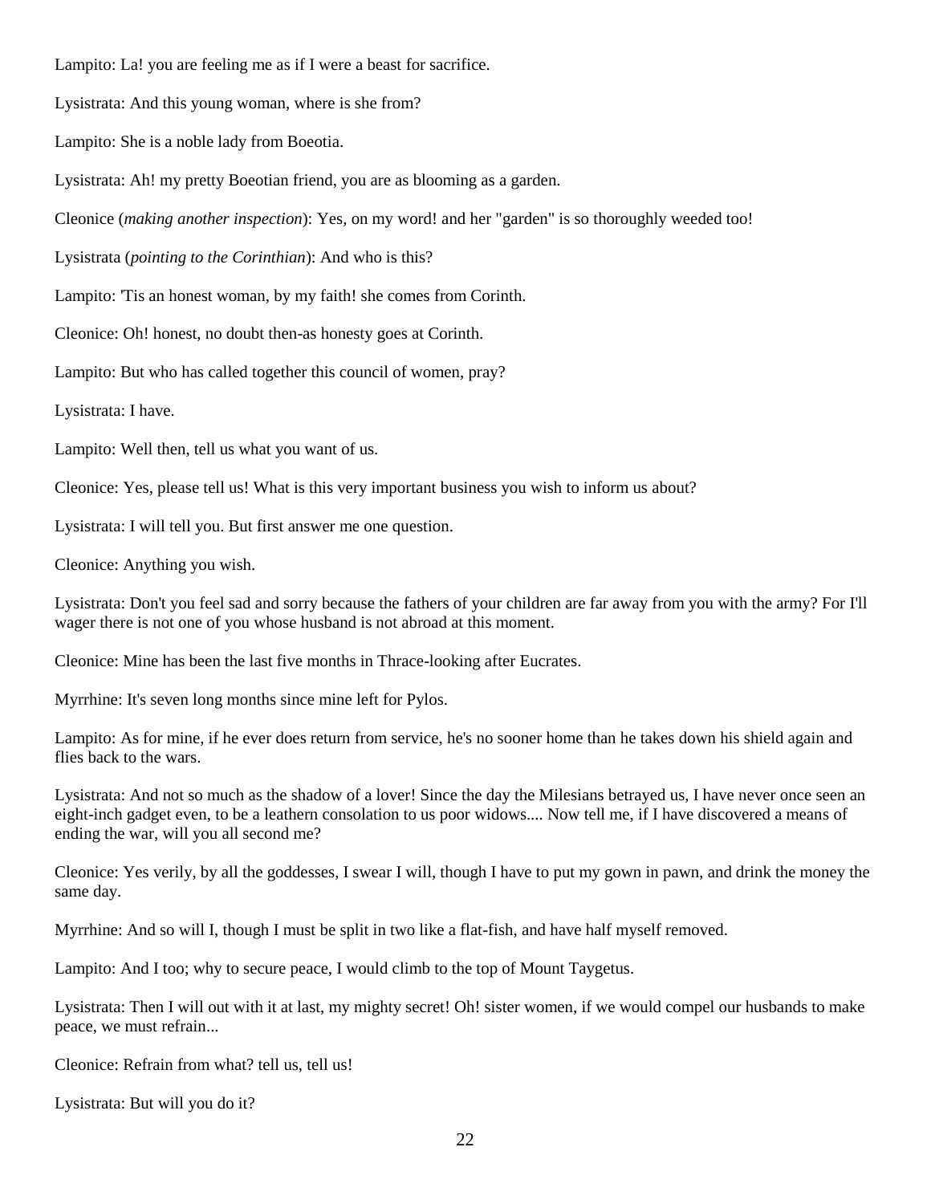Lampito: La! you are feeling me as if I were a beast for sacrifice.

Lysistrata: And this young woman, where is she from?

Lampito: She is a noble lady from Boeotia.

Lysistrata: Ah! my pretty Boeotian friend, you are as blooming as a garden.

Cleonice (*making another inspection*): Yes, on my word! and her "garden" is so thoroughly weeded too!

Lysistrata (*pointing to the Corinthian*): And who is this?

Lampito: 'Tis an honest woman, by my faith! she comes from Corinth.

Cleonice: Oh! honest, no doubt then-as honesty goes at Corinth.

Lampito: But who has called together this council of women, pray?

Lysistrata: I have.

Lampito: Well then, tell us what you want of us.

Cleonice: Yes, please tell us! What is this very important business you wish to inform us about?

Lysistrata: I will tell you. But first answer me one question.

Cleonice: Anything you wish.

Lysistrata: Don't you feel sad and sorry because the fathers of your children are far away from you with the army? For I'll wager there is not one of you whose husband is not abroad at this moment.

Cleonice: Mine has been the last five months in Thrace-looking after Eucrates.

Myrrhine: It's seven long months since mine left for Pylos.

Lampito: As for mine, if he ever does return from service, he's no sooner home than he takes down his shield again and flies back to the wars.

Lysistrata: And not so much as the shadow of a lover! Since the day the Milesians betrayed us, I have never once seen an eight-inch gadget even, to be a leathern consolation to us poor widows.... Now tell me, if I have discovered a means of ending the war, will you all second me?

Cleonice: Yes verily, by all the goddesses, I swear I will, though I have to put my gown in pawn, and drink the money the same day.

Myrrhine: And so will I, though I must be split in two like a flat-fish, and have half myself removed.

Lampito: And I too; why to secure peace, I would climb to the top of Mount Taygetus.

Lysistrata: Then I will out with it at last, my mighty secret! Oh! sister women, if we would compel our husbands to make peace, we must refrain...

Cleonice: Refrain from what? tell us, tell us!

Lysistrata: But will you do it?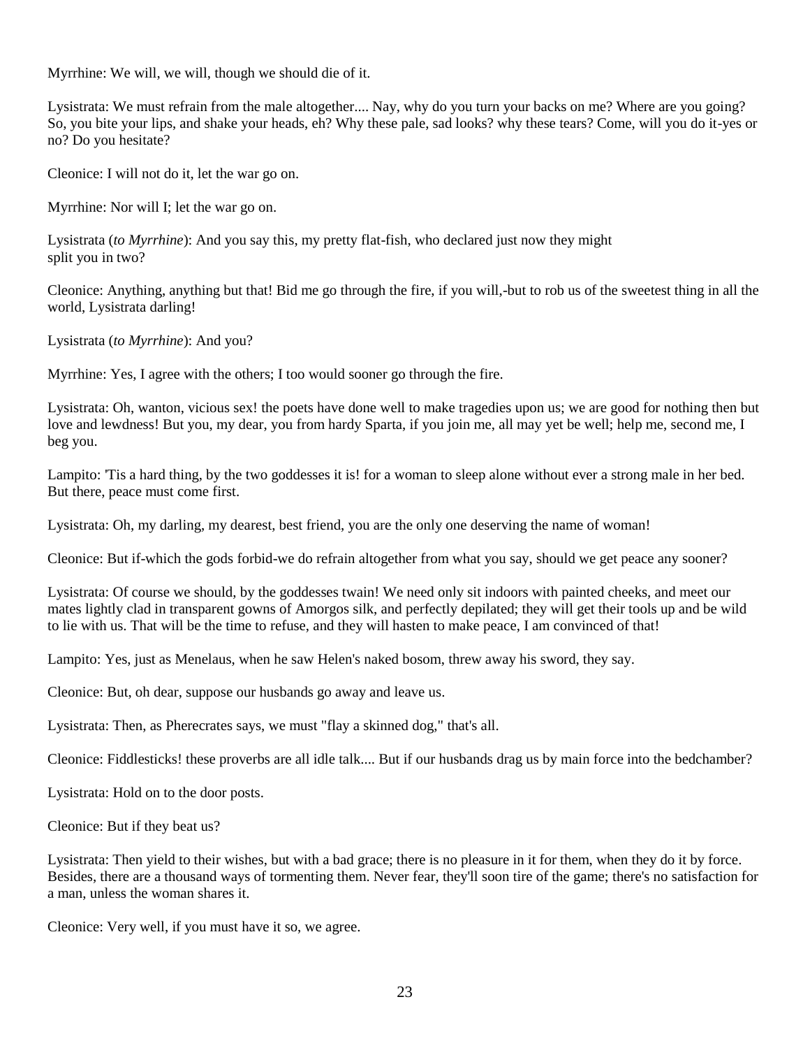Myrrhine: We will, we will, though we should die of it.

Lysistrata: We must refrain from the male altogether.... Nay, why do you turn your backs on me? Where are you going? So, you bite your lips, and shake your heads, eh? Why these pale, sad looks? why these tears? Come, will you do it-yes or no? Do you hesitate?

Cleonice: I will not do it, let the war go on.

Myrrhine: Nor will I; let the war go on.

Lysistrata (*to Myrrhine*): And you say this, my pretty flat-fish, who declared just now they might split you in two?

Cleonice: Anything, anything but that! Bid me go through the fire, if you will,-but to rob us of the sweetest thing in all the world, Lysistrata darling!

Lysistrata (*to Myrrhine*): And you?

Myrrhine: Yes, I agree with the others; I too would sooner go through the fire.

Lysistrata: Oh, wanton, vicious sex! the poets have done well to make tragedies upon us; we are good for nothing then but love and lewdness! But you, my dear, you from hardy Sparta, if you join me, all may yet be well; help me, second me, I beg you.

Lampito: 'Tis a hard thing, by the two goddesses it is! for a woman to sleep alone without ever a strong male in her bed. But there, peace must come first.

Lysistrata: Oh, my darling, my dearest, best friend, you are the only one deserving the name of woman!

Cleonice: But if-which the gods forbid-we do refrain altogether from what you say, should we get peace any sooner?

Lysistrata: Of course we should, by the goddesses twain! We need only sit indoors with painted cheeks, and meet our mates lightly clad in transparent gowns of Amorgos silk, and perfectly depilated; they will get their tools up and be wild to lie with us. That will be the time to refuse, and they will hasten to make peace, I am convinced of that!

Lampito: Yes, just as Menelaus, when he saw Helen's naked bosom, threw away his sword, they say.

Cleonice: But, oh dear, suppose our husbands go away and leave us.

Lysistrata: Then, as Pherecrates says, we must "flay a skinned dog," that's all.

Cleonice: Fiddlesticks! these proverbs are all idle talk.... But if our husbands drag us by main force into the bedchamber?

Lysistrata: Hold on to the door posts.

Cleonice: But if they beat us?

Lysistrata: Then yield to their wishes, but with a bad grace; there is no pleasure in it for them, when they do it by force. Besides, there are a thousand ways of tormenting them. Never fear, they'll soon tire of the game; there's no satisfaction for a man, unless the woman shares it.

Cleonice: Very well, if you must have it so, we agree.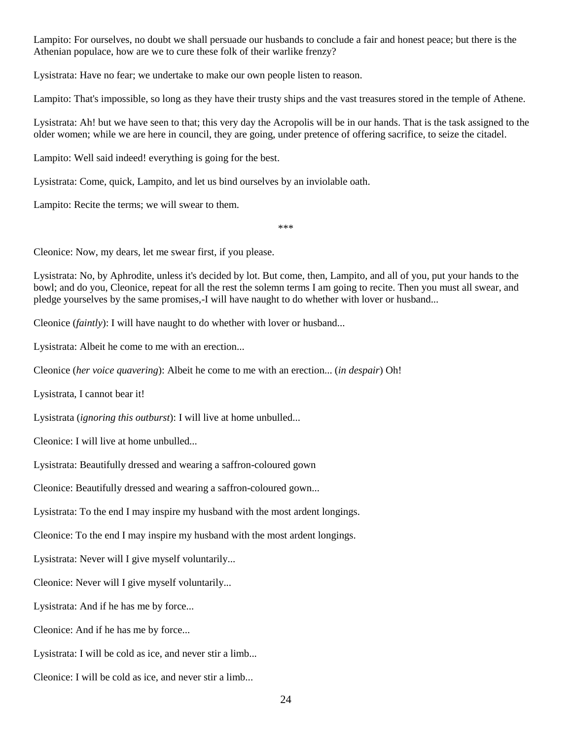Lampito: For ourselves, no doubt we shall persuade our husbands to conclude a fair and honest peace; but there is the Athenian populace, how are we to cure these folk of their warlike frenzy?

Lysistrata: Have no fear; we undertake to make our own people listen to reason.

Lampito: That's impossible, so long as they have their trusty ships and the vast treasures stored in the temple of Athene.

Lysistrata: Ah! but we have seen to that; this very day the Acropolis will be in our hands. That is the task assigned to the older women; while we are here in council, they are going, under pretence of offering sacrifice, to seize the citadel.

Lampito: Well said indeed! everything is going for the best.

Lysistrata: Come, quick, Lampito, and let us bind ourselves by an inviolable oath.

Lampito: Recite the terms; we will swear to them.

\*\*\*

Cleonice: Now, my dears, let me swear first, if you please.

Lysistrata: No, by Aphrodite, unless it's decided by lot. But come, then, Lampito, and all of you, put your hands to the bowl; and do you, Cleonice, repeat for all the rest the solemn terms I am going to recite. Then you must all swear, and pledge yourselves by the same promises,-I will have naught to do whether with lover or husband...

Cleonice (*faintly*): I will have naught to do whether with lover or husband...

Lysistrata: Albeit he come to me with an erection...

Cleonice (*her voice quavering*): Albeit he come to me with an erection... (*in despair*) Oh!

Lysistrata, I cannot bear it!

Lysistrata (*ignoring this outburst*): I will live at home unbulled...

Cleonice: I will live at home unbulled...

Lysistrata: Beautifully dressed and wearing a saffron-coloured gown

Cleonice: Beautifully dressed and wearing a saffron-coloured gown...

Lysistrata: To the end I may inspire my husband with the most ardent longings.

Cleonice: To the end I may inspire my husband with the most ardent longings.

Lysistrata: Never will I give myself voluntarily...

Cleonice: Never will I give myself voluntarily...

Lysistrata: And if he has me by force...

Cleonice: And if he has me by force...

Lysistrata: I will be cold as ice, and never stir a limb...

Cleonice: I will be cold as ice, and never stir a limb...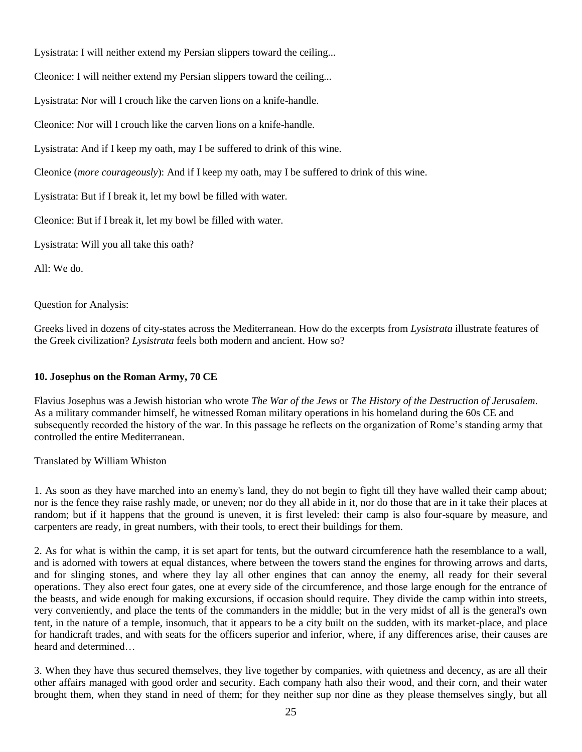Lysistrata: I will neither extend my Persian slippers toward the ceiling...

Cleonice: I will neither extend my Persian slippers toward the ceiling...

Lysistrata: Nor will I crouch like the carven lions on a knife-handle.

Cleonice: Nor will I crouch like the carven lions on a knife-handle.

Lysistrata: And if I keep my oath, may I be suffered to drink of this wine.

Cleonice (*more courageously*): And if I keep my oath, may I be suffered to drink of this wine.

Lysistrata: But if I break it, let my bowl be filled with water.

Cleonice: But if I break it, let my bowl be filled with water.

Lysistrata: Will you all take this oath?

All: We do.

Question for Analysis:

Greeks lived in dozens of city-states across the Mediterranean. How do the excerpts from *Lysistrata* illustrate features of the Greek civilization? *Lysistrata* feels both modern and ancient. How so?

### 10. Josephus on the Roman Army, 70 CE

Flavius Josephus was a Jewish historian who wrote *The War of the Jews* or *The History of the Destruction of Jerusalem*. As a military commander himself, he witnessed Roman military operations in his homeland during the 60s CE and subsequently recorded the history of the war. In this passage he reflects on the organization of Rome's standing army that controlled the entire Mediterranean.

Translated by William Whiston

1. As soon as they have marched into an enemy's land, they do not begin to fight till they have walled their camp about; nor is the fence they raise rashly made, or uneven; nor do they all abide in it, nor do those that are in it take their places at random; but if it happens that the ground is uneven, it is first leveled: their camp is also four-square by measure, and carpenters are ready, in great numbers, with their tools, to erect their buildings for them.

2. As for what is within the camp, it is set apart for tents, but the outward circumference hath the resemblance to a wall, and is adorned with towers at equal distances, where between the towers stand the engines for throwing arrows and darts, and for slinging stones, and where they lay all other engines that can annoy the enemy, all ready for their several operations. They also erect four gates, one at every side of the circumference, and those large enough for the entrance of the beasts, and wide enough for making excursions, if occasion should require. They divide the camp within into streets, very conveniently, and place the tents of the commanders in the middle; but in the very midst of all is the general's own tent, in the nature of a temple, insomuch, that it appears to be a city built on the sudden, with its market-place, and place for handicraft trades, and with seats for the officers superior and inferior, where, if any differences arise, their causes are heard and determined…

3. When they have thus secured themselves, they live together by companies, with quietness and decency, as are all their other affairs managed with good order and security. Each company hath also their wood, and their corn, and their water brought them, when they stand in need of them; for they neither sup nor dine as they please themselves singly, but all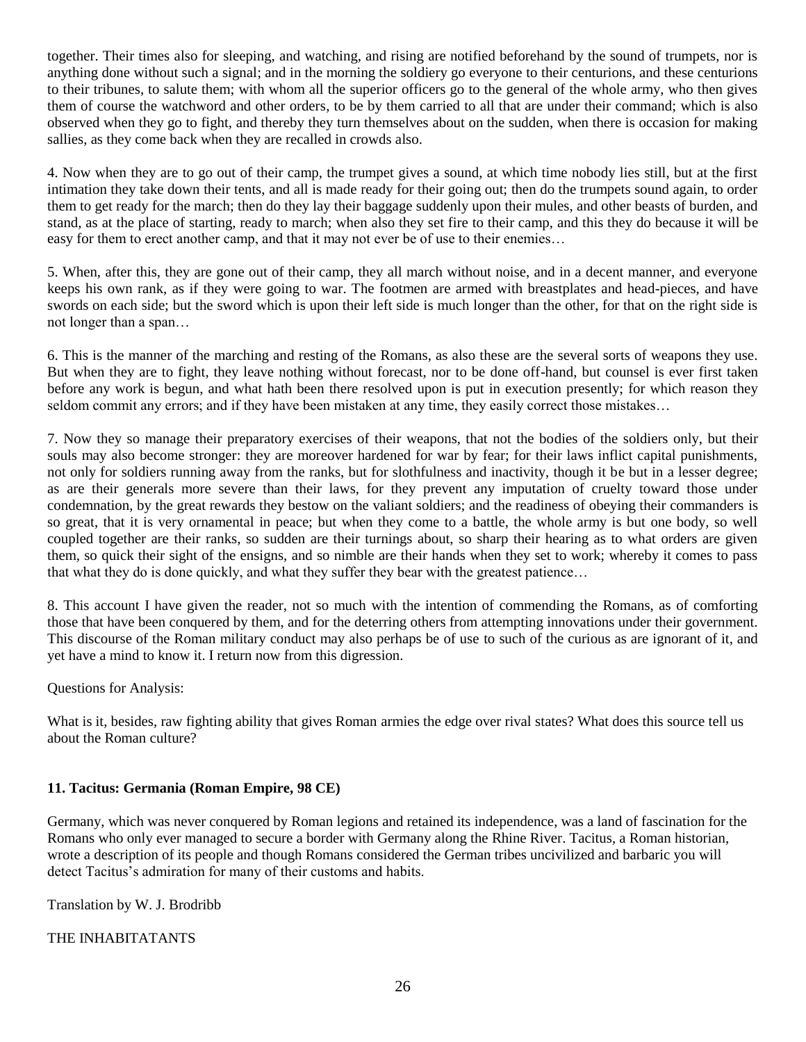together. Their times also for sleeping, and watching, and rising are notified beforehand by the sound of trumpets, nor is anything done without such a signal; and in the morning the soldiery go everyone to their centurions, and these centurions to their tribunes, to salute them; with whom all the superior officers go to the general of the whole army, who then gives them of course the watchword and other orders, to be by them carried to all that are under their command; which is also observed when they go to fight, and thereby they turn themselves about on the sudden, when there is occasion for making sallies, as they come back when they are recalled in crowds also.

4. Now when they are to go out of their camp, the trumpet gives a sound, at which time nobody lies still, but at the first intimation they take down their tents, and all is made ready for their going out; then do the trumpets sound again, to order them to get ready for the march; then do they lay their baggage suddenly upon their mules, and other beasts of burden, and stand, as at the place of starting, ready to march; when also they set fire to their camp, and this they do because it will be easy for them to erect another camp, and that it may not ever be of use to their enemies…

5. When, after this, they are gone out of their camp, they all march without noise, and in a decent manner, and everyone keeps his own rank, as if they were going to war. The footmen are armed with breastplates and head-pieces, and have swords on each side; but the sword which is upon their left side is much longer than the other, for that on the right side is not longer than a span…

6. This is the manner of the marching and resting of the Romans, as also these are the several sorts of weapons they use. But when they are to fight, they leave nothing without forecast, nor to be done off-hand, but counsel is ever first taken before any work is begun, and what hath been there resolved upon is put in execution presently; for which reason they seldom commit any errors; and if they have been mistaken at any time, they easily correct those mistakes…

7. Now they so manage their preparatory exercises of their weapons, that not the bodies of the soldiers only, but their souls may also become stronger: they are moreover hardened for war by fear; for their laws inflict capital punishments, not only for soldiers running away from the ranks, but for slothfulness and inactivity, though it be but in a lesser degree; as are their generals more severe than their laws, for they prevent any imputation of cruelty toward those under condemnation, by the great rewards they bestow on the valiant soldiers; and the readiness of obeying their commanders is so great, that it is very ornamental in peace; but when they come to a battle, the whole army is but one body, so well coupled together are their ranks, so sudden are their turnings about, so sharp their hearing as to what orders are given them, so quick their sight of the ensigns, and so nimble are their hands when they set to work; whereby it comes to pass that what they do is done quickly, and what they suffer they bear with the greatest patience…

8. This account I have given the reader, not so much with the intention of commending the Romans, as of comforting those that have been conquered by them, and for the deterring others from attempting innovations under their government. This discourse of the Roman military conduct may also perhaps be of use to such of the curious as are ignorant of it, and yet have a mind to know it. I return now from this digression.

Questions for Analysis:

What is it, besides, raw fighting ability that gives Roman armies the edge over rival states? What does this source tell us about the Roman culture?

### 11. Tacitus: Germania (Roman Empire, 98 CE)

Germany, which was never conquered by Roman legions and retained its independence, was a land of fascination for the Romans who only ever managed to secure a border with Germany along the Rhine River. Tacitus, a Roman historian, wrote a description of its people and though Romans considered the German tribes uncivilized and barbaric you will detect Tacitus's admiration for many of their customs and habits.

Translation by W. J. Brodribb

THE INHABITATANTS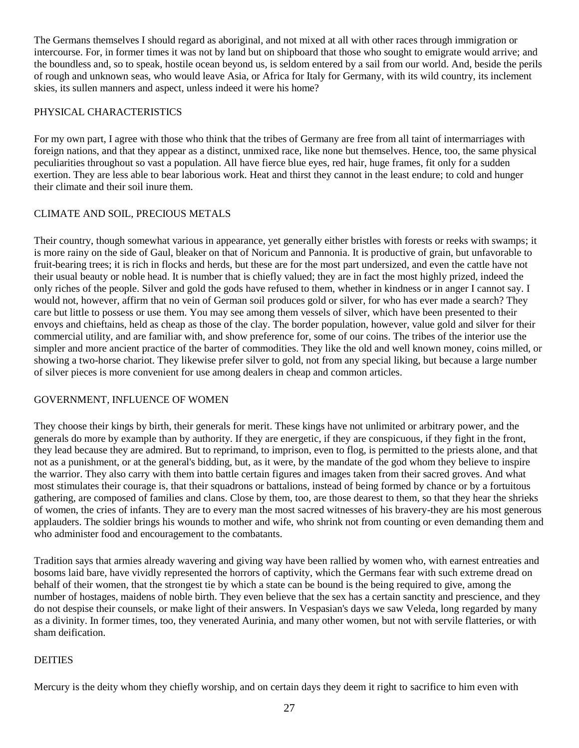The Germans themselves I should regard as aboriginal, and not mixed at all with other races through immigration or intercourse. For, in former times it was not by land but on shipboard that those who sought to emigrate would arrive; and the boundless and, so to speak, hostile ocean beyond us, is seldom entered by a sail from our world. And, beside the perils of rough and unknown seas, who would leave Asia, or Africa for Italy for Germany, with its wild country, its inclement skies, its sullen manners and aspect, unless indeed it were his home?

## PHYSICAL CHARACTERISTICS

For my own part, I agree with those who think that the tribes of Germany are free from all taint of intermarriages with foreign nations, and that they appear as a distinct, unmixed race, like none but themselves. Hence, too, the same physical peculiarities throughout so vast a population. All have fierce blue eyes, red hair, huge frames, fit only for a sudden exertion. They are less able to bear laborious work. Heat and thirst they cannot in the least endure; to cold and hunger their climate and their soil inure them.

## CLIMATE AND SOIL, PRECIOUS METALS

Their country, though somewhat various in appearance, yet generally either bristles with forests or reeks with swamps; it is more rainy on the side of Gaul, bleaker on that of Noricum and Pannonia. It is productive of grain, but unfavorable to fruit-bearing trees; it is rich in flocks and herds, but these are for the most part undersized, and even the cattle have not their usual beauty or noble head. It is number that is chiefly valued; they are in fact the most highly prized, indeed the only riches of the people. Silver and gold the gods have refused to them, whether in kindness or in anger I cannot say. I would not, however, affirm that no vein of German soil produces gold or silver, for who has ever made a search? They care but little to possess or use them. You may see among them vessels of silver, which have been presented to their envoys and chieftains, held as cheap as those of the clay. The border population, however, value gold and silver for their commercial utility, and are familiar with, and show preference for, some of our coins. The tribes of the interior use the simpler and more ancient practice of the barter of commodities. They like the old and well known money, coins milled, or showing a two-horse chariot. They likewise prefer silver to gold, not from any special liking, but because a large number of silver pieces is more convenient for use among dealers in cheap and common articles.

## GOVERNMENT, INFLUENCE OF WOMEN

They choose their kings by birth, their generals for merit. These kings have not unlimited or arbitrary power, and the generals do more by example than by authority. If they are energetic, if they are conspicuous, if they fight in the front, they lead because they are admired. But to reprimand, to imprison, even to flog, is permitted to the priests alone, and that not as a punishment, or at the general's bidding, but, as it were, by the mandate of the god whom they believe to inspire the warrior. They also carry with them into battle certain figures and images taken from their sacred groves. And what most stimulates their courage is, that their squadrons or battalions, instead of being formed by chance or by a fortuitous gathering, are composed of families and clans. Close by them, too, are those dearest to them, so that they hear the shrieks of women, the cries of infants. They are to every man the most sacred witnesses of his bravery-they are his most generous applauders. The soldier brings his wounds to mother and wife, who shrink not from counting or even demanding them and who administer food and encouragement to the combatants.

Tradition says that armies already wavering and giving way have been rallied by women who, with earnest entreaties and bosoms laid bare, have vividly represented the horrors of captivity, which the Germans fear with such extreme dread on behalf of their women, that the strongest tie by which a state can be bound is the being required to give, among the number of hostages, maidens of noble birth. They even believe that the sex has a certain sanctity and prescience, and they do not despise their counsels, or make light of their answers. In Vespasian's days we saw Veleda, long regarded by many as a divinity. In former times, too, they venerated Aurinia, and many other women, but not with servile flatteries, or with sham deification.

## DEITIES

Mercury is the deity whom they chiefly worship, and on certain days they deem it right to sacrifice to him even with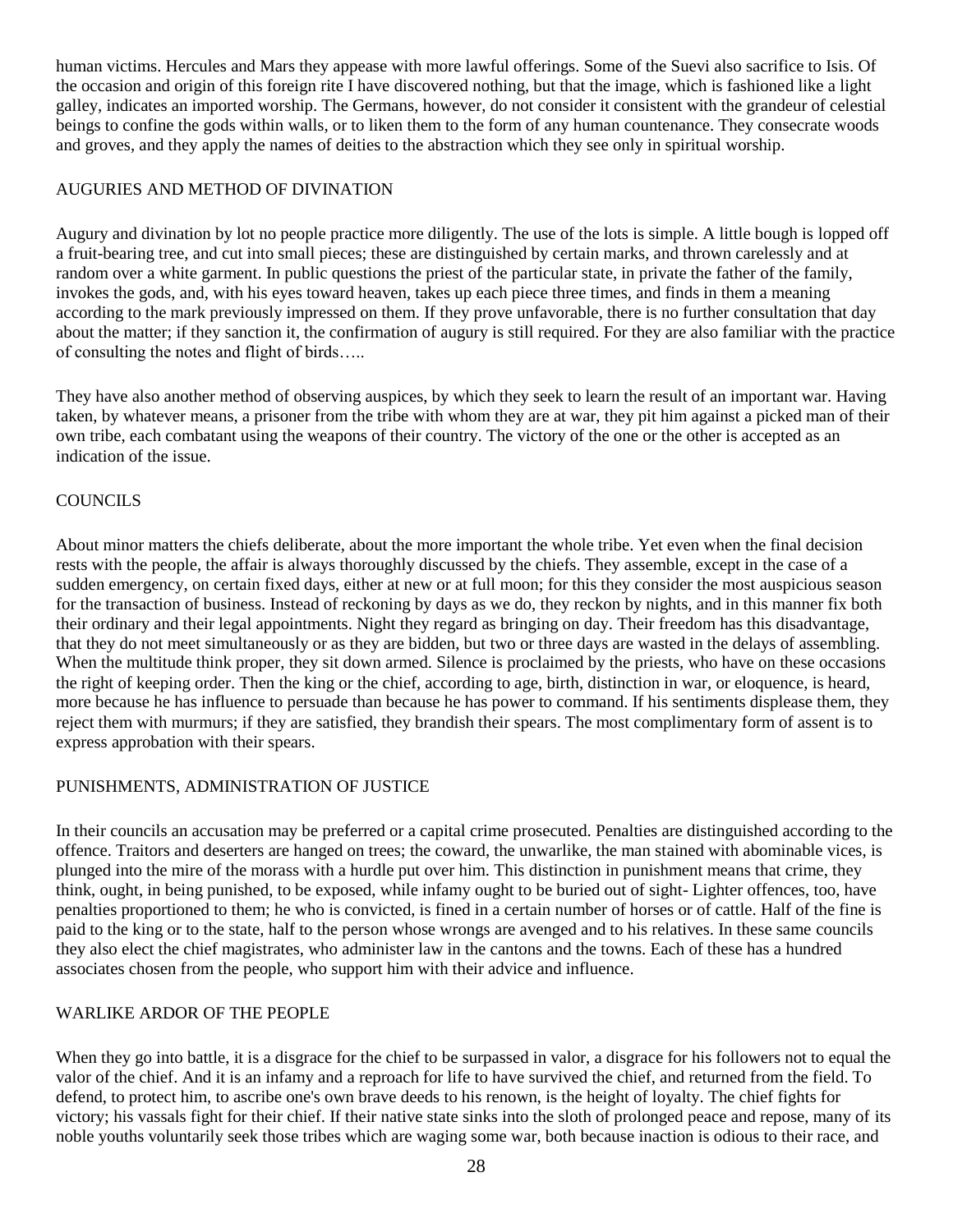human victims. Hercules and Mars they appease with more lawful offerings. Some of the Suevi also sacrifice to Isis. Of the occasion and origin of this foreign rite I have discovered nothing, but that the image, which is fashioned like a light galley, indicates an imported worship. The Germans, however, do not consider it consistent with the grandeur of celestial beings to confine the gods within walls, or to liken them to the form of any human countenance. They consecrate woods and groves, and they apply the names of deities to the abstraction which they see only in spiritual worship.

## AUGURIES AND METHOD OF DIVINATION

Augury and divination by lot no people practice more diligently. The use of the lots is simple. A little bough is lopped off a fruit-bearing tree, and cut into small pieces; these are distinguished by certain marks, and thrown carelessly and at random over a white garment. In public questions the priest of the particular state, in private the father of the family, invokes the gods, and, with his eyes toward heaven, takes up each piece three times, and finds in them a meaning according to the mark previously impressed on them. If they prove unfavorable, there is no further consultation that day about the matter; if they sanction it, the confirmation of augury is still required. For they are also familiar with the practice of consulting the notes and flight of birds…..

They have also another method of observing auspices, by which they seek to learn the result of an important war. Having taken, by whatever means, a prisoner from the tribe with whom they are at war, they pit him against a picked man of their own tribe, each combatant using the weapons of their country. The victory of the one or the other is accepted as an indication of the issue.

## COUNCILS

About minor matters the chiefs deliberate, about the more important the whole tribe. Yet even when the final decision rests with the people, the affair is always thoroughly discussed by the chiefs. They assemble, except in the case of a sudden emergency, on certain fixed days, either at new or at full moon; for this they consider the most auspicious season for the transaction of business. Instead of reckoning by days as we do, they reckon by nights, and in this manner fix both their ordinary and their legal appointments. Night they regard as bringing on day. Their freedom has this disadvantage, that they do not meet simultaneously or as they are bidden, but two or three days are wasted in the delays of assembling. When the multitude think proper, they sit down armed. Silence is proclaimed by the priests, who have on these occasions the right of keeping order. Then the king or the chief, according to age, birth, distinction in war, or eloquence, is heard, more because he has influence to persuade than because he has power to command. If his sentiments displease them, they reject them with murmurs; if they are satisfied, they brandish their spears. The most complimentary form of assent is to express approbation with their spears.

## PUNISHMENTS, ADMINISTRATION OF JUSTICE

In their councils an accusation may be preferred or a capital crime prosecuted. Penalties are distinguished according to the offence. Traitors and deserters are hanged on trees; the coward, the unwarlike, the man stained with abominable vices, is plunged into the mire of the morass with a hurdle put over him. This distinction in punishment means that crime, they think, ought, in being punished, to be exposed, while infamy ought to be buried out of sight- Lighter offences, too, have penalties proportioned to them; he who is convicted, is fined in a certain number of horses or of cattle. Half of the fine is paid to the king or to the state, half to the person whose wrongs are avenged and to his relatives. In these same councils they also elect the chief magistrates, who administer law in the cantons and the towns. Each of these has a hundred associates chosen from the people, who support him with their advice and influence.

## WARLIKE ARDOR OF THE PEOPLE

When they go into battle, it is a disgrace for the chief to be surpassed in valor, a disgrace for his followers not to equal the valor of the chief. And it is an infamy and a reproach for life to have survived the chief, and returned from the field. To defend, to protect him, to ascribe one's own brave deeds to his renown, is the height of loyalty. The chief fights for victory; his vassals fight for their chief. If their native state sinks into the sloth of prolonged peace and repose, many of its noble youths voluntarily seek those tribes which are waging some war, both because inaction is odious to their race, and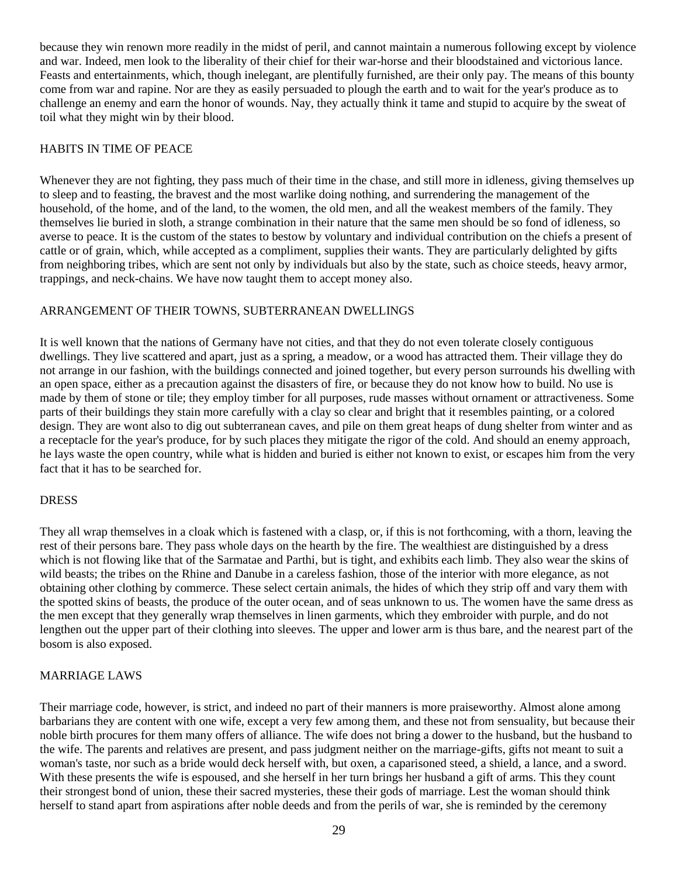because they win renown more readily in the midst of peril, and cannot maintain a numerous following except by violence and war. Indeed, men look to the liberality of their chief for their war-horse and their bloodstained and victorious lance. Feasts and entertainments, which, though inelegant, are plentifully furnished, are their only pay. The means of this bounty come from war and rapine. Nor are they as easily persuaded to plough the earth and to wait for the year's produce as to challenge an enemy and earn the honor of wounds. Nay, they actually think it tame and stupid to acquire by the sweat of toil what they might win by their blood.

## HABITS IN TIME OF PEACE

Whenever they are not fighting, they pass much of their time in the chase, and still more in idleness, giving themselves up to sleep and to feasting, the bravest and the most warlike doing nothing, and surrendering the management of the household, of the home, and of the land, to the women, the old men, and all the weakest members of the family. They themselves lie buried in sloth, a strange combination in their nature that the same men should be so fond of idleness, so averse to peace. It is the custom of the states to bestow by voluntary and individual contribution on the chiefs a present of cattle or of grain, which, while accepted as a compliment, supplies their wants. They are particularly delighted by gifts from neighboring tribes, which are sent not only by individuals but also by the state, such as choice steeds, heavy armor, trappings, and neck-chains. We have now taught them to accept money also.

## ARRANGEMENT OF THEIR TOWNS, SUBTERRANEAN DWELLINGS

It is well known that the nations of Germany have not cities, and that they do not even tolerate closely contiguous dwellings. They live scattered and apart, just as a spring, a meadow, or a wood has attracted them. Their village they do not arrange in our fashion, with the buildings connected and joined together, but every person surrounds his dwelling with an open space, either as a precaution against the disasters of fire, or because they do not know how to build. No use is made by them of stone or tile; they employ timber for all purposes, rude masses without ornament or attractiveness. Some parts of their buildings they stain more carefully with a clay so clear and bright that it resembles painting, or a colored design. They are wont also to dig out subterranean caves, and pile on them great heaps of dung shelter from winter and as a receptacle for the year's produce, for by such places they mitigate the rigor of the cold. And should an enemy approach, he lays waste the open country, while what is hidden and buried is either not known to exist, or escapes him from the very fact that it has to be searched for.

## DRESS

They all wrap themselves in a cloak which is fastened with a clasp, or, if this is not forthcoming, with a thorn, leaving the rest of their persons bare. They pass whole days on the hearth by the fire. The wealthiest are distinguished by a dress which is not flowing like that of the Sarmatae and Parthi, but is tight, and exhibits each limb. They also wear the skins of wild beasts; the tribes on the Rhine and Danube in a careless fashion, those of the interior with more elegance, as not obtaining other clothing by commerce. These select certain animals, the hides of which they strip off and vary them with the spotted skins of beasts, the produce of the outer ocean, and of seas unknown to us. The women have the same dress as the men except that they generally wrap themselves in linen garments, which they embroider with purple, and do not lengthen out the upper part of their clothing into sleeves. The upper and lower arm is thus bare, and the nearest part of the bosom is also exposed.

## MARRIAGE LAWS

Their marriage code, however, is strict, and indeed no part of their manners is more praiseworthy. Almost alone among barbarians they are content with one wife, except a very few among them, and these not from sensuality, but because their noble birth procures for them many offers of alliance. The wife does not bring a dower to the husband, but the husband to the wife. The parents and relatives are present, and pass judgment neither on the marriage-gifts, gifts not meant to suit a woman's taste, nor such as a bride would deck herself with, but oxen, a caparisoned steed, a shield, a lance, and a sword. With these presents the wife is espoused, and she herself in her turn brings her husband a gift of arms. This they count their strongest bond of union, these their sacred mysteries, these their gods of marriage. Lest the woman should think herself to stand apart from aspirations after noble deeds and from the perils of war, she is reminded by the ceremony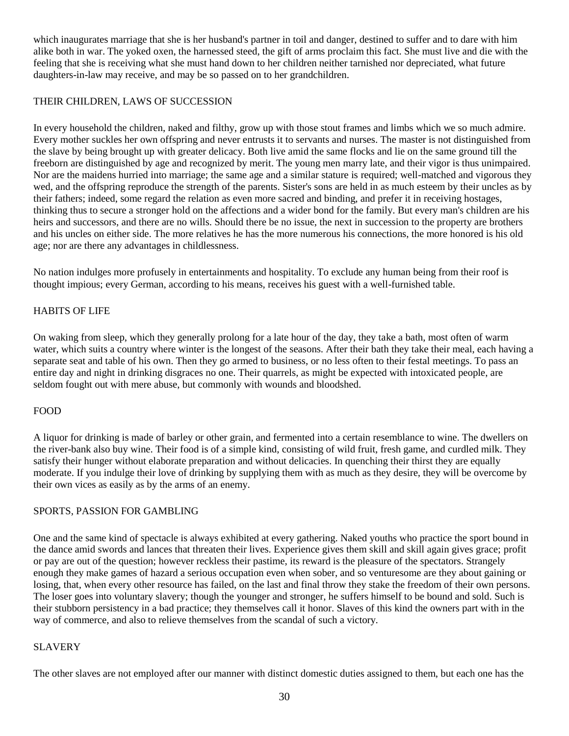which inaugurates marriage that she is her husband's partner in toil and danger, destined to suffer and to dare with him alike both in war. The yoked oxen, the harnessed steed, the gift of arms proclaim this fact. She must live and die with the feeling that she is receiving what she must hand down to her children neither tarnished nor depreciated, what future daughters-in-law may receive, and may be so passed on to her grandchildren.

## THEIR CHILDREN, LAWS OF SUCCESSION

In every household the children, naked and filthy, grow up with those stout frames and limbs which we so much admire. Every mother suckles her own offspring and never entrusts it to servants and nurses. The master is not distinguished from the slave by being brought up with greater delicacy. Both live amid the same flocks and lie on the same ground till the freeborn are distinguished by age and recognized by merit. The young men marry late, and their vigor is thus unimpaired. Nor are the maidens hurried into marriage; the same age and a similar stature is required; well-matched and vigorous they wed, and the offspring reproduce the strength of the parents. Sister's sons are held in as much esteem by their uncles as by their fathers; indeed, some regard the relation as even more sacred and binding, and prefer it in receiving hostages, thinking thus to secure a stronger hold on the affections and a wider bond for the family. But every man's children are his heirs and successors, and there are no wills. Should there be no issue, the next in succession to the property are brothers and his uncles on either side. The more relatives he has the more numerous his connections, the more honored is his old age; nor are there any advantages in childlessness.

No nation indulges more profusely in entertainments and hospitality. To exclude any human being from their roof is thought impious; every German, according to his means, receives his guest with a well-furnished table.

## HABITS OF LIFE

On waking from sleep, which they generally prolong for a late hour of the day, they take a bath, most often of warm water, which suits a country where winter is the longest of the seasons. After their bath they take their meal, each having a separate seat and table of his own. Then they go armed to business, or no less often to their festal meetings. To pass an entire day and night in drinking disgraces no one. Their quarrels, as might be expected with intoxicated people, are seldom fought out with mere abuse, but commonly with wounds and bloodshed.

## FOOD

A liquor for drinking is made of barley or other grain, and fermented into a certain resemblance to wine. The dwellers on the river-bank also buy wine. Their food is of a simple kind, consisting of wild fruit, fresh game, and curdled milk. They satisfy their hunger without elaborate preparation and without delicacies. In quenching their thirst they are equally moderate. If you indulge their love of drinking by supplying them with as much as they desire, they will be overcome by their own vices as easily as by the arms of an enemy.

## SPORTS, PASSION FOR GAMBLING

One and the same kind of spectacle is always exhibited at every gathering. Naked youths who practice the sport bound in the dance amid swords and lances that threaten their lives. Experience gives them skill and skill again gives grace; profit or pay are out of the question; however reckless their pastime, its reward is the pleasure of the spectators. Strangely enough they make games of hazard a serious occupation even when sober, and so venturesome are they about gaining or losing, that, when every other resource has failed, on the last and final throw they stake the freedom of their own persons. The loser goes into voluntary slavery; though the younger and stronger, he suffers himself to be bound and sold. Such is their stubborn persistency in a bad practice; they themselves call it honor. Slaves of this kind the owners part with in the way of commerce, and also to relieve themselves from the scandal of such a victory.

## SLAVERY

The other slaves are not employed after our manner with distinct domestic duties assigned to them, but each one has the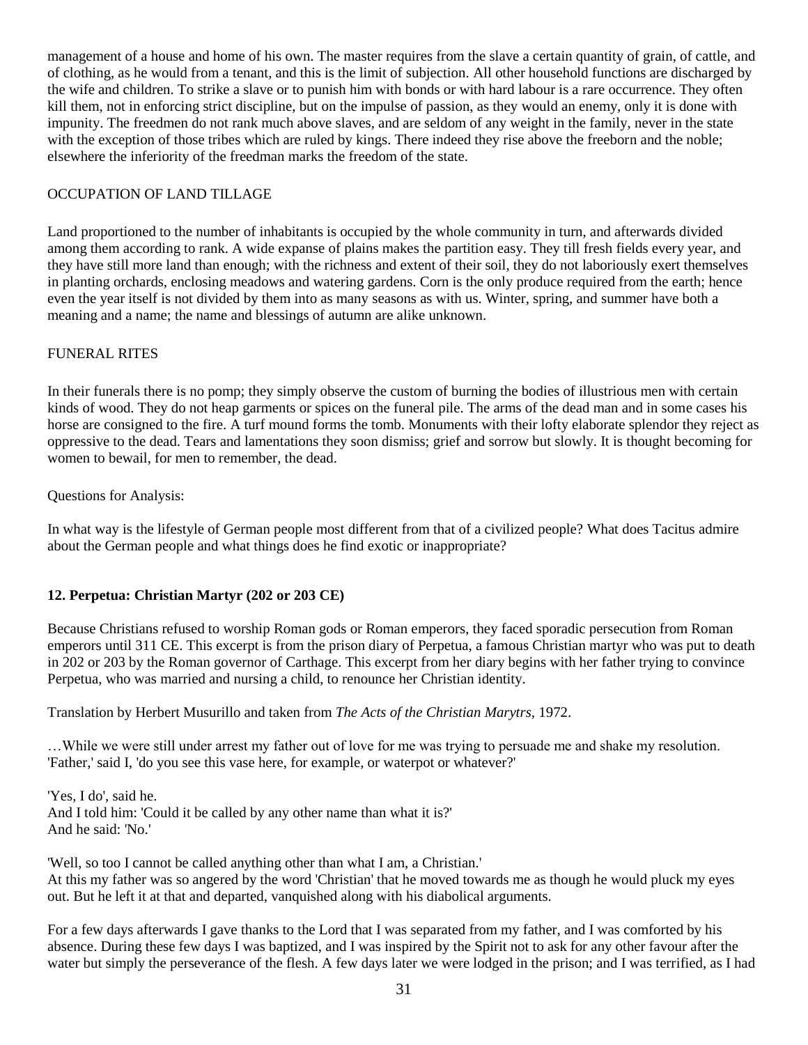management of a house and home of his own. The master requires from the slave a certain quantity of grain, of cattle, and of clothing, as he would from a tenant, and this is the limit of subjection. All other household functions are discharged by the wife and children. To strike a slave or to punish him with bonds or with hard labour is a rare occurrence. They often kill them, not in enforcing strict discipline, but on the impulse of passion, as they would an enemy, only it is done with impunity. The freedmen do not rank much above slaves, and are seldom of any weight in the family, never in the state with the exception of those tribes which are ruled by kings. There indeed they rise above the freeborn and the noble; elsewhere the inferiority of the freedman marks the freedom of the state.

OCCUPATION OF LAND TILLAGE

Land proportioned to the number of inhabitants is occupied by the whole community in turn, and afterwards divided among them according to rank. A wide expanse of plains makes the partition easy. They till fresh fields every year, and they have still more land than enough; with the richness and extent of their soil, they do not laboriously exert themselves in planting orchards, enclosing meadows and watering gardens. Corn is the only produce required from the earth; hence even the year itself is not divided by them into as many seasons as with us. Winter, spring, and summer have both a meaning and a name; the name and blessings of autumn are alike unknown.

FUNERAL RITES

In their funerals there is no pomp; they simply observe the custom of burning the bodies of illustrious men with certain kinds of wood. They do not heap garments or spices on the funeral pile. The arms of the dead man and in some cases his horse are consigned to the fire. A turf mound forms the tomb. Monuments with their lofty elaborate splendor they reject as oppressive to the dead. Tears and lamentations they soon dismiss; grief and sorrow but slowly. It is thought becoming for women to bewail, for men to remember, the dead.

Questions for Analysis:

In what way is the lifestyle of German people most different from that of a civilized people? What does Tacitus admire about the German people and what things does he find exotic or inappropriate?

### 12. Perpetua: Christian Martyr (202 or 203 CE)

Because Christians refused to worship Roman gods or Roman emperors, they faced sporadic persecution from Roman emperors until 311 CE. This excerpt is from the prison diary of Perpetua, a famous Christian martyr who was put to death in 202 or 203 by the Roman governor of Carthage. This excerpt from her diary begins with her father trying to convince Perpetua, who was married and nursing a child, to renounce her Christian identity.

Translation by Herbert Musurillo and taken from *The Acts of the Christian Marytrs*, 1972.

…While we were still under arrest my father out of love for me was trying to persuade me and shake my resolution. 'Father,' said I, 'do you see this vase here, for example, or waterpot or whatever?'

'Yes, I do', said he.
And I told him: 'Could it be called by any other name than what it is?'
And he said: 'No.'

'Well, so too I cannot be called anything other than what I am, a Christian.'
At this my father was so angered by the word 'Christian' that he moved towards me as though he would pluck my eyes out. But he left it at that and departed, vanquished along with his diabolical arguments.

For a few days afterwards I gave thanks to the Lord that I was separated from my father, and I was comforted by his absence. During these few days I was baptized, and I was inspired by the Spirit not to ask for any other favour after the water but simply the perseverance of the flesh. A few days later we were lodged in the prison; and I was terrified, as I had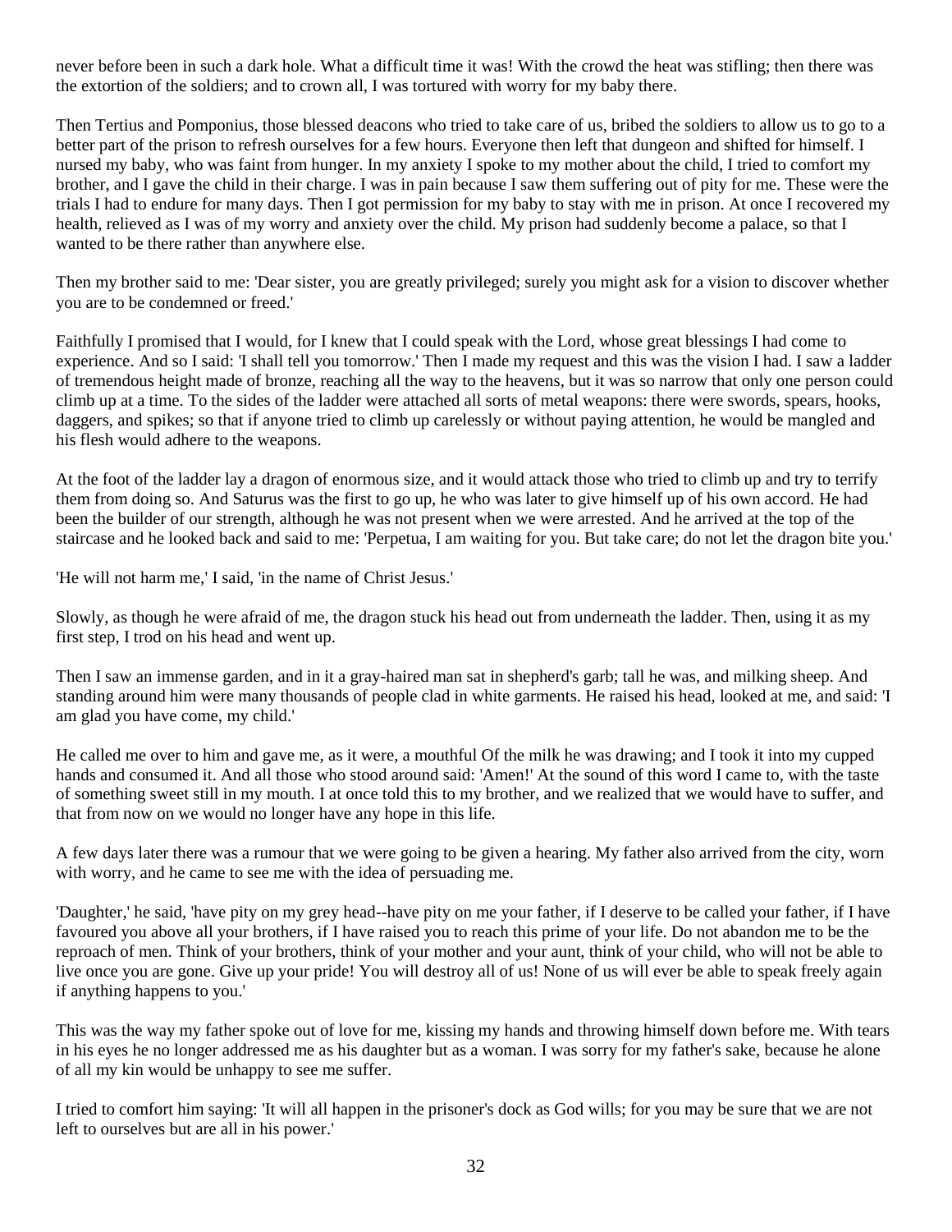never before been in such a dark hole. What a difficult time it was! With the crowd the heat was stifling; then there was the extortion of the soldiers; and to crown all, I was tortured with worry for my baby there.

Then Tertius and Pomponius, those blessed deacons who tried to take care of us, bribed the soldiers to allow us to go to a better part of the prison to refresh ourselves for a few hours. Everyone then left that dungeon and shifted for himself. I nursed my baby, who was faint from hunger. In my anxiety I spoke to my mother about the child, I tried to comfort my brother, and I gave the child in their charge. I was in pain because I saw them suffering out of pity for me. These were the trials I had to endure for many days. Then I got permission for my baby to stay with me in prison. At once I recovered my health, relieved as I was of my worry and anxiety over the child. My prison had suddenly become a palace, so that I wanted to be there rather than anywhere else.

Then my brother said to me: 'Dear sister, you are greatly privileged; surely you might ask for a vision to discover whether you are to be condemned or freed.'

Faithfully I promised that I would, for I knew that I could speak with the Lord, whose great blessings I had come to experience. And so I said: 'I shall tell you tomorrow.' Then I made my request and this was the vision I had. I saw a ladder of tremendous height made of bronze, reaching all the way to the heavens, but it was so narrow that only one person could climb up at a time. To the sides of the ladder were attached all sorts of metal weapons: there were swords, spears, hooks, daggers, and spikes; so that if anyone tried to climb up carelessly or without paying attention, he would be mangled and his flesh would adhere to the weapons.

At the foot of the ladder lay a dragon of enormous size, and it would attack those who tried to climb up and try to terrify them from doing so. And Saturus was the first to go up, he who was later to give himself up of his own accord. He had been the builder of our strength, although he was not present when we were arrested. And he arrived at the top of the staircase and he looked back and said to me: 'Perpetua, I am waiting for you. But take care; do not let the dragon bite you.'

'He will not harm me,' I said, 'in the name of Christ Jesus.'

Slowly, as though he were afraid of me, the dragon stuck his head out from underneath the ladder. Then, using it as my first step, I trod on his head and went up.

Then I saw an immense garden, and in it a gray-haired man sat in shepherd's garb; tall he was, and milking sheep. And standing around him were many thousands of people clad in white garments. He raised his head, looked at me, and said: 'I am glad you have come, my child.'

He called me over to him and gave me, as it were, a mouthful Of the milk he was drawing; and I took it into my cupped hands and consumed it. And all those who stood around said: 'Amen!' At the sound of this word I came to, with the taste of something sweet still in my mouth. I at once told this to my brother, and we realized that we would have to suffer, and that from now on we would no longer have any hope in this life.

A few days later there was a rumour that we were going to be given a hearing. My father also arrived from the city, worn with worry, and he came to see me with the idea of persuading me.

'Daughter,' he said, 'have pity on my grey head--have pity on me your father, if I deserve to be called your father, if I have favoured you above all your brothers, if I have raised you to reach this prime of your life. Do not abandon me to be the reproach of men. Think of your brothers, think of your mother and your aunt, think of your child, who will not be able to live once you are gone. Give up your pride! You will destroy all of us! None of us will ever be able to speak freely again if anything happens to you.'

This was the way my father spoke out of love for me, kissing my hands and throwing himself down before me. With tears in his eyes he no longer addressed me as his daughter but as a woman. I was sorry for my father's sake, because he alone of all my kin would be unhappy to see me suffer.

I tried to comfort him saying: 'It will all happen in the prisoner's dock as God wills; for you may be sure that we are not left to ourselves but are all in his power.'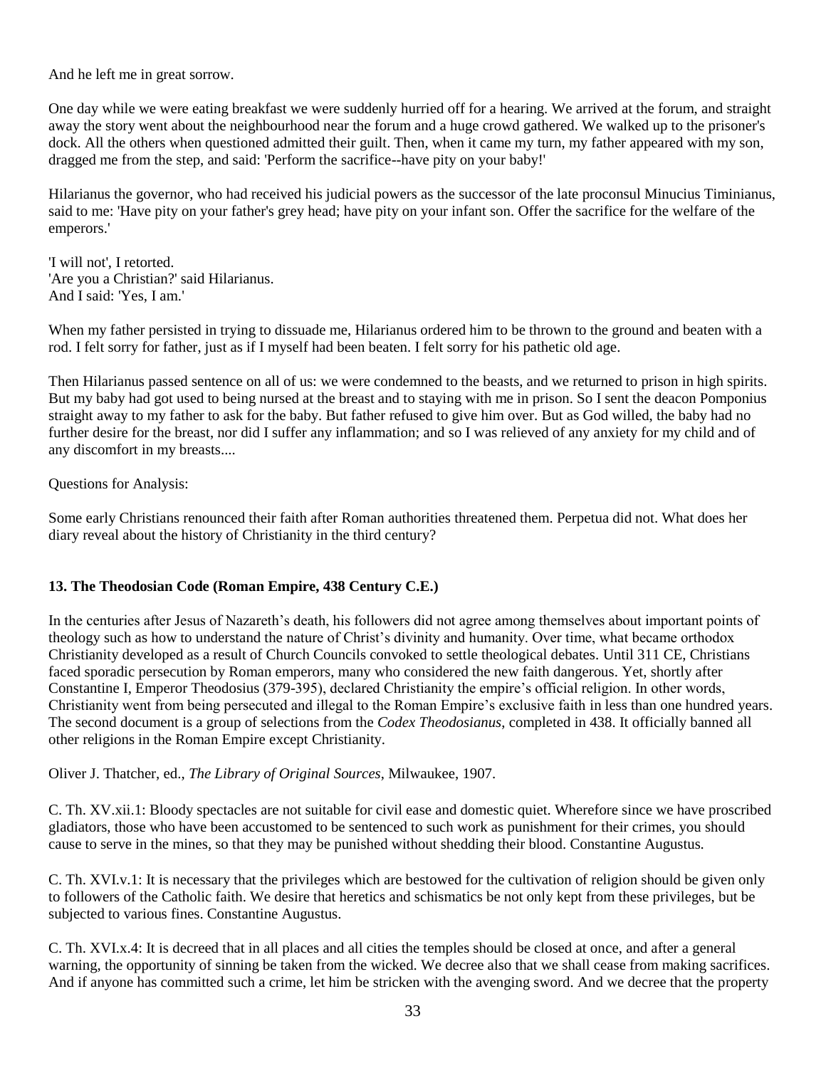And he left me in great sorrow.

One day while we were eating breakfast we were suddenly hurried off for a hearing. We arrived at the forum, and straight away the story went about the neighbourhood near the forum and a huge crowd gathered. We walked up to the prisoner's dock. All the others when questioned admitted their guilt. Then, when it came my turn, my father appeared with my son, dragged me from the step, and said: 'Perform the sacrifice--have pity on your baby!'

Hilarianus the governor, who had received his judicial powers as the successor of the late proconsul Minucius Timinianus, said to me: 'Have pity on your father's grey head; have pity on your infant son. Offer the sacrifice for the welfare of the emperors.'

'I will not', I retorted.
'Are you a Christian?' said Hilarianus.
And I said: 'Yes, I am.'

When my father persisted in trying to dissuade me, Hilarianus ordered him to be thrown to the ground and beaten with a rod. I felt sorry for father, just as if I myself had been beaten. I felt sorry for his pathetic old age.

Then Hilarianus passed sentence on all of us: we were condemned to the beasts, and we returned to prison in high spirits. But my baby had got used to being nursed at the breast and to staying with me in prison. So I sent the deacon Pomponius straight away to my father to ask for the baby. But father refused to give him over. But as God willed, the baby had no further desire for the breast, nor did I suffer any inflammation; and so I was relieved of any anxiety for my child and of any discomfort in my breasts....

Questions for Analysis:

Some early Christians renounced their faith after Roman authorities threatened them. Perpetua did not. What does her diary reveal about the history of Christianity in the third century?

### 13. The Theodosian Code (Roman Empire, 438 Century C.E.)

In the centuries after Jesus of Nazareth's death, his followers did not agree among themselves about important points of theology such as how to understand the nature of Christ's divinity and humanity. Over time, what became orthodox Christianity developed as a result of Church Councils convoked to settle theological debates. Until 311 CE, Christians faced sporadic persecution by Roman emperors, many who considered the new faith dangerous. Yet, shortly after Constantine I, Emperor Theodosius (379-395), declared Christianity the empire's official religion. In other words, Christianity went from being persecuted and illegal to the Roman Empire's exclusive faith in less than one hundred years. The second document is a group of selections from the *Codex Theodosianus*, completed in 438. It officially banned all other religions in the Roman Empire except Christianity.

Oliver J. Thatcher, ed., *The Library of Original Sources*, Milwaukee, 1907.

C. Th. XV.xii.1: Bloody spectacles are not suitable for civil ease and domestic quiet. Wherefore since we have proscribed gladiators, those who have been accustomed to be sentenced to such work as punishment for their crimes, you should cause to serve in the mines, so that they may be punished without shedding their blood. Constantine Augustus.

C. Th. XVI.v.1: It is necessary that the privileges which are bestowed for the cultivation of religion should be given only to followers of the Catholic faith. We desire that heretics and schismatics be not only kept from these privileges, but be subjected to various fines. Constantine Augustus.

C. Th. XVI.x.4: It is decreed that in all places and all cities the temples should be closed at once, and after a general warning, the opportunity of sinning be taken from the wicked. We decree also that we shall cease from making sacrifices. And if anyone has committed such a crime, let him be stricken with the avenging sword. And we decree that the property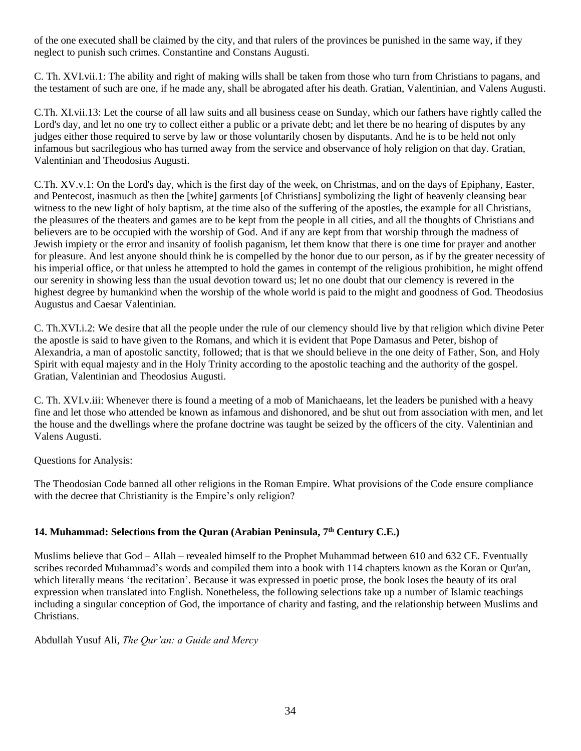of the one executed shall be claimed by the city, and that rulers of the provinces be punished in the same way, if they neglect to punish such crimes. Constantine and Constans Augusti.

C. Th. XVI.vii.1: The ability and right of making wills shall be taken from those who turn from Christians to pagans, and the testament of such are one, if he made any, shall be abrogated after his death. Gratian, Valentinian, and Valens Augusti.

C.Th. XI.vii.13: Let the course of all law suits and all business cease on Sunday, which our fathers have rightly called the Lord's day, and let no one try to collect either a public or a private debt; and let there be no hearing of disputes by any judges either those required to serve by law or those voluntarily chosen by disputants. And he is to be held not only infamous but sacrilegious who has turned away from the service and observance of holy religion on that day. Gratian, Valentinian and Theodosius Augusti.

C.Th. XV.v.1: On the Lord's day, which is the first day of the week, on Christmas, and on the days of Epiphany, Easter, and Pentecost, inasmuch as then the [white] garments [of Christians] symbolizing the light of heavenly cleansing bear witness to the new light of holy baptism, at the time also of the suffering of the apostles, the example for all Christians, the pleasures of the theaters and games are to be kept from the people in all cities, and all the thoughts of Christians and believers are to be occupied with the worship of God. And if any are kept from that worship through the madness of Jewish impiety or the error and insanity of foolish paganism, let them know that there is one time for prayer and another for pleasure. And lest anyone should think he is compelled by the honor due to our person, as if by the greater necessity of his imperial office, or that unless he attempted to hold the games in contempt of the religious prohibition, he might offend our serenity in showing less than the usual devotion toward us; let no one doubt that our clemency is revered in the highest degree by humankind when the worship of the whole world is paid to the might and goodness of God. Theodosius Augustus and Caesar Valentinian.

C. Th.XVI.i.2: We desire that all the people under the rule of our clemency should live by that religion which divine Peter the apostle is said to have given to the Romans, and which it is evident that Pope Damasus and Peter, bishop of Alexandria, a man of apostolic sanctity, followed; that is that we should believe in the one deity of Father, Son, and Holy Spirit with equal majesty and in the Holy Trinity according to the apostolic teaching and the authority of the gospel. Gratian, Valentinian and Theodosius Augusti.

C. Th. XVI.v.iii: Whenever there is found a meeting of a mob of Manichaeans, let the leaders be punished with a heavy fine and let those who attended be known as infamous and dishonored, and be shut out from association with men, and let the house and the dwellings where the profane doctrine was taught be seized by the officers of the city. Valentinian and Valens Augusti.

Questions for Analysis:

The Theodosian Code banned all other religions in the Roman Empire. What provisions of the Code ensure compliance with the decree that Christianity is the Empire's only religion?

### 14. Muhammad: Selections from the Quran (Arabian Peninsula, 7th Century C.E.)

Muslims believe that God – Allah – revealed himself to the Prophet Muhammad between 610 and 632 CE. Eventually scribes recorded Muhammad's words and compiled them into a book with 114 chapters known as the Koran or Qur'an, which literally means 'the recitation'. Because it was expressed in poetic prose, the book loses the beauty of its oral expression when translated into English. Nonetheless, the following selections take up a number of Islamic teachings including a singular conception of God, the importance of charity and fasting, and the relationship between Muslims and Christians.

Abdullah Yusuf Ali, *The Qur'an: a Guide and Mercy*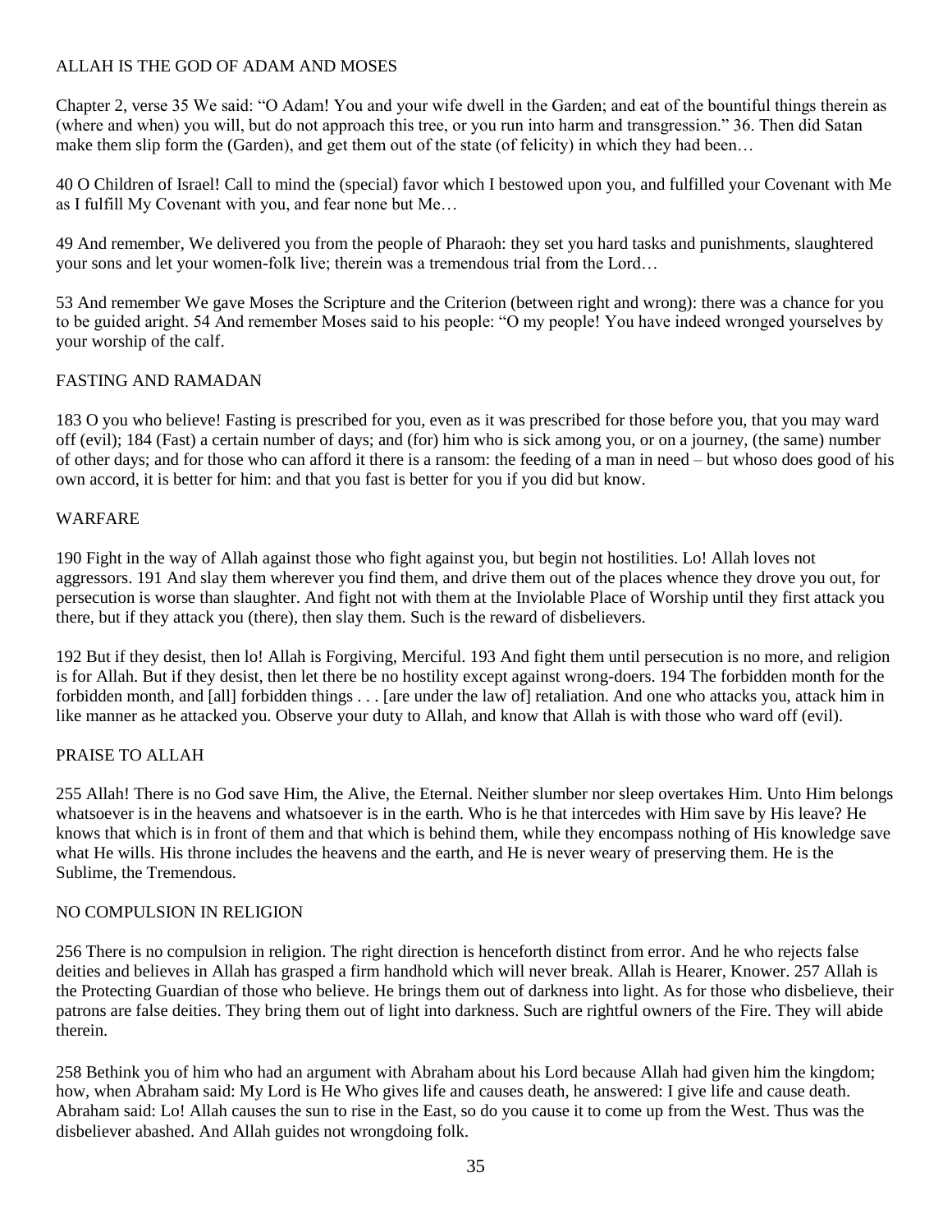## ALLAH IS THE GOD OF ADAM AND MOSES

Chapter 2, verse 35 We said: "O Adam! You and your wife dwell in the Garden; and eat of the bountiful things therein as (where and when) you will, but do not approach this tree, or you run into harm and transgression." 36. Then did Satan make them slip form the (Garden), and get them out of the state (of felicity) in which they had been…

40 O Children of Israel! Call to mind the (special) favor which I bestowed upon you, and fulfilled your Covenant with Me as I fulfill My Covenant with you, and fear none but Me…

49 And remember, We delivered you from the people of Pharaoh: they set you hard tasks and punishments, slaughtered your sons and let your women-folk live; therein was a tremendous trial from the Lord…

53 And remember We gave Moses the Scripture and the Criterion (between right and wrong): there was a chance for you to be guided aright. 54 And remember Moses said to his people: "O my people! You have indeed wronged yourselves by your worship of the calf.

## FASTING AND RAMADAN

183 O you who believe! Fasting is prescribed for you, even as it was prescribed for those before you, that you may ward off (evil); 184 (Fast) a certain number of days; and (for) him who is sick among you, or on a journey, (the same) number of other days; and for those who can afford it there is a ransom: the feeding of a man in need – but whoso does good of his own accord, it is better for him: and that you fast is better for you if you did but know.

## WARFARE

190 Fight in the way of Allah against those who fight against you, but begin not hostilities. Lo! Allah loves not aggressors. 191 And slay them wherever you find them, and drive them out of the places whence they drove you out, for persecution is worse than slaughter. And fight not with them at the Inviolable Place of Worship until they first attack you there, but if they attack you (there), then slay them. Such is the reward of disbelievers.

192 But if they desist, then lo! Allah is Forgiving, Merciful. 193 And fight them until persecution is no more, and religion is for Allah. But if they desist, then let there be no hostility except against wrong-doers. 194 The forbidden month for the forbidden month, and [all] forbidden things . . . [are under the law of] retaliation. And one who attacks you, attack him in like manner as he attacked you. Observe your duty to Allah, and know that Allah is with those who ward off (evil).

## PRAISE TO ALLAH

255 Allah! There is no God save Him, the Alive, the Eternal. Neither slumber nor sleep overtakes Him. Unto Him belongs whatsoever is in the heavens and whatsoever is in the earth. Who is he that intercedes with Him save by His leave? He knows that which is in front of them and that which is behind them, while they encompass nothing of His knowledge save what He wills. His throne includes the heavens and the earth, and He is never weary of preserving them. He is the Sublime, the Tremendous.

## NO COMPULSION IN RELIGION

256 There is no compulsion in religion. The right direction is henceforth distinct from error. And he who rejects false deities and believes in Allah has grasped a firm handhold which will never break. Allah is Hearer, Knower. 257 Allah is the Protecting Guardian of those who believe. He brings them out of darkness into light. As for those who disbelieve, their patrons are false deities. They bring them out of light into darkness. Such are rightful owners of the Fire. They will abide therein.

258 Bethink you of him who had an argument with Abraham about his Lord because Allah had given him the kingdom; how, when Abraham said: My Lord is He Who gives life and causes death, he answered: I give life and cause death. Abraham said: Lo! Allah causes the sun to rise in the East, so do you cause it to come up from the West. Thus was the disbeliever abashed. And Allah guides not wrongdoing folk.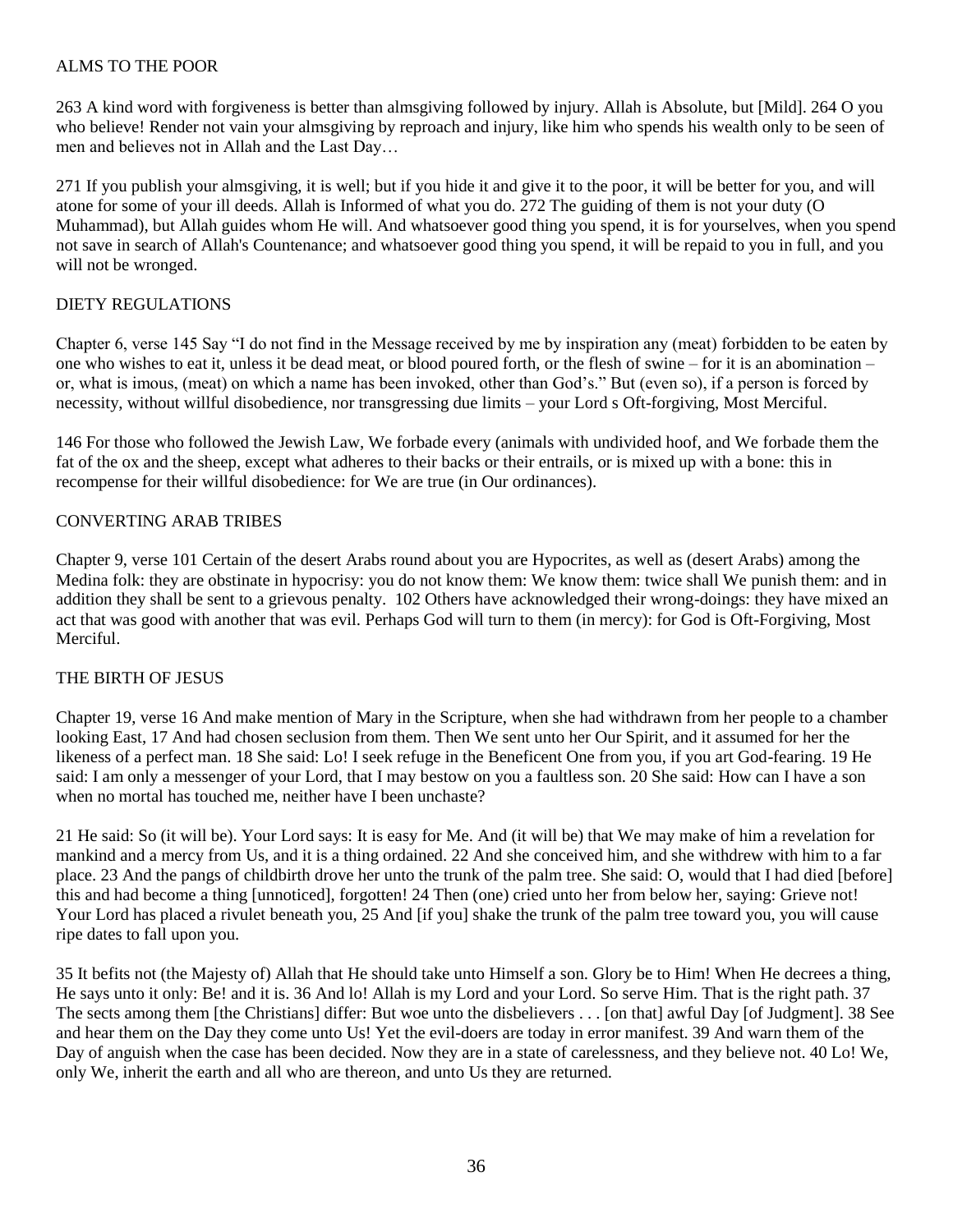## ALMS TO THE POOR

263 A kind word with forgiveness is better than almsgiving followed by injury. Allah is Absolute, but [Mild]. 264 O you who believe! Render not vain your almsgiving by reproach and injury, like him who spends his wealth only to be seen of men and believes not in Allah and the Last Day…

271 If you publish your almsgiving, it is well; but if you hide it and give it to the poor, it will be better for you, and will atone for some of your ill deeds. Allah is Informed of what you do. 272 The guiding of them is not your duty (O Muhammad), but Allah guides whom He will. And whatsoever good thing you spend, it is for yourselves, when you spend not save in search of Allah's Countenance; and whatsoever good thing you spend, it will be repaid to you in full, and you will not be wronged.

## DIETY REGULATIONS

Chapter 6, verse 145 Say "I do not find in the Message received by me by inspiration any (meat) forbidden to be eaten by one who wishes to eat it, unless it be dead meat, or blood poured forth, or the flesh of swine – for it is an abomination – or, what is imous, (meat) on which a name has been invoked, other than God's." But (even so), if a person is forced by necessity, without willful disobedience, nor transgressing due limits – your Lord s Oft-forgiving, Most Merciful.

146 For those who followed the Jewish Law, We forbade every (animals with undivided hoof, and We forbade them the fat of the ox and the sheep, except what adheres to their backs or their entrails, or is mixed up with a bone: this in recompense for their willful disobedience: for We are true (in Our ordinances).

## CONVERTING ARAB TRIBES

Chapter 9, verse 101 Certain of the desert Arabs round about you are Hypocrites, as well as (desert Arabs) among the Medina folk: they are obstinate in hypocrisy: you do not know them: We know them: twice shall We punish them: and in addition they shall be sent to a grievous penalty. 102 Others have acknowledged their wrong-doings: they have mixed an act that was good with another that was evil. Perhaps God will turn to them (in mercy): for God is Oft-Forgiving, Most Merciful.

## THE BIRTH OF JESUS

Chapter 19, verse 16 And make mention of Mary in the Scripture, when she had withdrawn from her people to a chamber looking East, 17 And had chosen seclusion from them. Then We sent unto her Our Spirit, and it assumed for her the likeness of a perfect man. 18 She said: Lo! I seek refuge in the Beneficent One from you, if you art God-fearing. 19 He said: I am only a messenger of your Lord, that I may bestow on you a faultless son. 20 She said: How can I have a son when no mortal has touched me, neither have I been unchaste?

21 He said: So (it will be). Your Lord says: It is easy for Me. And (it will be) that We may make of him a revelation for mankind and a mercy from Us, and it is a thing ordained. 22 And she conceived him, and she withdrew with him to a far place. 23 And the pangs of childbirth drove her unto the trunk of the palm tree. She said: O, would that I had died [before] this and had become a thing [unnoticed], forgotten! 24 Then (one) cried unto her from below her, saying: Grieve not! Your Lord has placed a rivulet beneath you, 25 And [if you] shake the trunk of the palm tree toward you, you will cause ripe dates to fall upon you.

35 It befits not (the Majesty of) Allah that He should take unto Himself a son. Glory be to Him! When He decrees a thing, He says unto it only: Be! and it is. 36 And lo! Allah is my Lord and your Lord. So serve Him. That is the right path. 37 The sects among them [the Christians] differ: But woe unto the disbelievers . . . [on that] awful Day [of Judgment]. 38 See and hear them on the Day they come unto Us! Yet the evil-doers are today in error manifest. 39 And warn them of the Day of anguish when the case has been decided. Now they are in a state of carelessness, and they believe not. 40 Lo! We, only We, inherit the earth and all who are thereon, and unto Us they are returned.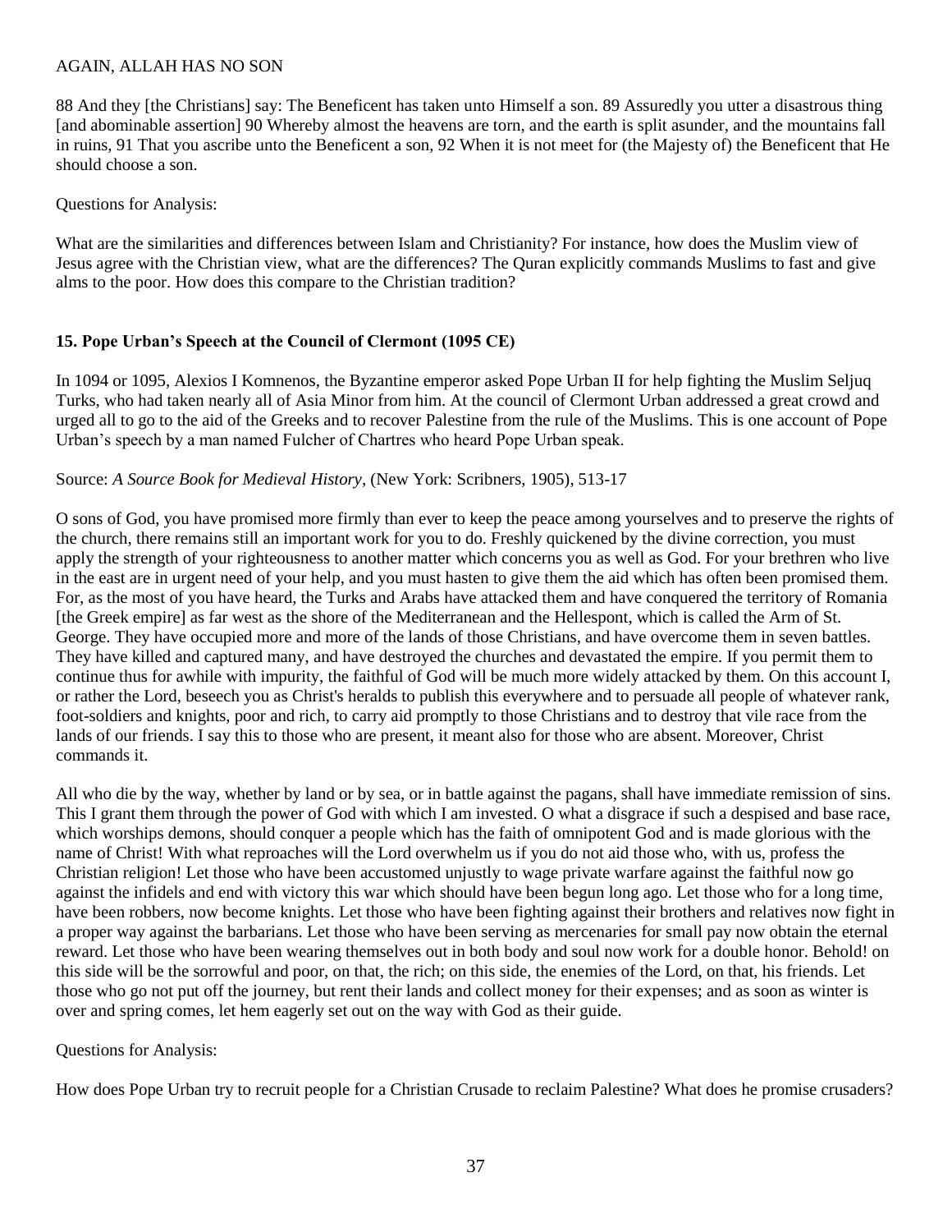AGAIN, ALLAH HAS NO SON

88 And they [the Christians] say: The Beneficent has taken unto Himself a son. 89 Assuredly you utter a disastrous thing [and abominable assertion] 90 Whereby almost the heavens are torn, and the earth is split asunder, and the mountains fall in ruins, 91 That you ascribe unto the Beneficent a son, 92 When it is not meet for (the Majesty of) the Beneficent that He should choose a son.

Questions for Analysis:

What are the similarities and differences between Islam and Christianity? For instance, how does the Muslim view of Jesus agree with the Christian view, what are the differences? The Quran explicitly commands Muslims to fast and give alms to the poor. How does this compare to the Christian tradition?

### 15. Pope Urban's Speech at the Council of Clermont (1095 CE)

In 1094 or 1095, Alexios I Komnenos, the Byzantine emperor asked Pope Urban II for help fighting the Muslim Seljuq Turks, who had taken nearly all of Asia Minor from him. At the council of Clermont Urban addressed a great crowd and urged all to go to the aid of the Greeks and to recover Palestine from the rule of the Muslims. This is one account of Pope Urban's speech by a man named Fulcher of Chartres who heard Pope Urban speak.

Source: *A Source Book for Medieval History*, (New York: Scribners, 1905), 513-17

O sons of God, you have promised more firmly than ever to keep the peace among yourselves and to preserve the rights of the church, there remains still an important work for you to do. Freshly quickened by the divine correction, you must apply the strength of your righteousness to another matter which concerns you as well as God. For your brethren who live in the east are in urgent need of your help, and you must hasten to give them the aid which has often been promised them. For, as the most of you have heard, the Turks and Arabs have attacked them and have conquered the territory of Romania [the Greek empire] as far west as the shore of the Mediterranean and the Hellespont, which is called the Arm of St. George. They have occupied more and more of the lands of those Christians, and have overcome them in seven battles. They have killed and captured many, and have destroyed the churches and devastated the empire. If you permit them to continue thus for awhile with impurity, the faithful of God will be much more widely attacked by them. On this account I, or rather the Lord, beseech you as Christ's heralds to publish this everywhere and to persuade all people of whatever rank, foot-soldiers and knights, poor and rich, to carry aid promptly to those Christians and to destroy that vile race from the lands of our friends. I say this to those who are present, it meant also for those who are absent. Moreover, Christ commands it.

All who die by the way, whether by land or by sea, or in battle against the pagans, shall have immediate remission of sins. This I grant them through the power of God with which I am invested. O what a disgrace if such a despised and base race, which worships demons, should conquer a people which has the faith of omnipotent God and is made glorious with the name of Christ! With what reproaches will the Lord overwhelm us if you do not aid those who, with us, profess the Christian religion! Let those who have been accustomed unjustly to wage private warfare against the faithful now go against the infidels and end with victory this war which should have been begun long ago. Let those who for a long time, have been robbers, now become knights. Let those who have been fighting against their brothers and relatives now fight in a proper way against the barbarians. Let those who have been serving as mercenaries for small pay now obtain the eternal reward. Let those who have been wearing themselves out in both body and soul now work for a double honor. Behold! on this side will be the sorrowful and poor, on that, the rich; on this side, the enemies of the Lord, on that, his friends. Let those who go not put off the journey, but rent their lands and collect money for their expenses; and as soon as winter is over and spring comes, let hem eagerly set out on the way with God as their guide.

Questions for Analysis:

How does Pope Urban try to recruit people for a Christian Crusade to reclaim Palestine? What does he promise crusaders?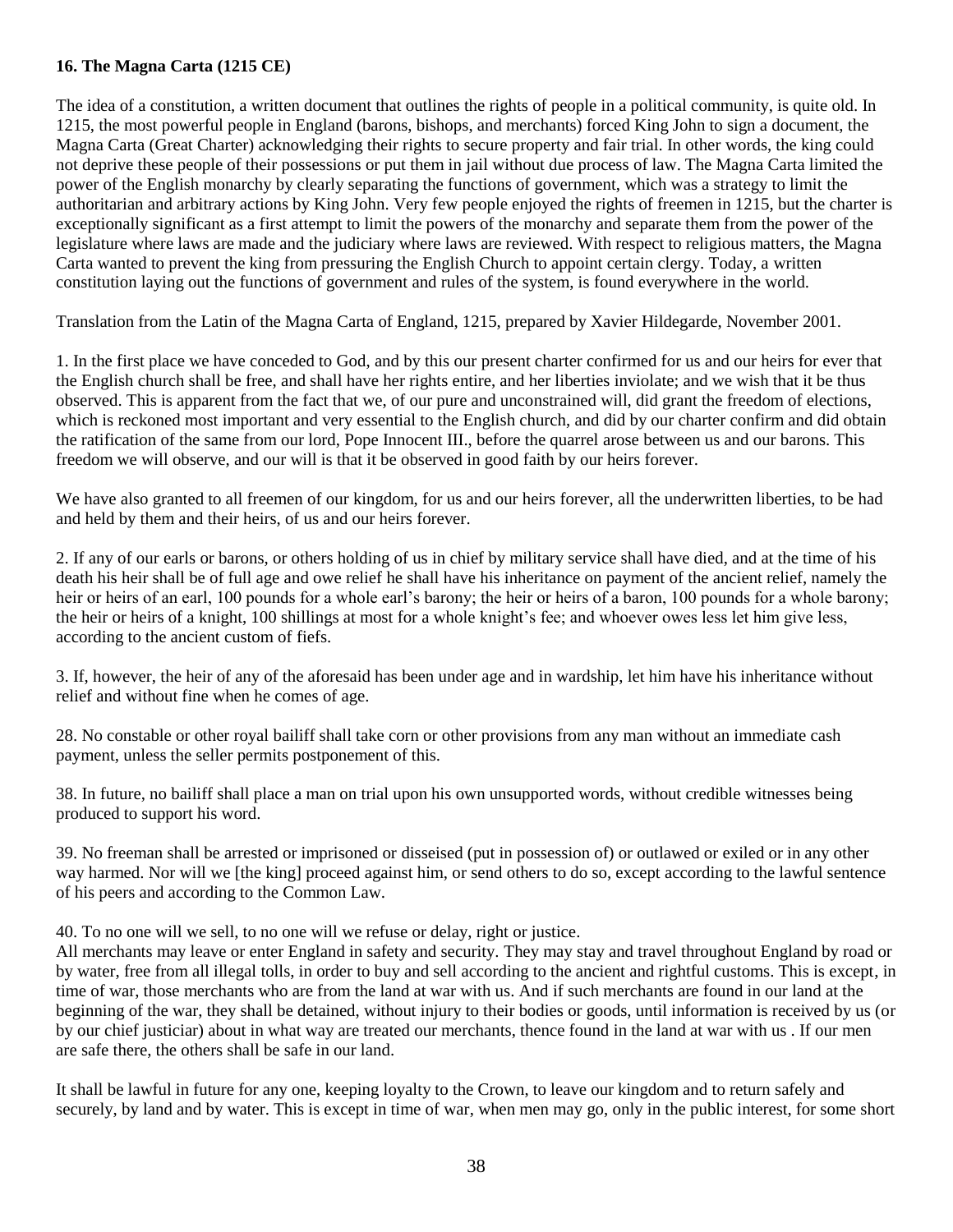**16. The Magna Carta (1215 CE)**

The idea of a constitution, a written document that outlines the rights of people in a political community, is quite old. In 1215, the most powerful people in England (barons, bishops, and merchants) forced King John to sign a document, the Magna Carta (Great Charter) acknowledging their rights to secure property and fair trial. In other words, the king could not deprive these people of their possessions or put them in jail without due process of law. The Magna Carta limited the power of the English monarchy by clearly separating the functions of government, which was a strategy to limit the authoritarian and arbitrary actions by King John. Very few people enjoyed the rights of freemen in 1215, but the charter is exceptionally significant as a first attempt to limit the powers of the monarchy and separate them from the power of the legislature where laws are made and the judiciary where laws are reviewed. With respect to religious matters, the Magna Carta wanted to prevent the king from pressuring the English Church to appoint certain clergy. Today, a written constitution laying out the functions of government and rules of the system, is found everywhere in the world.

Translation from the Latin of the Magna Carta of England, 1215, prepared by Xavier Hildegarde, November 2001.

1. In the first place we have conceded to God, and by this our present charter confirmed for us and our heirs for ever that the English church shall be free, and shall have her rights entire, and her liberties inviolate; and we wish that it be thus observed. This is apparent from the fact that we, of our pure and unconstrained will, did grant the freedom of elections, which is reckoned most important and very essential to the English church, and did by our charter confirm and did obtain the ratification of the same from our lord, Pope Innocent III., before the quarrel arose between us and our barons. This freedom we will observe, and our will is that it be observed in good faith by our heirs forever.

We have also granted to all freemen of our kingdom, for us and our heirs forever, all the underwritten liberties, to be had and held by them and their heirs, of us and our heirs forever.

2. If any of our earls or barons, or others holding of us in chief by military service shall have died, and at the time of his death his heir shall be of full age and owe relief he shall have his inheritance on payment of the ancient relief, namely the heir or heirs of an earl, 100 pounds for a whole earl's barony; the heir or heirs of a baron, 100 pounds for a whole barony; the heir or heirs of a knight, 100 shillings at most for a whole knight's fee; and whoever owes less let him give less, according to the ancient custom of fiefs.

3. If, however, the heir of any of the aforesaid has been under age and in wardship, let him have his inheritance without relief and without fine when he comes of age.

28. No constable or other royal bailiff shall take corn or other provisions from any man without an immediate cash payment, unless the seller permits postponement of this.

38. In future, no bailiff shall place a man on trial upon his own unsupported words, without credible witnesses being produced to support his word.

39. No freeman shall be arrested or imprisoned or disseised (put in possession of) or outlawed or exiled or in any other way harmed. Nor will we [the king] proceed against him, or send others to do so, except according to the lawful sentence of his peers and according to the Common Law.

40. To no one will we sell, to no one will we refuse or delay, right or justice.
All merchants may leave or enter England in safety and security. They may stay and travel throughout England by road or by water, free from all illegal tolls, in order to buy and sell according to the ancient and rightful customs. This is except, in time of war, those merchants who are from the land at war with us. And if such merchants are found in our land at the beginning of the war, they shall be detained, without injury to their bodies or goods, until information is received by us (or by our chief justiciar) about in what way are treated our merchants, thence found in the land at war with us . If our men are safe there, the others shall be safe in our land.

It shall be lawful in future for any one, keeping loyalty to the Crown, to leave our kingdom and to return safely and securely, by land and by water. This is except in time of war, when men may go, only in the public interest, for some short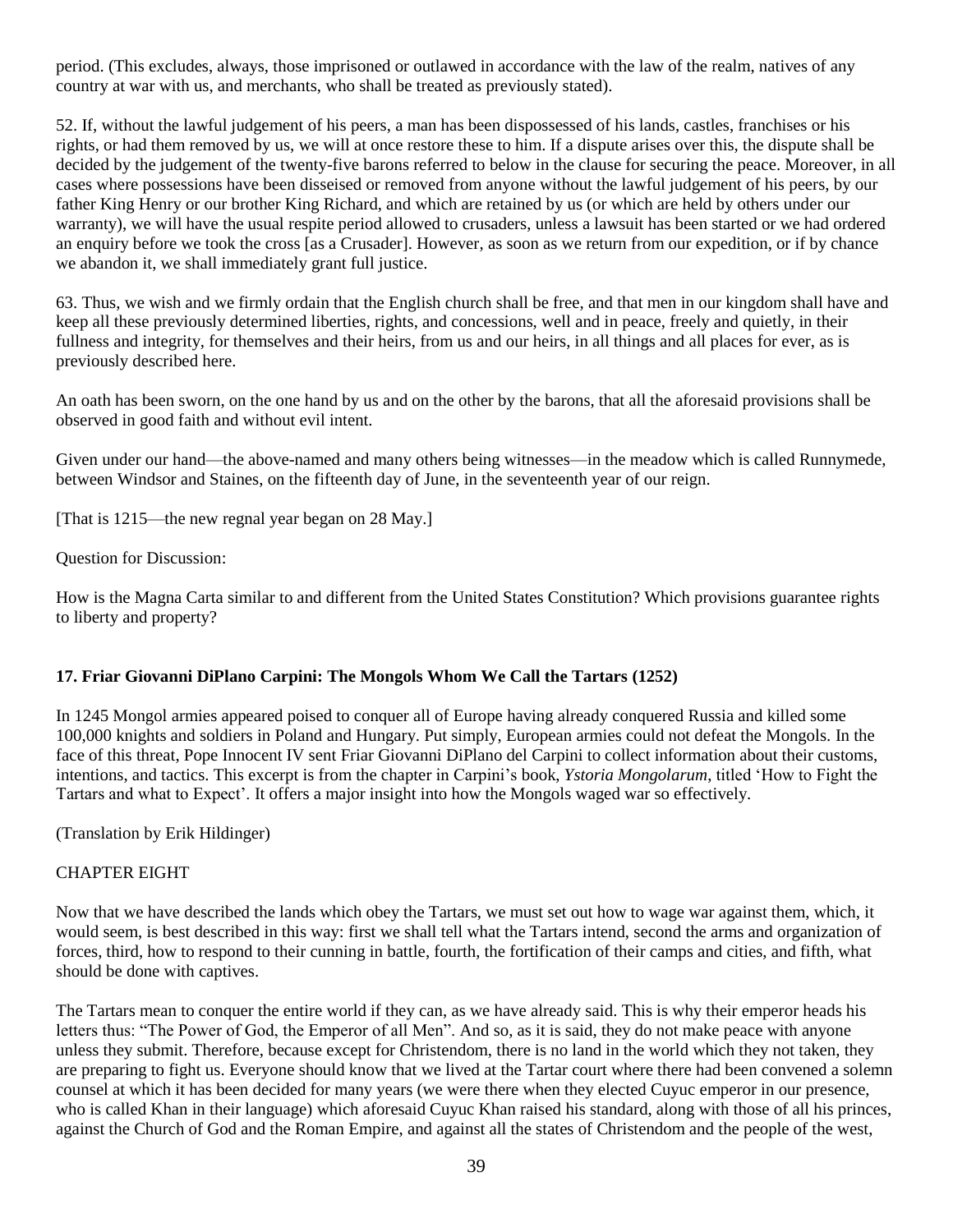period. (This excludes, always, those imprisoned or outlawed in accordance with the law of the realm, natives of any country at war with us, and merchants, who shall be treated as previously stated).

52. If, without the lawful judgement of his peers, a man has been dispossessed of his lands, castles, franchises or his rights, or had them removed by us, we will at once restore these to him. If a dispute arises over this, the dispute shall be decided by the judgement of the twenty-five barons referred to below in the clause for securing the peace. Moreover, in all cases where possessions have been disseised or removed from anyone without the lawful judgement of his peers, by our father King Henry or our brother King Richard, and which are retained by us (or which are held by others under our warranty), we will have the usual respite period allowed to crusaders, unless a lawsuit has been started or we had ordered an enquiry before we took the cross [as a Crusader]. However, as soon as we return from our expedition, or if by chance we abandon it, we shall immediately grant full justice.

63. Thus, we wish and we firmly ordain that the English church shall be free, and that men in our kingdom shall have and keep all these previously determined liberties, rights, and concessions, well and in peace, freely and quietly, in their fullness and integrity, for themselves and their heirs, from us and our heirs, in all things and all places for ever, as is previously described here.

An oath has been sworn, on the one hand by us and on the other by the barons, that all the aforesaid provisions shall be observed in good faith and without evil intent.

Given under our hand—the above-named and many others being witnesses—in the meadow which is called Runnymede, between Windsor and Staines, on the fifteenth day of June, in the seventeenth year of our reign.

[That is 1215—the new regnal year began on 28 May.]

Question for Discussion:

How is the Magna Carta similar to and different from the United States Constitution? Which provisions guarantee rights to liberty and property?

### 17. Friar Giovanni DiPlano Carpini: The Mongols Whom We Call the Tartars (1252)

In 1245 Mongol armies appeared poised to conquer all of Europe having already conquered Russia and killed some 100,000 knights and soldiers in Poland and Hungary. Put simply, European armies could not defeat the Mongols. In the face of this threat, Pope Innocent IV sent Friar Giovanni DiPlano del Carpini to collect information about their customs, intentions, and tactics. This excerpt is from the chapter in Carpini's book, *Ystoria Mongolarum*, titled 'How to Fight the Tartars and what to Expect'. It offers a major insight into how the Mongols waged war so effectively.

(Translation by Erik Hildinger)

CHAPTER EIGHT

Now that we have described the lands which obey the Tartars, we must set out how to wage war against them, which, it would seem, is best described in this way: first we shall tell what the Tartars intend, second the arms and organization of forces, third, how to respond to their cunning in battle, fourth, the fortification of their camps and cities, and fifth, what should be done with captives.

The Tartars mean to conquer the entire world if they can, as we have already said. This is why their emperor heads his letters thus: "The Power of God, the Emperor of all Men". And so, as it is said, they do not make peace with anyone unless they submit. Therefore, because except for Christendom, there is no land in the world which they not taken, they are preparing to fight us. Everyone should know that we lived at the Tartar court where there had been convened a solemn counsel at which it has been decided for many years (we were there when they elected Cuyuc emperor in our presence, who is called Khan in their language) which aforesaid Cuyuc Khan raised his standard, along with those of all his princes, against the Church of God and the Roman Empire, and against all the states of Christendom and the people of the west,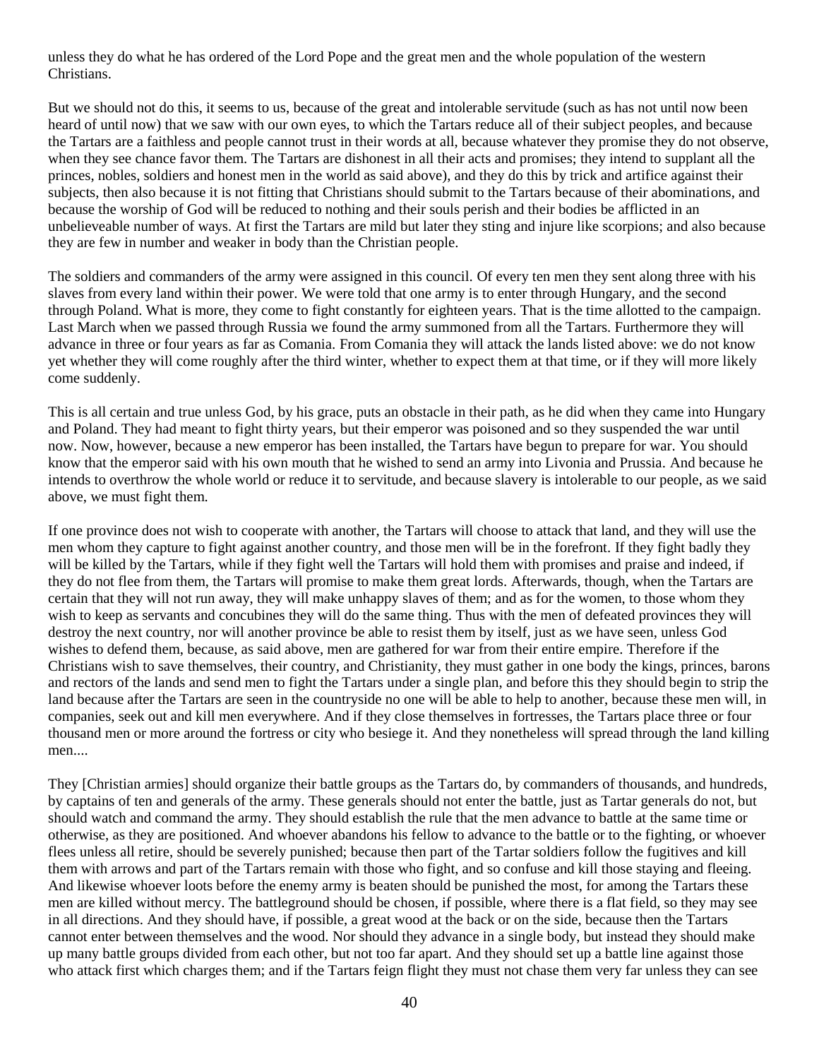unless they do what he has ordered of the Lord Pope and the great men and the whole population of the western Christians.

But we should not do this, it seems to us, because of the great and intolerable servitude (such as has not until now been heard of until now) that we saw with our own eyes, to which the Tartars reduce all of their subject peoples, and because the Tartars are a faithless and people cannot trust in their words at all, because whatever they promise they do not observe, when they see chance favor them. The Tartars are dishonest in all their acts and promises; they intend to supplant all the princes, nobles, soldiers and honest men in the world as said above), and they do this by trick and artifice against their subjects, then also because it is not fitting that Christians should submit to the Tartars because of their abominations, and because the worship of God will be reduced to nothing and their souls perish and their bodies be afflicted in an unbelieveable number of ways. At first the Tartars are mild but later they sting and injure like scorpions; and also because they are few in number and weaker in body than the Christian people.

The soldiers and commanders of the army were assigned in this council. Of every ten men they sent along three with his slaves from every land within their power. We were told that one army is to enter through Hungary, and the second through Poland. What is more, they come to fight constantly for eighteen years. That is the time allotted to the campaign. Last March when we passed through Russia we found the army summoned from all the Tartars. Furthermore they will advance in three or four years as far as Comania. From Comania they will attack the lands listed above: we do not know yet whether they will come roughly after the third winter, whether to expect them at that time, or if they will more likely come suddenly.

This is all certain and true unless God, by his grace, puts an obstacle in their path, as he did when they came into Hungary and Poland. They had meant to fight thirty years, but their emperor was poisoned and so they suspended the war until now. Now, however, because a new emperor has been installed, the Tartars have begun to prepare for war. You should know that the emperor said with his own mouth that he wished to send an army into Livonia and Prussia. And because he intends to overthrow the whole world or reduce it to servitude, and because slavery is intolerable to our people, as we said above, we must fight them.

If one province does not wish to cooperate with another, the Tartars will choose to attack that land, and they will use the men whom they capture to fight against another country, and those men will be in the forefront. If they fight badly they will be killed by the Tartars, while if they fight well the Tartars will hold them with promises and praise and indeed, if they do not flee from them, the Tartars will promise to make them great lords. Afterwards, though, when the Tartars are certain that they will not run away, they will make unhappy slaves of them; and as for the women, to those whom they wish to keep as servants and concubines they will do the same thing. Thus with the men of defeated provinces they will destroy the next country, nor will another province be able to resist them by itself, just as we have seen, unless God wishes to defend them, because, as said above, men are gathered for war from their entire empire. Therefore if the Christians wish to save themselves, their country, and Christianity, they must gather in one body the kings, princes, barons and rectors of the lands and send men to fight the Tartars under a single plan, and before this they should begin to strip the land because after the Tartars are seen in the countryside no one will be able to help to another, because these men will, in companies, seek out and kill men everywhere. And if they close themselves in fortresses, the Tartars place three or four thousand men or more around the fortress or city who besiege it. And they nonetheless will spread through the land killing men....

They [Christian armies] should organize their battle groups as the Tartars do, by commanders of thousands, and hundreds, by captains of ten and generals of the army. These generals should not enter the battle, just as Tartar generals do not, but should watch and command the army. They should establish the rule that the men advance to battle at the same time or otherwise, as they are positioned. And whoever abandons his fellow to advance to the battle or to the fighting, or whoever flees unless all retire, should be severely punished; because then part of the Tartar soldiers follow the fugitives and kill them with arrows and part of the Tartars remain with those who fight, and so confuse and kill those staying and fleeing. And likewise whoever loots before the enemy army is beaten should be punished the most, for among the Tartars these men are killed without mercy. The battleground should be chosen, if possible, where there is a flat field, so they may see in all directions. And they should have, if possible, a great wood at the back or on the side, because then the Tartars cannot enter between themselves and the wood. Nor should they advance in a single body, but instead they should make up many battle groups divided from each other, but not too far apart. And they should set up a battle line against those who attack first which charges them; and if the Tartars feign flight they must not chase them very far unless they can see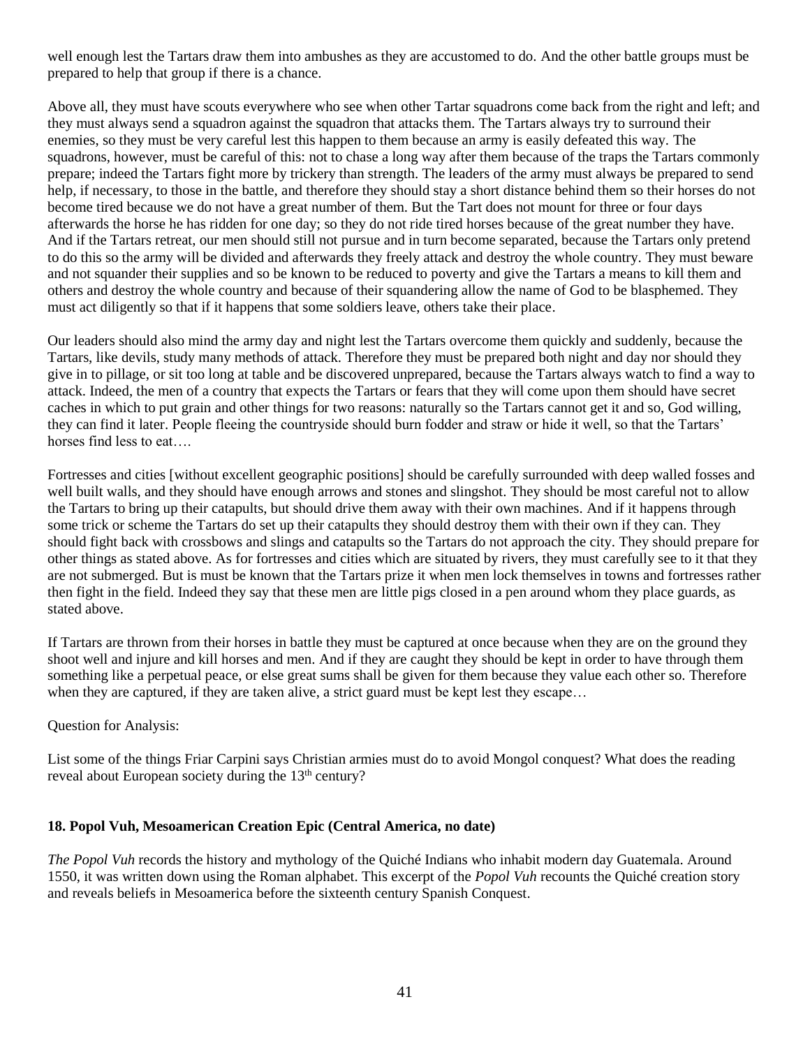well enough lest the Tartars draw them into ambushes as they are accustomed to do. And the other battle groups must be prepared to help that group if there is a chance.

Above all, they must have scouts everywhere who see when other Tartar squadrons come back from the right and left; and they must always send a squadron against the squadron that attacks them. The Tartars always try to surround their enemies, so they must be very careful lest this happen to them because an army is easily defeated this way. The squadrons, however, must be careful of this: not to chase a long way after them because of the traps the Tartars commonly prepare; indeed the Tartars fight more by trickery than strength. The leaders of the army must always be prepared to send help, if necessary, to those in the battle, and therefore they should stay a short distance behind them so their horses do not become tired because we do not have a great number of them. But the Tart does not mount for three or four days afterwards the horse he has ridden for one day; so they do not ride tired horses because of the great number they have. And if the Tartars retreat, our men should still not pursue and in turn become separated, because the Tartars only pretend to do this so the army will be divided and afterwards they freely attack and destroy the whole country. They must beware and not squander their supplies and so be known to be reduced to poverty and give the Tartars a means to kill them and others and destroy the whole country and because of their squandering allow the name of God to be blasphemed. They must act diligently so that if it happens that some soldiers leave, others take their place.

Our leaders should also mind the army day and night lest the Tartars overcome them quickly and suddenly, because the Tartars, like devils, study many methods of attack. Therefore they must be prepared both night and day nor should they give in to pillage, or sit too long at table and be discovered unprepared, because the Tartars always watch to find a way to attack. Indeed, the men of a country that expects the Tartars or fears that they will come upon them should have secret caches in which to put grain and other things for two reasons: naturally so the Tartars cannot get it and so, God willing, they can find it later. People fleeing the countryside should burn fodder and straw or hide it well, so that the Tartars' horses find less to eat….

Fortresses and cities [without excellent geographic positions] should be carefully surrounded with deep walled fosses and well built walls, and they should have enough arrows and stones and slingshot. They should be most careful not to allow the Tartars to bring up their catapults, but should drive them away with their own machines. And if it happens through some trick or scheme the Tartars do set up their catapults they should destroy them with their own if they can. They should fight back with crossbows and slings and catapults so the Tartars do not approach the city. They should prepare for other things as stated above. As for fortresses and cities which are situated by rivers, they must carefully see to it that they are not submerged. But is must be known that the Tartars prize it when men lock themselves in towns and fortresses rather then fight in the field. Indeed they say that these men are little pigs closed in a pen around whom they place guards, as stated above.

If Tartars are thrown from their horses in battle they must be captured at once because when they are on the ground they shoot well and injure and kill horses and men. And if they are caught they should be kept in order to have through them something like a perpetual peace, or else great sums shall be given for them because they value each other so. Therefore when they are captured, if they are taken alive, a strict guard must be kept lest they escape…

Question for Analysis:

List some of the things Friar Carpini says Christian armies must do to avoid Mongol conquest? What does the reading reveal about European society during the 13th century?

### 18. Popol Vuh, Mesoamerican Creation Epic (Central America, no date)

*The Popol Vuh* records the history and mythology of the Quiché Indians who inhabit modern day Guatemala. Around 1550, it was written down using the Roman alphabet. This excerpt of the *Popol Vuh* recounts the Quiché creation story and reveals beliefs in Mesoamerica before the sixteenth century Spanish Conquest.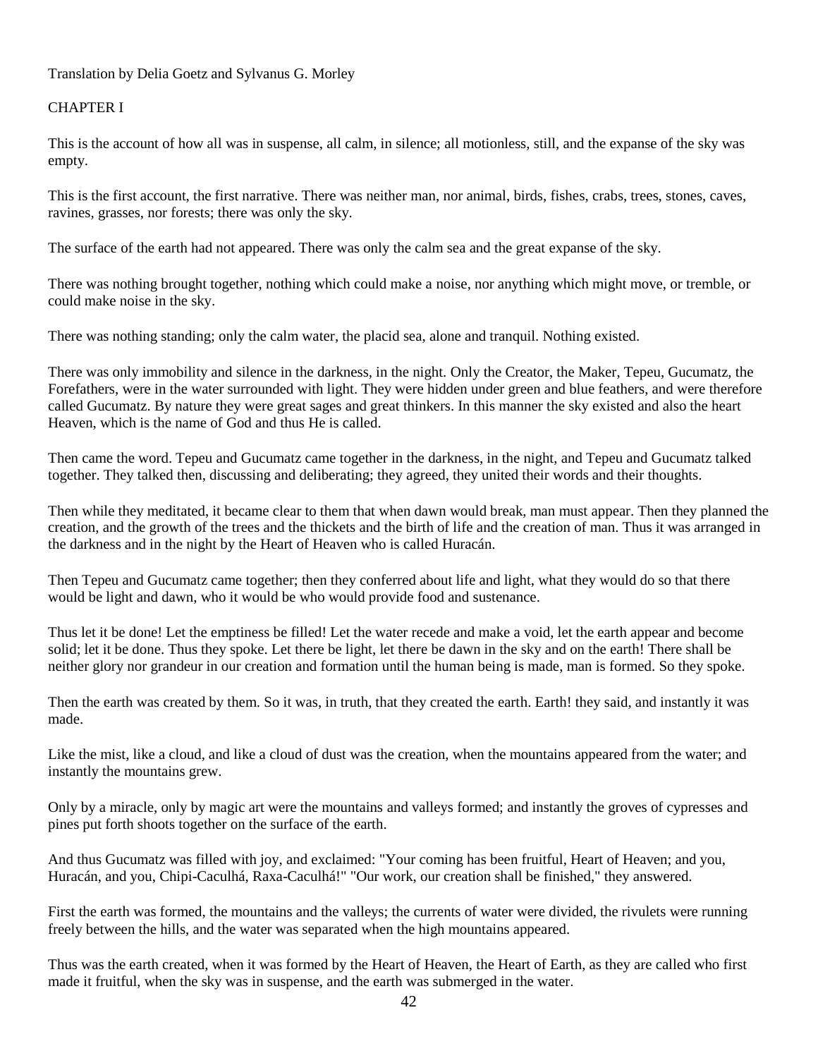Translation by Delia Goetz and Sylvanus G. Morley

## CHAPTER I

This is the account of how all was in suspense, all calm, in silence; all motionless, still, and the expanse of the sky was empty.

This is the first account, the first narrative. There was neither man, nor animal, birds, fishes, crabs, trees, stones, caves, ravines, grasses, nor forests; there was only the sky.

The surface of the earth had not appeared. There was only the calm sea and the great expanse of the sky.

There was nothing brought together, nothing which could make a noise, nor anything which might move, or tremble, or could make noise in the sky.

There was nothing standing; only the calm water, the placid sea, alone and tranquil. Nothing existed.

There was only immobility and silence in the darkness, in the night. Only the Creator, the Maker, Tepeu, Gucumatz, the Forefathers, were in the water surrounded with light. They were hidden under green and blue feathers, and were therefore called Gucumatz. By nature they were great sages and great thinkers. In this manner the sky existed and also the heart Heaven, which is the name of God and thus He is called.

Then came the word. Tepeu and Gucumatz came together in the darkness, in the night, and Tepeu and Gucumatz talked together. They talked then, discussing and deliberating; they agreed, they united their words and their thoughts.

Then while they meditated, it became clear to them that when dawn would break, man must appear. Then they planned the creation, and the growth of the trees and the thickets and the birth of life and the creation of man. Thus it was arranged in the darkness and in the night by the Heart of Heaven who is called Huracán.

Then Tepeu and Gucumatz came together; then they conferred about life and light, what they would do so that there would be light and dawn, who it would be who would provide food and sustenance.

Thus let it be done! Let the emptiness be filled! Let the water recede and make a void, let the earth appear and become solid; let it be done. Thus they spoke. Let there be light, let there be dawn in the sky and on the earth! There shall be neither glory nor grandeur in our creation and formation until the human being is made, man is formed. So they spoke.

Then the earth was created by them. So it was, in truth, that they created the earth. Earth! they said, and instantly it was made.

Like the mist, like a cloud, and like a cloud of dust was the creation, when the mountains appeared from the water; and instantly the mountains grew.

Only by a miracle, only by magic art were the mountains and valleys formed; and instantly the groves of cypresses and pines put forth shoots together on the surface of the earth.

And thus Gucumatz was filled with joy, and exclaimed: "Your coming has been fruitful, Heart of Heaven; and you, Huracán, and you, Chipi-Caculhá, Raxa-Caculhá!" "Our work, our creation shall be finished," they answered.

First the earth was formed, the mountains and the valleys; the currents of water were divided, the rivulets were running freely between the hills, and the water was separated when the high mountains appeared.

Thus was the earth created, when it was formed by the Heart of Heaven, the Heart of Earth, as they are called who first made it fruitful, when the sky was in suspense, and the earth was submerged in the water.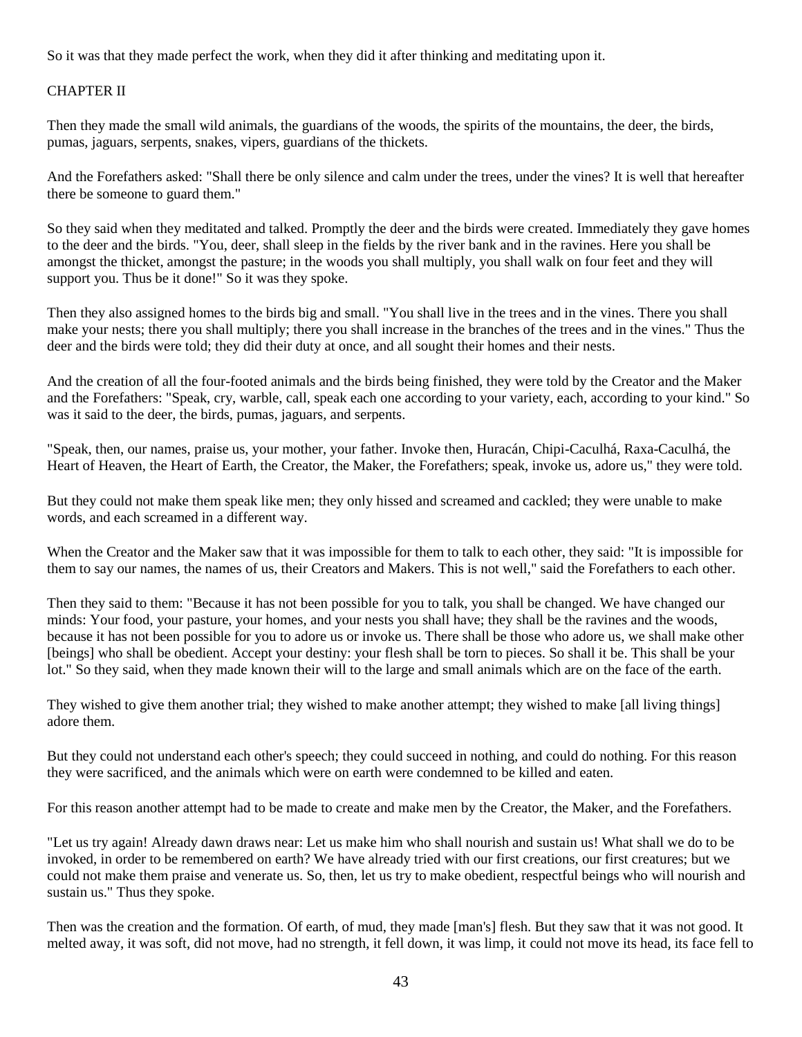So it was that they made perfect the work, when they did it after thinking and meditating upon it.

## CHAPTER II

Then they made the small wild animals, the guardians of the woods, the spirits of the mountains, the deer, the birds, pumas, jaguars, serpents, snakes, vipers, guardians of the thickets.

And the Forefathers asked: "Shall there be only silence and calm under the trees, under the vines? It is well that hereafter there be someone to guard them."

So they said when they meditated and talked. Promptly the deer and the birds were created. Immediately they gave homes to the deer and the birds. "You, deer, shall sleep in the fields by the river bank and in the ravines. Here you shall be amongst the thicket, amongst the pasture; in the woods you shall multiply, you shall walk on four feet and they will support you. Thus be it done!" So it was they spoke.

Then they also assigned homes to the birds big and small. "You shall live in the trees and in the vines. There you shall make your nests; there you shall multiply; there you shall increase in the branches of the trees and in the vines." Thus the deer and the birds were told; they did their duty at once, and all sought their homes and their nests.

And the creation of all the four-footed animals and the birds being finished, they were told by the Creator and the Maker and the Forefathers: "Speak, cry, warble, call, speak each one according to your variety, each, according to your kind." So was it said to the deer, the birds, pumas, jaguars, and serpents.

"Speak, then, our names, praise us, your mother, your father. Invoke then, Huracán, Chipi-Caculhá, Raxa-Caculhá, the Heart of Heaven, the Heart of Earth, the Creator, the Maker, the Forefathers; speak, invoke us, adore us," they were told.

But they could not make them speak like men; they only hissed and screamed and cackled; they were unable to make words, and each screamed in a different way.

When the Creator and the Maker saw that it was impossible for them to talk to each other, they said: "It is impossible for them to say our names, the names of us, their Creators and Makers. This is not well," said the Forefathers to each other.

Then they said to them: "Because it has not been possible for you to talk, you shall be changed. We have changed our minds: Your food, your pasture, your homes, and your nests you shall have; they shall be the ravines and the woods, because it has not been possible for you to adore us or invoke us. There shall be those who adore us, we shall make other [beings] who shall be obedient. Accept your destiny: your flesh shall be torn to pieces. So shall it be. This shall be your lot." So they said, when they made known their will to the large and small animals which are on the face of the earth.

They wished to give them another trial; they wished to make another attempt; they wished to make [all living things] adore them.

But they could not understand each other's speech; they could succeed in nothing, and could do nothing. For this reason they were sacrificed, and the animals which were on earth were condemned to be killed and eaten.

For this reason another attempt had to be made to create and make men by the Creator, the Maker, and the Forefathers.

"Let us try again! Already dawn draws near: Let us make him who shall nourish and sustain us! What shall we do to be invoked, in order to be remembered on earth? We have already tried with our first creations, our first creatures; but we could not make them praise and venerate us. So, then, let us try to make obedient, respectful beings who will nourish and sustain us." Thus they spoke.

Then was the creation and the formation. Of earth, of mud, they made [man's] flesh. But they saw that it was not good. It melted away, it was soft, did not move, had no strength, it fell down, it was limp, it could not move its head, its face fell to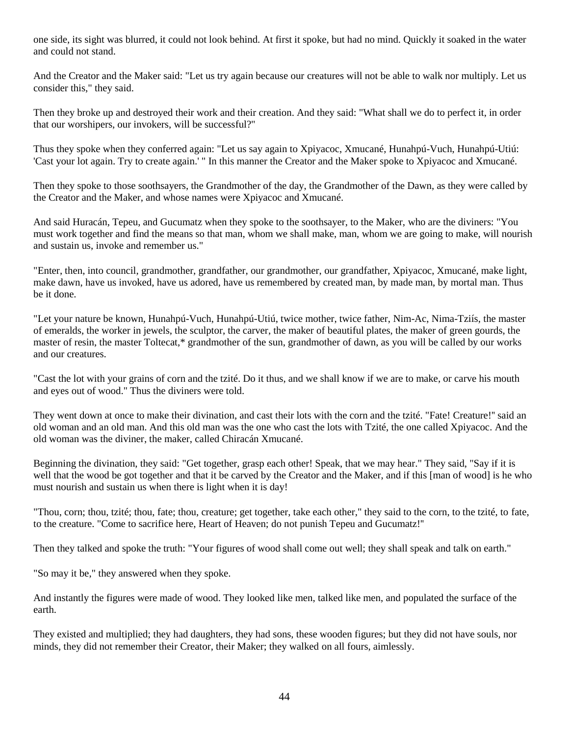one side, its sight was blurred, it could not look behind. At first it spoke, but had no mind. Quickly it soaked in the water and could not stand.

And the Creator and the Maker said: "Let us try again because our creatures will not be able to walk nor multiply. Let us consider this," they said.

Then they broke up and destroyed their work and their creation. And they said: "What shall we do to perfect it, in order that our worshipers, our invokers, will be successful?"

Thus they spoke when they conferred again: "Let us say again to Xpiyacoc, Xmucané, Hunahpú-Vuch, Hunahpú-Utiú: 'Cast your lot again. Try to create again.' " In this manner the Creator and the Maker spoke to Xpiyacoc and Xmucané.

Then they spoke to those soothsayers, the Grandmother of the day, the Grandmother of the Dawn, as they were called by the Creator and the Maker, and whose names were Xpiyacoc and Xmucané.

And said Huracán, Tepeu, and Gucumatz when they spoke to the soothsayer, to the Maker, who are the diviners: "You must work together and find the means so that man, whom we shall make, man, whom we are going to make, will nourish and sustain us, invoke and remember us."

"Enter, then, into council, grandmother, grandfather, our grandmother, our grandfather, Xpiyacoc, Xmucané, make light, make dawn, have us invoked, have us adored, have us remembered by created man, by made man, by mortal man. Thus be it done.

"Let your nature be known, Hunahpú-Vuch, Hunahpú-Utiú, twice mother, twice father, Nim-Ac, Nima-Tziís, the master of emeralds, the worker in jewels, the sculptor, the carver, the maker of beautiful plates, the maker of green gourds, the master of resin, the master Toltecat,* grandmother of the sun, grandmother of dawn, as you will be called by our works and our creatures.

"Cast the lot with your grains of corn and the tzité. Do it thus, and we shall know if we are to make, or carve his mouth and eyes out of wood." Thus the diviners were told.

They went down at once to make their divination, and cast their lots with the corn and the tzité. "Fate! Creature!" said an old woman and an old man. And this old man was the one who cast the lots with Tzité, the one called Xpiyacoc. And the old woman was the diviner, the maker, called Chiracán Xmucané.

Beginning the divination, they said: "Get together, grasp each other! Speak, that we may hear." They said, "Say if it is well that the wood be got together and that it be carved by the Creator and the Maker, and if this [man of wood] is he who must nourish and sustain us when there is light when it is day!

"Thou, corn; thou, tzité; thou, fate; thou, creature; get together, take each other," they said to the corn, to the tzité, to fate, to the creature. "Come to sacrifice here, Heart of Heaven; do not punish Tepeu and Gucumatz!"

Then they talked and spoke the truth: "Your figures of wood shall come out well; they shall speak and talk on earth."

"So may it be," they answered when they spoke.

And instantly the figures were made of wood. They looked like men, talked like men, and populated the surface of the earth.

They existed and multiplied; they had daughters, they had sons, these wooden figures; but they did not have souls, nor minds, they did not remember their Creator, their Maker; they walked on all fours, aimlessly.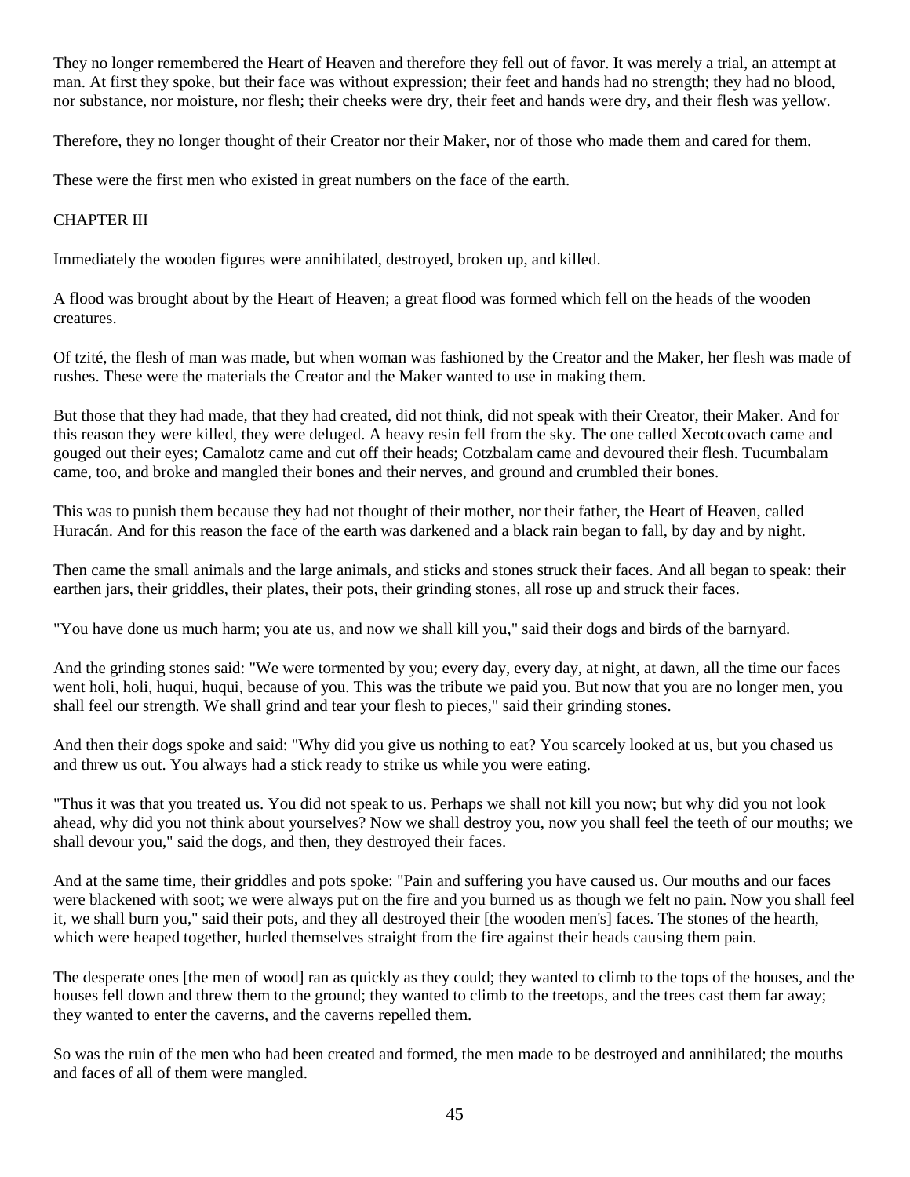They no longer remembered the Heart of Heaven and therefore they fell out of favor. It was merely a trial, an attempt at man. At first they spoke, but their face was without expression; their feet and hands had no strength; they had no blood, nor substance, nor moisture, nor flesh; their cheeks were dry, their feet and hands were dry, and their flesh was yellow.

Therefore, they no longer thought of their Creator nor their Maker, nor of those who made them and cared for them.

These were the first men who existed in great numbers on the face of the earth.

## CHAPTER III

Immediately the wooden figures were annihilated, destroyed, broken up, and killed.

A flood was brought about by the Heart of Heaven; a great flood was formed which fell on the heads of the wooden creatures.

Of tzité, the flesh of man was made, but when woman was fashioned by the Creator and the Maker, her flesh was made of rushes. These were the materials the Creator and the Maker wanted to use in making them.

But those that they had made, that they had created, did not think, did not speak with their Creator, their Maker. And for this reason they were killed, they were deluged. A heavy resin fell from the sky. The one called Xecotcovach came and gouged out their eyes; Camalotz came and cut off their heads; Cotzbalam came and devoured their flesh. Tucumbalam came, too, and broke and mangled their bones and their nerves, and ground and crumbled their bones.

This was to punish them because they had not thought of their mother, nor their father, the Heart of Heaven, called Huracán. And for this reason the face of the earth was darkened and a black rain began to fall, by day and by night.

Then came the small animals and the large animals, and sticks and stones struck their faces. And all began to speak: their earthen jars, their griddles, their plates, their pots, their grinding stones, all rose up and struck their faces.

"You have done us much harm; you ate us, and now we shall kill you," said their dogs and birds of the barnyard.

And the grinding stones said: "We were tormented by you; every day, every day, at night, at dawn, all the time our faces went holi, holi, huqui, huqui, because of you. This was the tribute we paid you. But now that you are no longer men, you shall feel our strength. We shall grind and tear your flesh to pieces," said their grinding stones.

And then their dogs spoke and said: "Why did you give us nothing to eat? You scarcely looked at us, but you chased us and threw us out. You always had a stick ready to strike us while you were eating.

"Thus it was that you treated us. You did not speak to us. Perhaps we shall not kill you now; but why did you not look ahead, why did you not think about yourselves? Now we shall destroy you, now you shall feel the teeth of our mouths; we shall devour you," said the dogs, and then, they destroyed their faces.

And at the same time, their griddles and pots spoke: "Pain and suffering you have caused us. Our mouths and our faces were blackened with soot; we were always put on the fire and you burned us as though we felt no pain. Now you shall feel it, we shall burn you," said their pots, and they all destroyed their [the wooden men's] faces. The stones of the hearth, which were heaped together, hurled themselves straight from the fire against their heads causing them pain.

The desperate ones [the men of wood] ran as quickly as they could; they wanted to climb to the tops of the houses, and the houses fell down and threw them to the ground; they wanted to climb to the treetops, and the trees cast them far away; they wanted to enter the caverns, and the caverns repelled them.

So was the ruin of the men who had been created and formed, the men made to be destroyed and annihilated; the mouths and faces of all of them were mangled.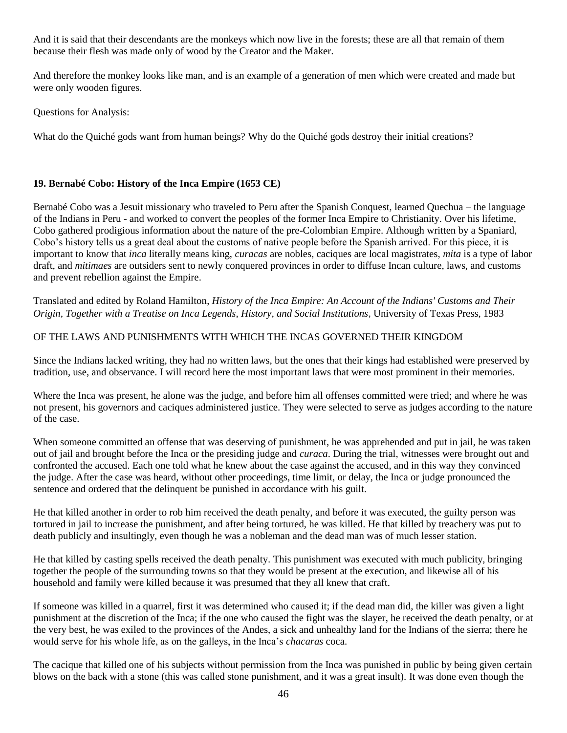And it is said that their descendants are the monkeys which now live in the forests; these are all that remain of them because their flesh was made only of wood by the Creator and the Maker.

And therefore the monkey looks like man, and is an example of a generation of men which were created and made but were only wooden figures.

Questions for Analysis:

What do the Quiché gods want from human beings? Why do the Quiché gods destroy their initial creations?

### 19. Bernabé Cobo: History of the Inca Empire (1653 CE)

Bernabé Cobo was a Jesuit missionary who traveled to Peru after the Spanish Conquest, learned Quechua – the language of the Indians in Peru - and worked to convert the peoples of the former Inca Empire to Christianity. Over his lifetime, Cobo gathered prodigious information about the nature of the pre-Colombian Empire. Although written by a Spaniard, Cobo's history tells us a great deal about the customs of native people before the Spanish arrived. For this piece, it is important to know that *inca* literally means king, *curacas* are nobles, caciques are local magistrates, *mita* is a type of labor draft, and *mitimaes* are outsiders sent to newly conquered provinces in order to diffuse Incan culture, laws, and customs and prevent rebellion against the Empire.

Translated and edited by Roland Hamilton, *History of the Inca Empire: An Account of the Indians' Customs and Their Origin, Together with a Treatise on Inca Legends, History, and Social Institutions*, University of Texas Press, 1983

OF THE LAWS AND PUNISHMENTS WITH WHICH THE INCAS GOVERNED THEIR KINGDOM

Since the Indians lacked writing, they had no written laws, but the ones that their kings had established were preserved by tradition, use, and observance. I will record here the most important laws that were most prominent in their memories.

Where the Inca was present, he alone was the judge, and before him all offenses committed were tried; and where he was not present, his governors and caciques administered justice. They were selected to serve as judges according to the nature of the case.

When someone committed an offense that was deserving of punishment, he was apprehended and put in jail, he was taken out of jail and brought before the Inca or the presiding judge and *curaca*. During the trial, witnesses were brought out and confronted the accused. Each one told what he knew about the case against the accused, and in this way they convinced the judge. After the case was heard, without other proceedings, time limit, or delay, the Inca or judge pronounced the sentence and ordered that the delinquent be punished in accordance with his guilt.

He that killed another in order to rob him received the death penalty, and before it was executed, the guilty person was tortured in jail to increase the punishment, and after being tortured, he was killed. He that killed by treachery was put to death publicly and insultingly, even though he was a nobleman and the dead man was of much lesser station.

He that killed by casting spells received the death penalty. This punishment was executed with much publicity, bringing together the people of the surrounding towns so that they would be present at the execution, and likewise all of his household and family were killed because it was presumed that they all knew that craft.

If someone was killed in a quarrel, first it was determined who caused it; if the dead man did, the killer was given a light punishment at the discretion of the Inca; if the one who caused the fight was the slayer, he received the death penalty, or at the very best, he was exiled to the provinces of the Andes, a sick and unhealthy land for the Indians of the sierra; there he would serve for his whole life, as on the galleys, in the Inca's *chacaras* coca.

The cacique that killed one of his subjects without permission from the Inca was punished in public by being given certain blows on the back with a stone (this was called stone punishment, and it was a great insult). It was done even though the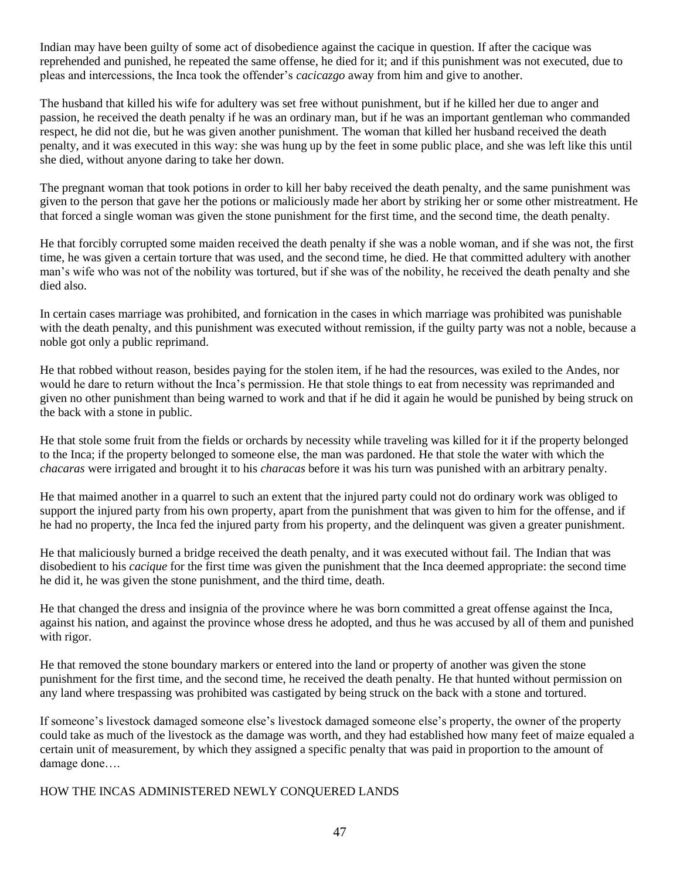Indian may have been guilty of some act of disobedience against the cacique in question. If after the cacique was reprehended and punished, he repeated the same offense, he died for it; and if this punishment was not executed, due to pleas and intercessions, the Inca took the offender's *cacicazgo* away from him and give to another.

The husband that killed his wife for adultery was set free without punishment, but if he killed her due to anger and passion, he received the death penalty if he was an ordinary man, but if he was an important gentleman who commanded respect, he did not die, but he was given another punishment. The woman that killed her husband received the death penalty, and it was executed in this way: she was hung up by the feet in some public place, and she was left like this until she died, without anyone daring to take her down.

The pregnant woman that took potions in order to kill her baby received the death penalty, and the same punishment was given to the person that gave her the potions or maliciously made her abort by striking her or some other mistreatment. He that forced a single woman was given the stone punishment for the first time, and the second time, the death penalty.

He that forcibly corrupted some maiden received the death penalty if she was a noble woman, and if she was not, the first time, he was given a certain torture that was used, and the second time, he died. He that committed adultery with another man's wife who was not of the nobility was tortured, but if she was of the nobility, he received the death penalty and she died also.

In certain cases marriage was prohibited, and fornication in the cases in which marriage was prohibited was punishable with the death penalty, and this punishment was executed without remission, if the guilty party was not a noble, because a noble got only a public reprimand.

He that robbed without reason, besides paying for the stolen item, if he had the resources, was exiled to the Andes, nor would he dare to return without the Inca's permission. He that stole things to eat from necessity was reprimanded and given no other punishment than being warned to work and that if he did it again he would be punished by being struck on the back with a stone in public.

He that stole some fruit from the fields or orchards by necessity while traveling was killed for it if the property belonged to the Inca; if the property belonged to someone else, the man was pardoned. He that stole the water with which the *chacaras* were irrigated and brought it to his *characas* before it was his turn was punished with an arbitrary penalty.

He that maimed another in a quarrel to such an extent that the injured party could not do ordinary work was obliged to support the injured party from his own property, apart from the punishment that was given to him for the offense, and if he had no property, the Inca fed the injured party from his property, and the delinquent was given a greater punishment.

He that maliciously burned a bridge received the death penalty, and it was executed without fail. The Indian that was disobedient to his *cacique* for the first time was given the punishment that the Inca deemed appropriate: the second time he did it, he was given the stone punishment, and the third time, death.

He that changed the dress and insignia of the province where he was born committed a great offense against the Inca, against his nation, and against the province whose dress he adopted, and thus he was accused by all of them and punished with rigor.

He that removed the stone boundary markers or entered into the land or property of another was given the stone punishment for the first time, and the second time, he received the death penalty. He that hunted without permission on any land where trespassing was prohibited was castigated by being struck on the back with a stone and tortured.

If someone's livestock damaged someone else's livestock damaged someone else's property, the owner of the property could take as much of the livestock as the damage was worth, and they had established how many feet of maize equaled a certain unit of measurement, by which they assigned a specific penalty that was paid in proportion to the amount of damage done….

HOW THE INCAS ADMINISTERED NEWLY CONQUERED LANDS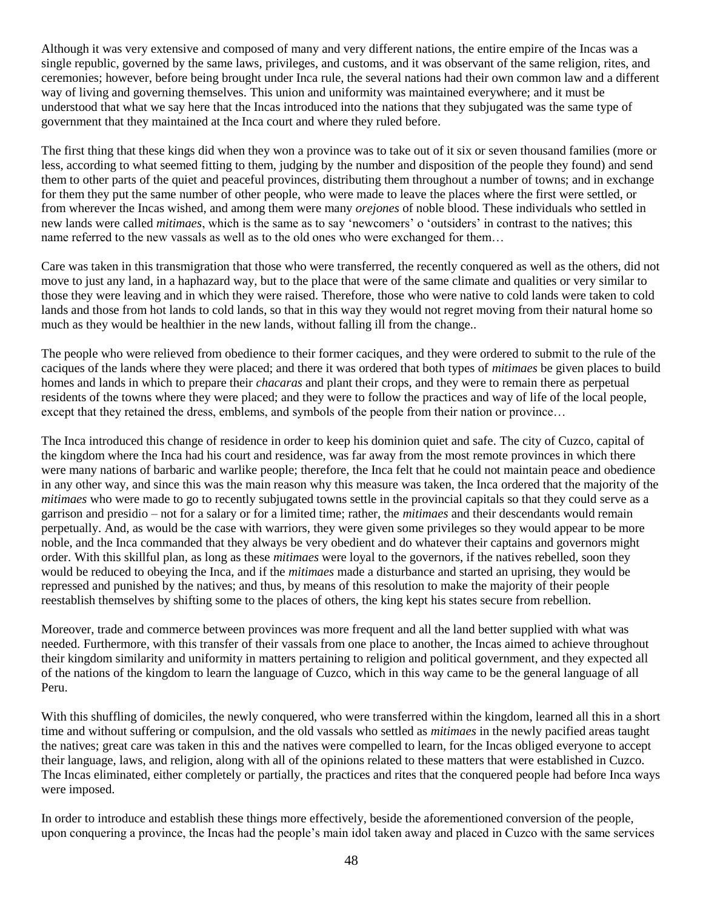Although it was very extensive and composed of many and very different nations, the entire empire of the Incas was a single republic, governed by the same laws, privileges, and customs, and it was observant of the same religion, rites, and ceremonies; however, before being brought under Inca rule, the several nations had their own common law and a different way of living and governing themselves. This union and uniformity was maintained everywhere; and it must be understood that what we say here that the Incas introduced into the nations that they subjugated was the same type of government that they maintained at the Inca court and where they ruled before.

The first thing that these kings did when they won a province was to take out of it six or seven thousand families (more or less, according to what seemed fitting to them, judging by the number and disposition of the people they found) and send them to other parts of the quiet and peaceful provinces, distributing them throughout a number of towns; and in exchange for them they put the same number of other people, who were made to leave the places where the first were settled, or from wherever the Incas wished, and among them were many *orejones* of noble blood. These individuals who settled in new lands were called *mitimaes*, which is the same as to say 'newcomers' o 'outsiders' in contrast to the natives; this name referred to the new vassals as well as to the old ones who were exchanged for them…

Care was taken in this transmigration that those who were transferred, the recently conquered as well as the others, did not move to just any land, in a haphazard way, but to the place that were of the same climate and qualities or very similar to those they were leaving and in which they were raised. Therefore, those who were native to cold lands were taken to cold lands and those from hot lands to cold lands, so that in this way they would not regret moving from their natural home so much as they would be healthier in the new lands, without falling ill from the change..

The people who were relieved from obedience to their former caciques, and they were ordered to submit to the rule of the caciques of the lands where they were placed; and there it was ordered that both types of *mitimaes* be given places to build homes and lands in which to prepare their *chacaras* and plant their crops, and they were to remain there as perpetual residents of the towns where they were placed; and they were to follow the practices and way of life of the local people, except that they retained the dress, emblems, and symbols of the people from their nation or province…

The Inca introduced this change of residence in order to keep his dominion quiet and safe. The city of Cuzco, capital of the kingdom where the Inca had his court and residence, was far away from the most remote provinces in which there were many nations of barbaric and warlike people; therefore, the Inca felt that he could not maintain peace and obedience in any other way, and since this was the main reason why this measure was taken, the Inca ordered that the majority of the *mitimaes* who were made to go to recently subjugated towns settle in the provincial capitals so that they could serve as a garrison and presidio – not for a salary or for a limited time; rather, the *mitimaes* and their descendants would remain perpetually. And, as would be the case with warriors, they were given some privileges so they would appear to be more noble, and the Inca commanded that they always be very obedient and do whatever their captains and governors might order. With this skillful plan, as long as these *mitimaes* were loyal to the governors, if the natives rebelled, soon they would be reduced to obeying the Inca, and if the *mitimaes* made a disturbance and started an uprising, they would be repressed and punished by the natives; and thus, by means of this resolution to make the majority of their people reestablish themselves by shifting some to the places of others, the king kept his states secure from rebellion.

Moreover, trade and commerce between provinces was more frequent and all the land better supplied with what was needed. Furthermore, with this transfer of their vassals from one place to another, the Incas aimed to achieve throughout their kingdom similarity and uniformity in matters pertaining to religion and political government, and they expected all of the nations of the kingdom to learn the language of Cuzco, which in this way came to be the general language of all Peru.

With this shuffling of domiciles, the newly conquered, who were transferred within the kingdom, learned all this in a short time and without suffering or compulsion, and the old vassals who settled as *mitimaes* in the newly pacified areas taught the natives; great care was taken in this and the natives were compelled to learn, for the Incas obliged everyone to accept their language, laws, and religion, along with all of the opinions related to these matters that were established in Cuzco. The Incas eliminated, either completely or partially, the practices and rites that the conquered people had before Inca ways were imposed.

In order to introduce and establish these things more effectively, beside the aforementioned conversion of the people, upon conquering a province, the Incas had the people's main idol taken away and placed in Cuzco with the same services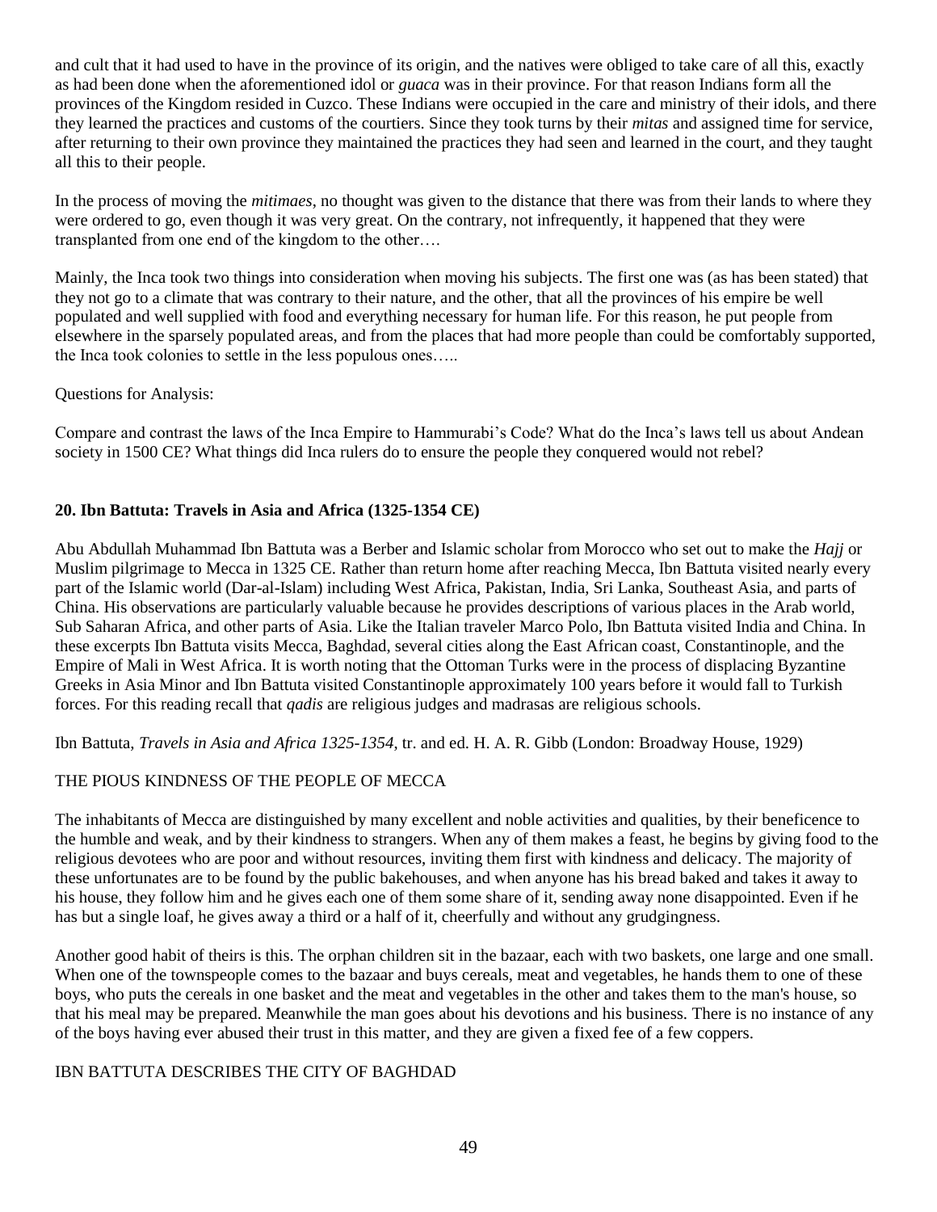and cult that it had used to have in the province of its origin, and the natives were obliged to take care of all this, exactly as had been done when the aforementioned idol or *guaca* was in their province. For that reason Indians form all the provinces of the Kingdom resided in Cuzco. These Indians were occupied in the care and ministry of their idols, and there they learned the practices and customs of the courtiers. Since they took turns by their *mitas* and assigned time for service, after returning to their own province they maintained the practices they had seen and learned in the court, and they taught all this to their people.

In the process of moving the *mitimaes*, no thought was given to the distance that there was from their lands to where they were ordered to go, even though it was very great. On the contrary, not infrequently, it happened that they were transplanted from one end of the kingdom to the other….

Mainly, the Inca took two things into consideration when moving his subjects. The first one was (as has been stated) that they not go to a climate that was contrary to their nature, and the other, that all the provinces of his empire be well populated and well supplied with food and everything necessary for human life. For this reason, he put people from elsewhere in the sparsely populated areas, and from the places that had more people than could be comfortably supported, the Inca took colonies to settle in the less populous ones…..

Questions for Analysis:

Compare and contrast the laws of the Inca Empire to Hammurabi's Code? What do the Inca's laws tell us about Andean society in 1500 CE? What things did Inca rulers do to ensure the people they conquered would not rebel?

## 20. Ibn Battuta: Travels in Asia and Africa (1325-1354 CE)

Abu Abdullah Muhammad Ibn Battuta was a Berber and Islamic scholar from Morocco who set out to make the *Hajj* or Muslim pilgrimage to Mecca in 1325 CE. Rather than return home after reaching Mecca, Ibn Battuta visited nearly every part of the Islamic world (Dar-al-Islam) including West Africa, Pakistan, India, Sri Lanka, Southeast Asia, and parts of China. His observations are particularly valuable because he provides descriptions of various places in the Arab world, Sub Saharan Africa, and other parts of Asia. Like the Italian traveler Marco Polo, Ibn Battuta visited India and China. In these excerpts Ibn Battuta visits Mecca, Baghdad, several cities along the East African coast, Constantinople, and the Empire of Mali in West Africa. It is worth noting that the Ottoman Turks were in the process of displacing Byzantine Greeks in Asia Minor and Ibn Battuta visited Constantinople approximately 100 years before it would fall to Turkish forces. For this reading recall that *qadis* are religious judges and madrasas are religious schools.

Ibn Battuta, *Travels in Asia and Africa 1325-1354*, tr. and ed. H. A. R. Gibb (London: Broadway House, 1929)

THE PIOUS KINDNESS OF THE PEOPLE OF MECCA

The inhabitants of Mecca are distinguished by many excellent and noble activities and qualities, by their beneficence to the humble and weak, and by their kindness to strangers. When any of them makes a feast, he begins by giving food to the religious devotees who are poor and without resources, inviting them first with kindness and delicacy. The majority of these unfortunates are to be found by the public bakehouses, and when anyone has his bread baked and takes it away to his house, they follow him and he gives each one of them some share of it, sending away none disappointed. Even if he has but a single loaf, he gives away a third or a half of it, cheerfully and without any grudgingness.

Another good habit of theirs is this. The orphan children sit in the bazaar, each with two baskets, one large and one small. When one of the townspeople comes to the bazaar and buys cereals, meat and vegetables, he hands them to one of these boys, who puts the cereals in one basket and the meat and vegetables in the other and takes them to the man's house, so that his meal may be prepared. Meanwhile the man goes about his devotions and his business. There is no instance of any of the boys having ever abused their trust in this matter, and they are given a fixed fee of a few coppers.

IBN BATTUTA DESCRIBES THE CITY OF BAGHDAD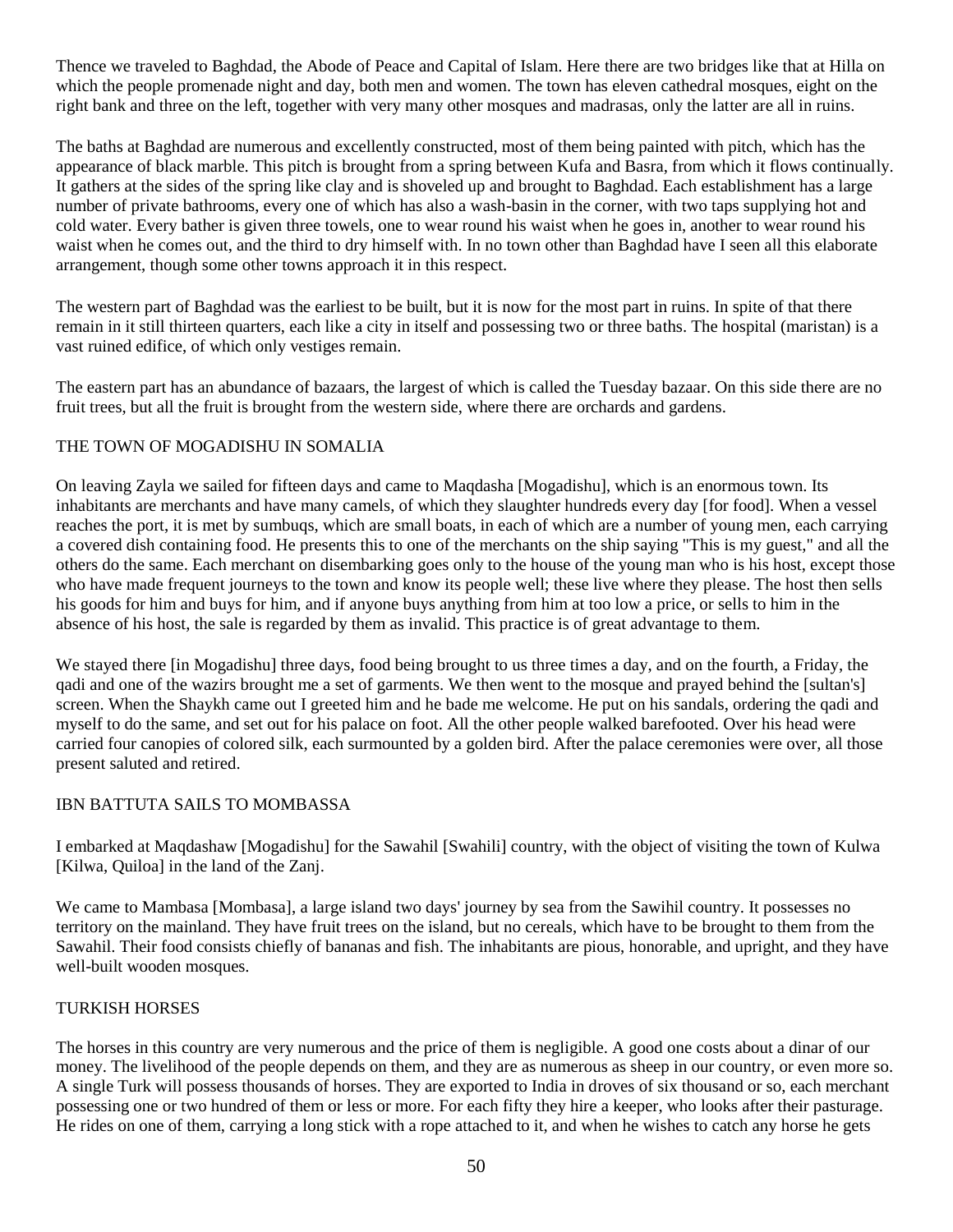Thence we traveled to Baghdad, the Abode of Peace and Capital of Islam. Here there are two bridges like that at Hilla on which the people promenade night and day, both men and women. The town has eleven cathedral mosques, eight on the right bank and three on the left, together with very many other mosques and madrasas, only the latter are all in ruins.

The baths at Baghdad are numerous and excellently constructed, most of them being painted with pitch, which has the appearance of black marble. This pitch is brought from a spring between Kufa and Basra, from which it flows continually. It gathers at the sides of the spring like clay and is shoveled up and brought to Baghdad. Each establishment has a large number of private bathrooms, every one of which has also a wash-basin in the corner, with two taps supplying hot and cold water. Every bather is given three towels, one to wear round his waist when he goes in, another to wear round his waist when he comes out, and the third to dry himself with. In no town other than Baghdad have I seen all this elaborate arrangement, though some other towns approach it in this respect.

The western part of Baghdad was the earliest to be built, but it is now for the most part in ruins. In spite of that there remain in it still thirteen quarters, each like a city in itself and possessing two or three baths. The hospital (maristan) is a vast ruined edifice, of which only vestiges remain.

The eastern part has an abundance of bazaars, the largest of which is called the Tuesday bazaar. On this side there are no fruit trees, but all the fruit is brought from the western side, where there are orchards and gardens.

## THE TOWN OF MOGADISHU IN SOMALIA

On leaving Zayla we sailed for fifteen days and came to Maqdasha [Mogadishu], which is an enormous town. Its inhabitants are merchants and have many camels, of which they slaughter hundreds every day [for food]. When a vessel reaches the port, it is met by sumbuqs, which are small boats, in each of which are a number of young men, each carrying a covered dish containing food. He presents this to one of the merchants on the ship saying "This is my guest," and all the others do the same. Each merchant on disembarking goes only to the house of the young man who is his host, except those who have made frequent journeys to the town and know its people well; these live where they please. The host then sells his goods for him and buys for him, and if anyone buys anything from him at too low a price, or sells to him in the absence of his host, the sale is regarded by them as invalid. This practice is of great advantage to them.

We stayed there [in Mogadishu] three days, food being brought to us three times a day, and on the fourth, a Friday, the qadi and one of the wazirs brought me a set of garments. We then went to the mosque and prayed behind the [sultan's] screen. When the Shaykh came out I greeted him and he bade me welcome. He put on his sandals, ordering the qadi and myself to do the same, and set out for his palace on foot. All the other people walked barefooted. Over his head were carried four canopies of colored silk, each surmounted by a golden bird. After the palace ceremonies were over, all those present saluted and retired.

## IBN BATTUTA SAILS TO MOMBASSA

I embarked at Maqdashaw [Mogadishu] for the Sawahil [Swahili] country, with the object of visiting the town of Kulwa [Kilwa, Quiloa] in the land of the Zanj.

We came to Mambasa [Mombasa], a large island two days' journey by sea from the Sawihil country. It possesses no territory on the mainland. They have fruit trees on the island, but no cereals, which have to be brought to them from the Sawahil. Their food consists chiefly of bananas and fish. The inhabitants are pious, honorable, and upright, and they have well-built wooden mosques.

## TURKISH HORSES

The horses in this country are very numerous and the price of them is negligible. A good one costs about a dinar of our money. The livelihood of the people depends on them, and they are as numerous as sheep in our country, or even more so. A single Turk will possess thousands of horses. They are exported to India in droves of six thousand or so, each merchant possessing one or two hundred of them or less or more. For each fifty they hire a keeper, who looks after their pasturage. He rides on one of them, carrying a long stick with a rope attached to it, and when he wishes to catch any horse he gets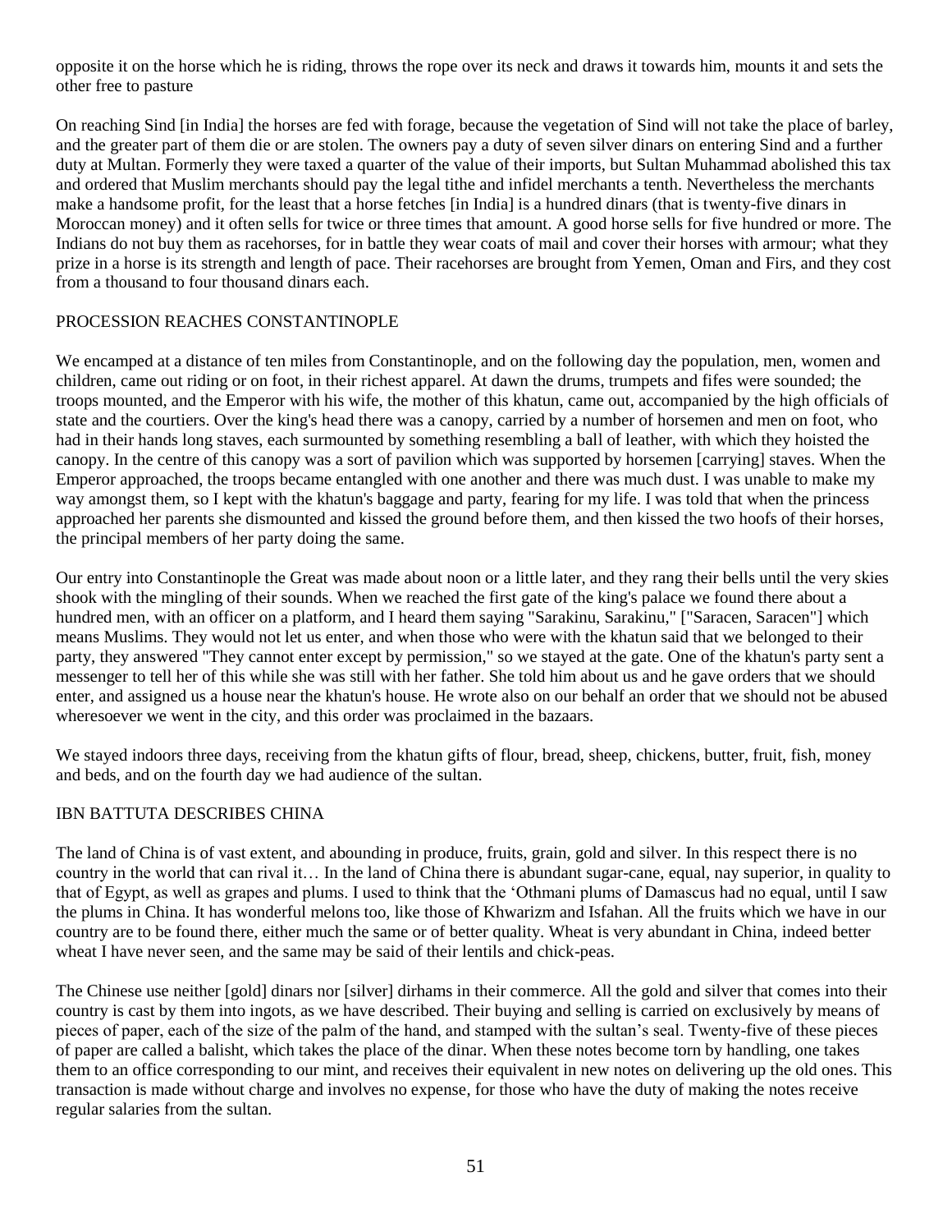opposite it on the horse which he is riding, throws the rope over its neck and draws it towards him, mounts it and sets the other free to pasture

On reaching Sind [in India] the horses are fed with forage, because the vegetation of Sind will not take the place of barley, and the greater part of them die or are stolen. The owners pay a duty of seven silver dinars on entering Sind and a further duty at Multan. Formerly they were taxed a quarter of the value of their imports, but Sultan Muhammad abolished this tax and ordered that Muslim merchants should pay the legal tithe and infidel merchants a tenth. Nevertheless the merchants make a handsome profit, for the least that a horse fetches [in India] is a hundred dinars (that is twenty-five dinars in Moroccan money) and it often sells for twice or three times that amount. A good horse sells for five hundred or more. The Indians do not buy them as racehorses, for in battle they wear coats of mail and cover their horses with armour; what they prize in a horse is its strength and length of pace. Their racehorses are brought from Yemen, Oman and Firs, and they cost from a thousand to four thousand dinars each.

## PROCESSION REACHES CONSTANTINOPLE

We encamped at a distance of ten miles from Constantinople, and on the following day the population, men, women and children, came out riding or on foot, in their richest apparel. At dawn the drums, trumpets and fifes were sounded; the troops mounted, and the Emperor with his wife, the mother of this khatun, came out, accompanied by the high officials of state and the courtiers. Over the king's head there was a canopy, carried by a number of horsemen and men on foot, who had in their hands long staves, each surmounted by something resembling a ball of leather, with which they hoisted the canopy. In the centre of this canopy was a sort of pavilion which was supported by horsemen [carrying] staves. When the Emperor approached, the troops became entangled with one another and there was much dust. I was unable to make my way amongst them, so I kept with the khatun's baggage and party, fearing for my life. I was told that when the princess approached her parents she dismounted and kissed the ground before them, and then kissed the two hoofs of their horses, the principal members of her party doing the same.

Our entry into Constantinople the Great was made about noon or a little later, and they rang their bells until the very skies shook with the mingling of their sounds. When we reached the first gate of the king's palace we found there about a hundred men, with an officer on a platform, and I heard them saying "Sarakinu, Sarakinu," ["Saracen, Saracen"] which means Muslims. They would not let us enter, and when those who were with the khatun said that we belonged to their party, they answered "They cannot enter except by permission," so we stayed at the gate. One of the khatun's party sent a messenger to tell her of this while she was still with her father. She told him about us and he gave orders that we should enter, and assigned us a house near the khatun's house. He wrote also on our behalf an order that we should not be abused wheresoever we went in the city, and this order was proclaimed in the bazaars.

We stayed indoors three days, receiving from the khatun gifts of flour, bread, sheep, chickens, butter, fruit, fish, money and beds, and on the fourth day we had audience of the sultan.

## IBN BATTUTA DESCRIBES CHINA

The land of China is of vast extent, and abounding in produce, fruits, grain, gold and silver. In this respect there is no country in the world that can rival it… In the land of China there is abundant sugar-cane, equal, nay superior, in quality to that of Egypt, as well as grapes and plums. I used to think that the 'Othmani plums of Damascus had no equal, until I saw the plums in China. It has wonderful melons too, like those of Khwarizm and Isfahan. All the fruits which we have in our country are to be found there, either much the same or of better quality. Wheat is very abundant in China, indeed better wheat I have never seen, and the same may be said of their lentils and chick-peas.

The Chinese use neither [gold] dinars nor [silver] dirhams in their commerce. All the gold and silver that comes into their country is cast by them into ingots, as we have described. Their buying and selling is carried on exclusively by means of pieces of paper, each of the size of the palm of the hand, and stamped with the sultan's seal. Twenty-five of these pieces of paper are called a balisht, which takes the place of the dinar. When these notes become torn by handling, one takes them to an office corresponding to our mint, and receives their equivalent in new notes on delivering up the old ones. This transaction is made without charge and involves no expense, for those who have the duty of making the notes receive regular salaries from the sultan.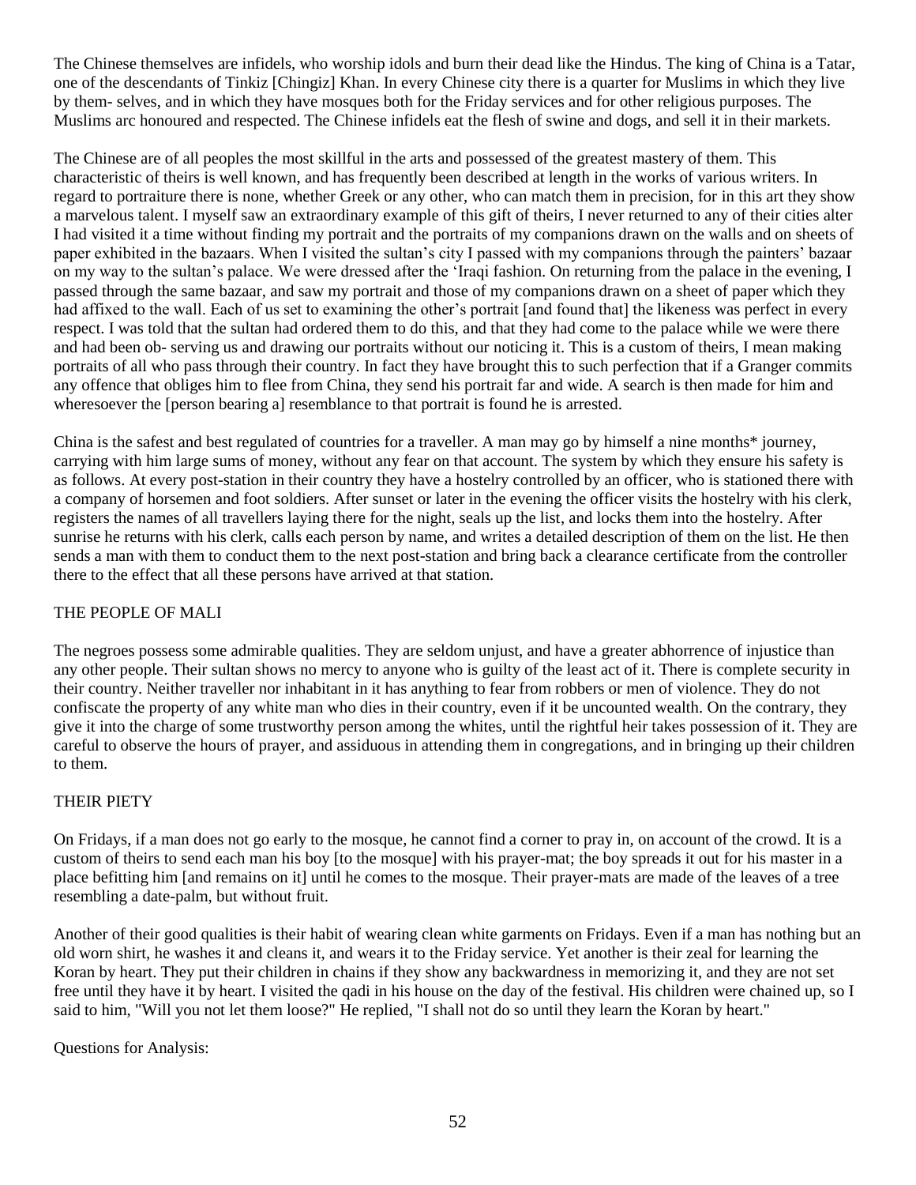The Chinese themselves are infidels, who worship idols and burn their dead like the Hindus. The king of China is a Tatar, one of the descendants of Tinkiz [Chingiz] Khan. In every Chinese city there is a quarter for Muslims in which they live by them- selves, and in which they have mosques both for the Friday services and for other religious purposes. The Muslims arc honoured and respected. The Chinese infidels eat the flesh of swine and dogs, and sell it in their markets.

The Chinese are of all peoples the most skillful in the arts and possessed of the greatest mastery of them. This characteristic of theirs is well known, and has frequently been described at length in the works of various writers. In regard to portraiture there is none, whether Greek or any other, who can match them in precision, for in this art they show a marvelous talent. I myself saw an extraordinary example of this gift of theirs, I never returned to any of their cities alter I had visited it a time without finding my portrait and the portraits of my companions drawn on the walls and on sheets of paper exhibited in the bazaars. When I visited the sultan's city I passed with my companions through the painters' bazaar on my way to the sultan's palace. We were dressed after the 'Iraqi fashion. On returning from the palace in the evening, I passed through the same bazaar, and saw my portrait and those of my companions drawn on a sheet of paper which they had affixed to the wall. Each of us set to examining the other's portrait [and found that] the likeness was perfect in every respect. I was told that the sultan had ordered them to do this, and that they had come to the palace while we were there and had been ob- serving us and drawing our portraits without our noticing it. This is a custom of theirs, I mean making portraits of all who pass through their country. In fact they have brought this to such perfection that if a Granger commits any offence that obliges him to flee from China, they send his portrait far and wide. A search is then made for him and wheresoever the [person bearing a] resemblance to that portrait is found he is arrested.

China is the safest and best regulated of countries for a traveller. A man may go by himself a nine months* journey, carrying with him large sums of money, without any fear on that account. The system by which they ensure his safety is as follows. At every post-station in their country they have a hostelry controlled by an officer, who is stationed there with a company of horsemen and foot soldiers. After sunset or later in the evening the officer visits the hostelry with his clerk, registers the names of all travellers laying there for the night, seals up the list, and locks them into the hostelry. After sunrise he returns with his clerk, calls each person by name, and writes a detailed description of them on the list. He then sends a man with them to conduct them to the next post-station and bring back a clearance certificate from the controller there to the effect that all these persons have arrived at that station.

## THE PEOPLE OF MALI

The negroes possess some admirable qualities. They are seldom unjust, and have a greater abhorrence of injustice than any other people. Their sultan shows no mercy to anyone who is guilty of the least act of it. There is complete security in their country. Neither traveller nor inhabitant in it has anything to fear from robbers or men of violence. They do not confiscate the property of any white man who dies in their country, even if it be uncounted wealth. On the contrary, they give it into the charge of some trustworthy person among the whites, until the rightful heir takes possession of it. They are careful to observe the hours of prayer, and assiduous in attending them in congregations, and in bringing up their children to them.

## THEIR PIETY

On Fridays, if a man does not go early to the mosque, he cannot find a corner to pray in, on account of the crowd. It is a custom of theirs to send each man his boy [to the mosque] with his prayer-mat; the boy spreads it out for his master in a place befitting him [and remains on it] until he comes to the mosque. Their prayer-mats are made of the leaves of a tree resembling a date-palm, but without fruit.

Another of their good qualities is their habit of wearing clean white garments on Fridays. Even if a man has nothing but an old worn shirt, he washes it and cleans it, and wears it to the Friday service. Yet another is their zeal for learning the Koran by heart. They put their children in chains if they show any backwardness in memorizing it, and they are not set free until they have it by heart. I visited the qadi in his house on the day of the festival. His children were chained up, so I said to him, "Will you not let them loose?" He replied, "I shall not do so until they learn the Koran by heart."

Questions for Analysis: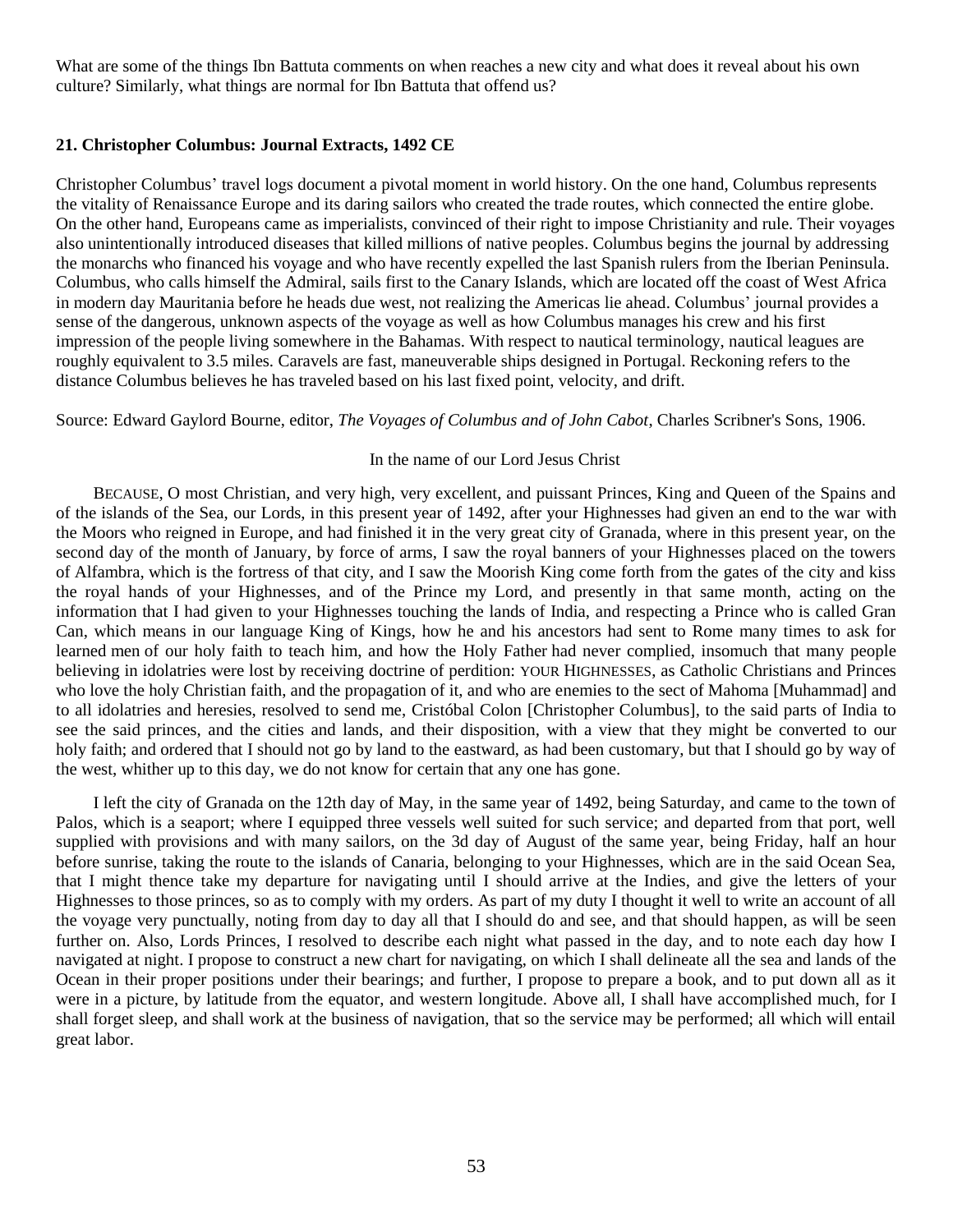What are some of the things Ibn Battuta comments on when reaches a new city and what does it reveal about his own culture? Similarly, what things are normal for Ibn Battuta that offend us?

### 21. Christopher Columbus: Journal Extracts, 1492 CE

Christopher Columbus' travel logs document a pivotal moment in world history. On the one hand, Columbus represents the vitality of Renaissance Europe and its daring sailors who created the trade routes, which connected the entire globe. On the other hand, Europeans came as imperialists, convinced of their right to impose Christianity and rule. Their voyages also unintentionally introduced diseases that killed millions of native peoples. Columbus begins the journal by addressing the monarchs who financed his voyage and who have recently expelled the last Spanish rulers from the Iberian Peninsula. Columbus, who calls himself the Admiral, sails first to the Canary Islands, which are located off the coast of West Africa in modern day Mauritania before he heads due west, not realizing the Americas lie ahead. Columbus' journal provides a sense of the dangerous, unknown aspects of the voyage as well as how Columbus manages his crew and his first impression of the people living somewhere in the Bahamas. With respect to nautical terminology, nautical leagues are roughly equivalent to 3.5 miles. Caravels are fast, maneuverable ships designed in Portugal. Reckoning refers to the distance Columbus believes he has traveled based on his last fixed point, velocity, and drift.

Source: Edward Gaylord Bourne, editor, *The Voyages of Columbus and of John Cabot*, Charles Scribner's Sons, 1906.

In the name of our Lord Jesus Christ

BECAUSE, O most Christian, and very high, very excellent, and puissant Princes, King and Queen of the Spains and of the islands of the Sea, our Lords, in this present year of 1492, after your Highnesses had given an end to the war with the Moors who reigned in Europe, and had finished it in the very great city of Granada, where in this present year, on the second day of the month of January, by force of arms, I saw the royal banners of your Highnesses placed on the towers of Alfambra, which is the fortress of that city, and I saw the Moorish King come forth from the gates of the city and kiss the royal hands of your Highnesses, and of the Prince my Lord, and presently in that same month, acting on the information that I had given to your Highnesses touching the lands of India, and respecting a Prince who is called Gran Can, which means in our language King of Kings, how he and his ancestors had sent to Rome many times to ask for learned men of our holy faith to teach him, and how the Holy Father had never complied, insomuch that many people believing in idolatries were lost by receiving doctrine of perdition: YOUR HIGHNESSES, as Catholic Christians and Princes who love the holy Christian faith, and the propagation of it, and who are enemies to the sect of Mahoma [Muhammad] and to all idolatries and heresies, resolved to send me, Cristóbal Colon [Christopher Columbus], to the said parts of India to see the said princes, and the cities and lands, and their disposition, with a view that they might be converted to our holy faith; and ordered that I should not go by land to the eastward, as had been customary, but that I should go by way of the west, whither up to this day, we do not know for certain that any one has gone.

I left the city of Granada on the 12th day of May, in the same year of 1492, being Saturday, and came to the town of Palos, which is a seaport; where I equipped three vessels well suited for such service; and departed from that port, well supplied with provisions and with many sailors, on the 3d day of August of the same year, being Friday, half an hour before sunrise, taking the route to the islands of Canaria, belonging to your Highnesses, which are in the said Ocean Sea, that I might thence take my departure for navigating until I should arrive at the Indies, and give the letters of your Highnesses to those princes, so as to comply with my orders. As part of my duty I thought it well to write an account of all the voyage very punctually, noting from day to day all that I should do and see, and that should happen, as will be seen further on. Also, Lords Princes, I resolved to describe each night what passed in the day, and to note each day how I navigated at night. I propose to construct a new chart for navigating, on which I shall delineate all the sea and lands of the Ocean in their proper positions under their bearings; and further, I propose to prepare a book, and to put down all as it were in a picture, by latitude from the equator, and western longitude. Above all, I shall have accomplished much, for I shall forget sleep, and shall work at the business of navigation, that so the service may be performed; all which will entail great labor.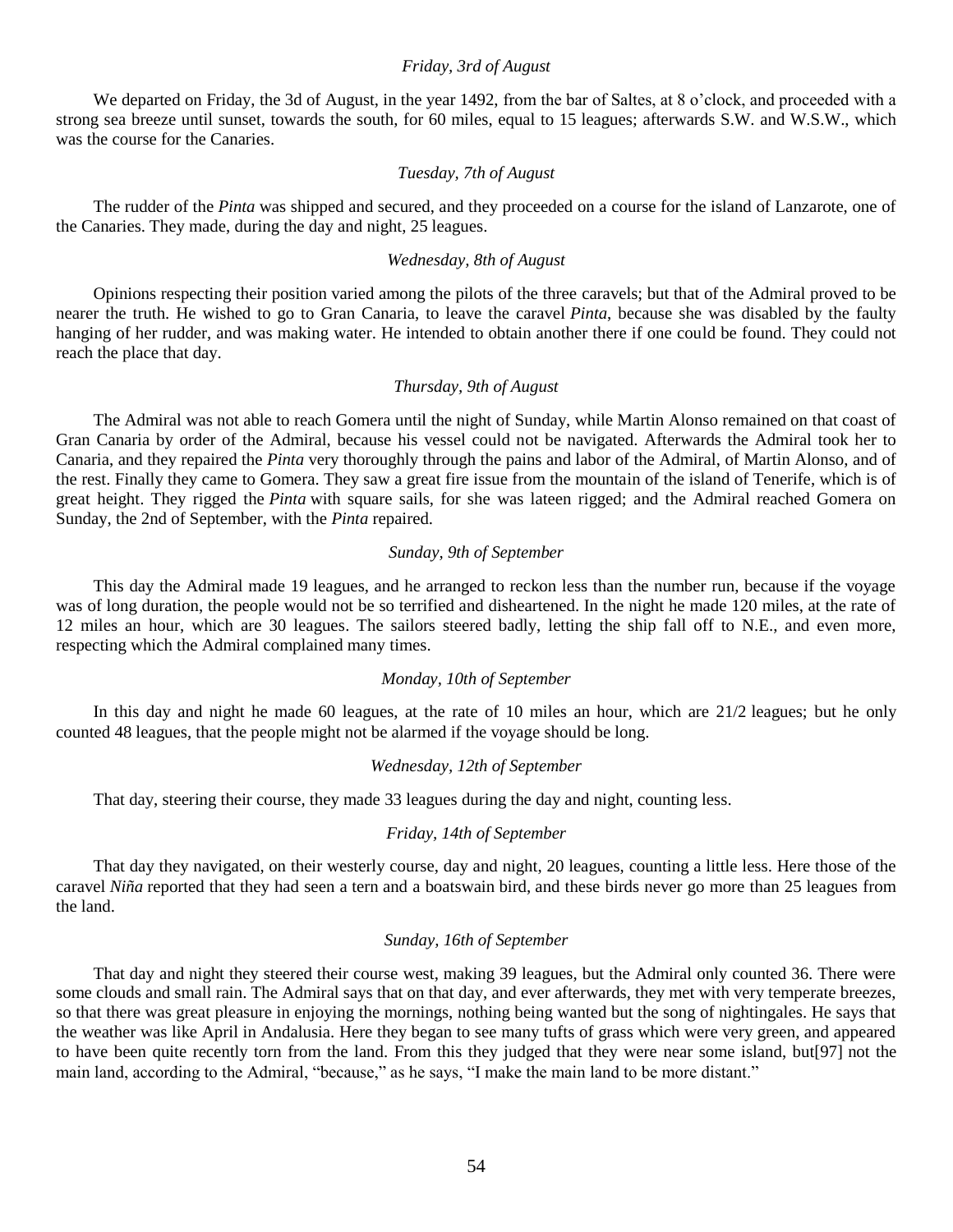*Friday, 3rd of August*

We departed on Friday, the 3d of August, in the year 1492, from the bar of Saltes, at 8 o'clock, and proceeded with a strong sea breeze until sunset, towards the south, for 60 miles, equal to 15 leagues; afterwards S.W. and W.S.W., which was the course for the Canaries.

*Tuesday, 7th of August*

The rudder of the *Pinta* was shipped and secured, and they proceeded on a course for the island of Lanzarote, one of the Canaries. They made, during the day and night, 25 leagues.

*Wednesday, 8th of August*

Opinions respecting their position varied among the pilots of the three caravels; but that of the Admiral proved to be nearer the truth. He wished to go to Gran Canaria, to leave the caravel *Pinta*, because she was disabled by the faulty hanging of her rudder, and was making water. He intended to obtain another there if one could be found. They could not reach the place that day.

*Thursday, 9th of August*

The Admiral was not able to reach Gomera until the night of Sunday, while Martin Alonso remained on that coast of Gran Canaria by order of the Admiral, because his vessel could not be navigated. Afterwards the Admiral took her to Canaria, and they repaired the *Pinta* very thoroughly through the pains and labor of the Admiral, of Martin Alonso, and of the rest. Finally they came to Gomera. They saw a great fire issue from the mountain of the island of Tenerife, which is of great height. They rigged the *Pinta* with square sails, for she was lateen rigged; and the Admiral reached Gomera on Sunday, the 2nd of September, with the *Pinta* repaired.

*Sunday, 9th of September*

This day the Admiral made 19 leagues, and he arranged to reckon less than the number run, because if the voyage was of long duration, the people would not be so terrified and disheartened. In the night he made 120 miles, at the rate of 12 miles an hour, which are 30 leagues. The sailors steered badly, letting the ship fall off to N.E., and even more, respecting which the Admiral complained many times.

*Monday, 10th of September*

In this day and night he made 60 leagues, at the rate of 10 miles an hour, which are 21/2 leagues; but he only counted 48 leagues, that the people might not be alarmed if the voyage should be long.

*Wednesday, 12th of September*

That day, steering their course, they made 33 leagues during the day and night, counting less.

*Friday, 14th of September*

That day they navigated, on their westerly course, day and night, 20 leagues, counting a little less. Here those of the caravel *Niña* reported that they had seen a tern and a boatswain bird, and these birds never go more than 25 leagues from the land.

*Sunday, 16th of September*

That day and night they steered their course west, making 39 leagues, but the Admiral only counted 36. There were some clouds and small rain. The Admiral says that on that day, and ever afterwards, they met with very temperate breezes, so that there was great pleasure in enjoying the mornings, nothing being wanted but the song of nightingales. He says that the weather was like April in Andalusia. Here they began to see many tufts of grass which were very green, and appeared to have been quite recently torn from the land. From this they judged that they were near some island, but[97] not the main land, according to the Admiral, "because," as he says, "I make the main land to be more distant."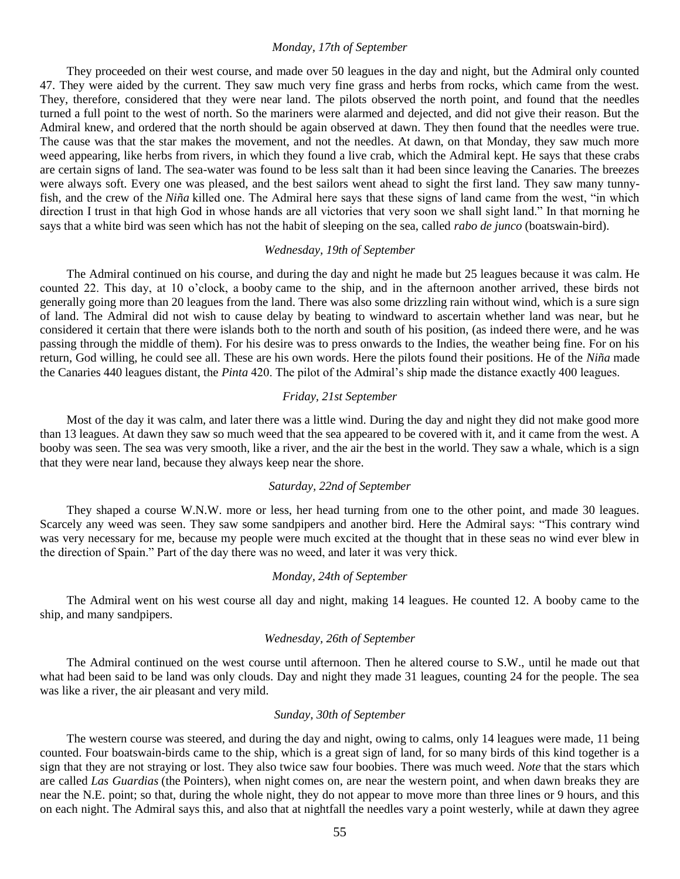*Monday, 17th of September*

They proceeded on their west course, and made over 50 leagues in the day and night, but the Admiral only counted 47. They were aided by the current. They saw much very fine grass and herbs from rocks, which came from the west. They, therefore, considered that they were near land. The pilots observed the north point, and found that the needles turned a full point to the west of north. So the mariners were alarmed and dejected, and did not give their reason. But the Admiral knew, and ordered that the north should be again observed at dawn. They then found that the needles were true. The cause was that the star makes the movement, and not the needles. At dawn, on that Monday, they saw much more weed appearing, like herbs from rivers, in which they found a live crab, which the Admiral kept. He says that these crabs are certain signs of land. The sea-water was found to be less salt than it had been since leaving the Canaries. The breezes were always soft. Every one was pleased, and the best sailors went ahead to sight the first land. They saw many tunny-fish, and the crew of the *Niña* killed one. The Admiral here says that these signs of land came from the west, "in which direction I trust in that high God in whose hands are all victories that very soon we shall sight land." In that morning he says that a white bird was seen which has not the habit of sleeping on the sea, called *rabo de junco* (boatswain-bird).

*Wednesday, 19th of September*

The Admiral continued on his course, and during the day and night he made but 25 leagues because it was calm. He counted 22. This day, at 10 o'clock, a booby came to the ship, and in the afternoon another arrived, these birds not generally going more than 20 leagues from the land. There was also some drizzling rain without wind, which is a sure sign of land. The Admiral did not wish to cause delay by beating to windward to ascertain whether land was near, but he considered it certain that there were islands both to the north and south of his position, (as indeed there were, and he was passing through the middle of them). For his desire was to press onwards to the Indies, the weather being fine. For on his return, God willing, he could see all. These are his own words. Here the pilots found their positions. He of the *Niña* made the Canaries 440 leagues distant, the *Pinta* 420. The pilot of the Admiral's ship made the distance exactly 400 leagues.

*Friday, 21st September*

Most of the day it was calm, and later there was a little wind. During the day and night they did not make good more than 13 leagues. At dawn they saw so much weed that the sea appeared to be covered with it, and it came from the west. A booby was seen. The sea was very smooth, like a river, and the air the best in the world. They saw a whale, which is a sign that they were near land, because they always keep near the shore.

*Saturday, 22nd of September*

They shaped a course W.N.W. more or less, her head turning from one to the other point, and made 30 leagues. Scarcely any weed was seen. They saw some sandpipers and another bird. Here the Admiral says: "This contrary wind was very necessary for me, because my people were much excited at the thought that in these seas no wind ever blew in the direction of Spain." Part of the day there was no weed, and later it was very thick.

*Monday, 24th of September*

The Admiral went on his west course all day and night, making 14 leagues. He counted 12. A booby came to the ship, and many sandpipers.

*Wednesday, 26th of September*

The Admiral continued on the west course until afternoon. Then he altered course to S.W., until he made out that what had been said to be land was only clouds. Day and night they made 31 leagues, counting 24 for the people. The sea was like a river, the air pleasant and very mild.

*Sunday, 30th of September*

The western course was steered, and during the day and night, owing to calms, only 14 leagues were made, 11 being counted. Four boatswain-birds came to the ship, which is a great sign of land, for so many birds of this kind together is a sign that they are not straying or lost. They also twice saw four boobies. There was much weed. *Note* that the stars which are called *Las Guardias* (the Pointers), when night comes on, are near the western point, and when dawn breaks they are near the N.E. point; so that, during the whole night, they do not appear to move more than three lines or 9 hours, and this on each night. The Admiral says this, and also that at nightfall the needles vary a point westerly, while at dawn they agree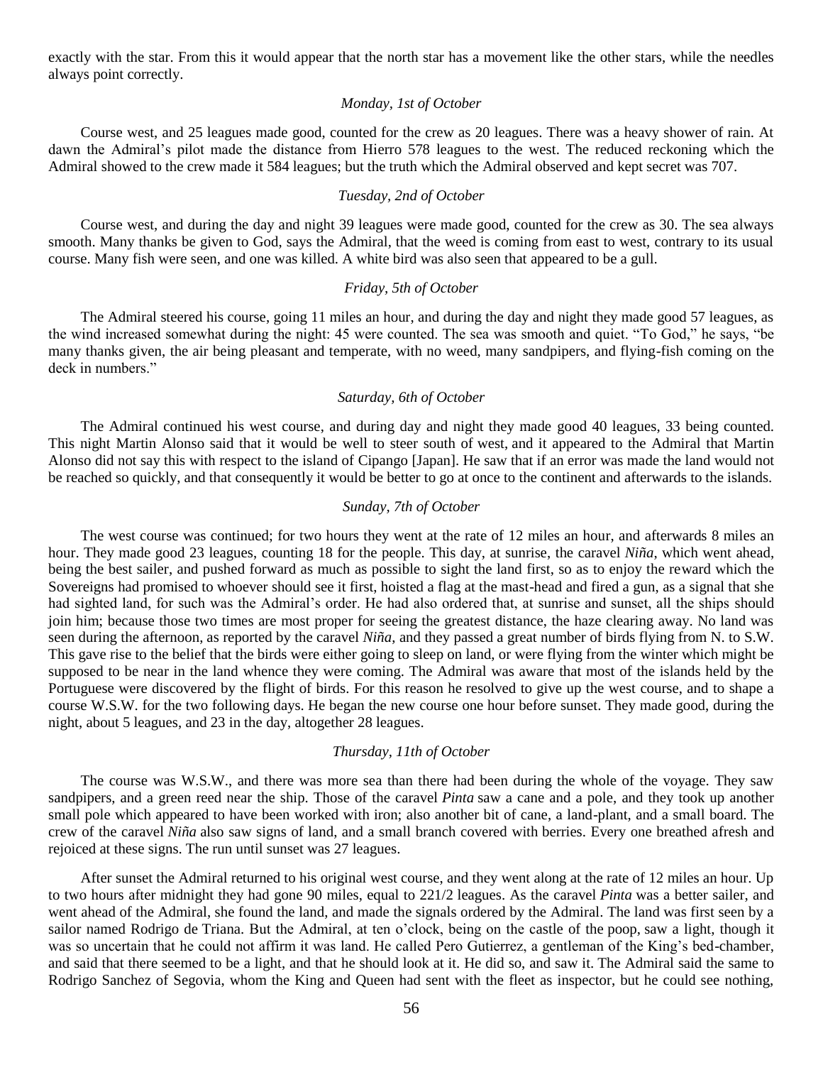exactly with the star. From this it would appear that the north star has a movement like the other stars, while the needles always point correctly.

*Monday, 1st of October*

Course west, and 25 leagues made good, counted for the crew as 20 leagues. There was a heavy shower of rain. At dawn the Admiral's pilot made the distance from Hierro 578 leagues to the west. The reduced reckoning which the Admiral showed to the crew made it 584 leagues; but the truth which the Admiral observed and kept secret was 707.

*Tuesday, 2nd of October*

Course west, and during the day and night 39 leagues were made good, counted for the crew as 30. The sea always smooth. Many thanks be given to God, says the Admiral, that the weed is coming from east to west, contrary to its usual course. Many fish were seen, and one was killed. A white bird was also seen that appeared to be a gull.

*Friday, 5th of October*

The Admiral steered his course, going 11 miles an hour, and during the day and night they made good 57 leagues, as the wind increased somewhat during the night: 45 were counted. The sea was smooth and quiet. "To God," he says, "be many thanks given, the air being pleasant and temperate, with no weed, many sandpipers, and flying-fish coming on the deck in numbers."

*Saturday, 6th of October*

The Admiral continued his west course, and during day and night they made good 40 leagues, 33 being counted. This night Martin Alonso said that it would be well to steer south of west, and it appeared to the Admiral that Martin Alonso did not say this with respect to the island of Cipango [Japan]. He saw that if an error was made the land would not be reached so quickly, and that consequently it would be better to go at once to the continent and afterwards to the islands.

*Sunday, 7th of October*

The west course was continued; for two hours they went at the rate of 12 miles an hour, and afterwards 8 miles an hour. They made good 23 leagues, counting 18 for the people. This day, at sunrise, the caravel *Niña*, which went ahead, being the best sailer, and pushed forward as much as possible to sight the land first, so as to enjoy the reward which the Sovereigns had promised to whoever should see it first, hoisted a flag at the mast-head and fired a gun, as a signal that she had sighted land, for such was the Admiral's order. He had also ordered that, at sunrise and sunset, all the ships should join him; because those two times are most proper for seeing the greatest distance, the haze clearing away. No land was seen during the afternoon, as reported by the caravel *Niña*, and they passed a great number of birds flying from N. to S.W. This gave rise to the belief that the birds were either going to sleep on land, or were flying from the winter which might be supposed to be near in the land whence they were coming. The Admiral was aware that most of the islands held by the Portuguese were discovered by the flight of birds. For this reason he resolved to give up the west course, and to shape a course W.S.W. for the two following days. He began the new course one hour before sunset. They made good, during the night, about 5 leagues, and 23 in the day, altogether 28 leagues.

*Thursday, 11th of October*

The course was W.S.W., and there was more sea than there had been during the whole of the voyage. They saw sandpipers, and a green reed near the ship. Those of the caravel *Pinta* saw a cane and a pole, and they took up another small pole which appeared to have been worked with iron; also another bit of cane, a land-plant, and a small board. The crew of the caravel *Niña* also saw signs of land, and a small branch covered with berries. Every one breathed afresh and rejoiced at these signs. The run until sunset was 27 leagues.

After sunset the Admiral returned to his original west course, and they went along at the rate of 12 miles an hour. Up to two hours after midnight they had gone 90 miles, equal to 221/2 leagues. As the caravel *Pinta* was a better sailer, and went ahead of the Admiral, she found the land, and made the signals ordered by the Admiral. The land was first seen by a sailor named Rodrigo de Triana. But the Admiral, at ten o'clock, being on the castle of the poop, saw a light, though it was so uncertain that he could not affirm it was land. He called Pero Gutierrez, a gentleman of the King's bed-chamber, and said that there seemed to be a light, and that he should look at it. He did so, and saw it. The Admiral said the same to Rodrigo Sanchez of Segovia, whom the King and Queen had sent with the fleet as inspector, but he could see nothing,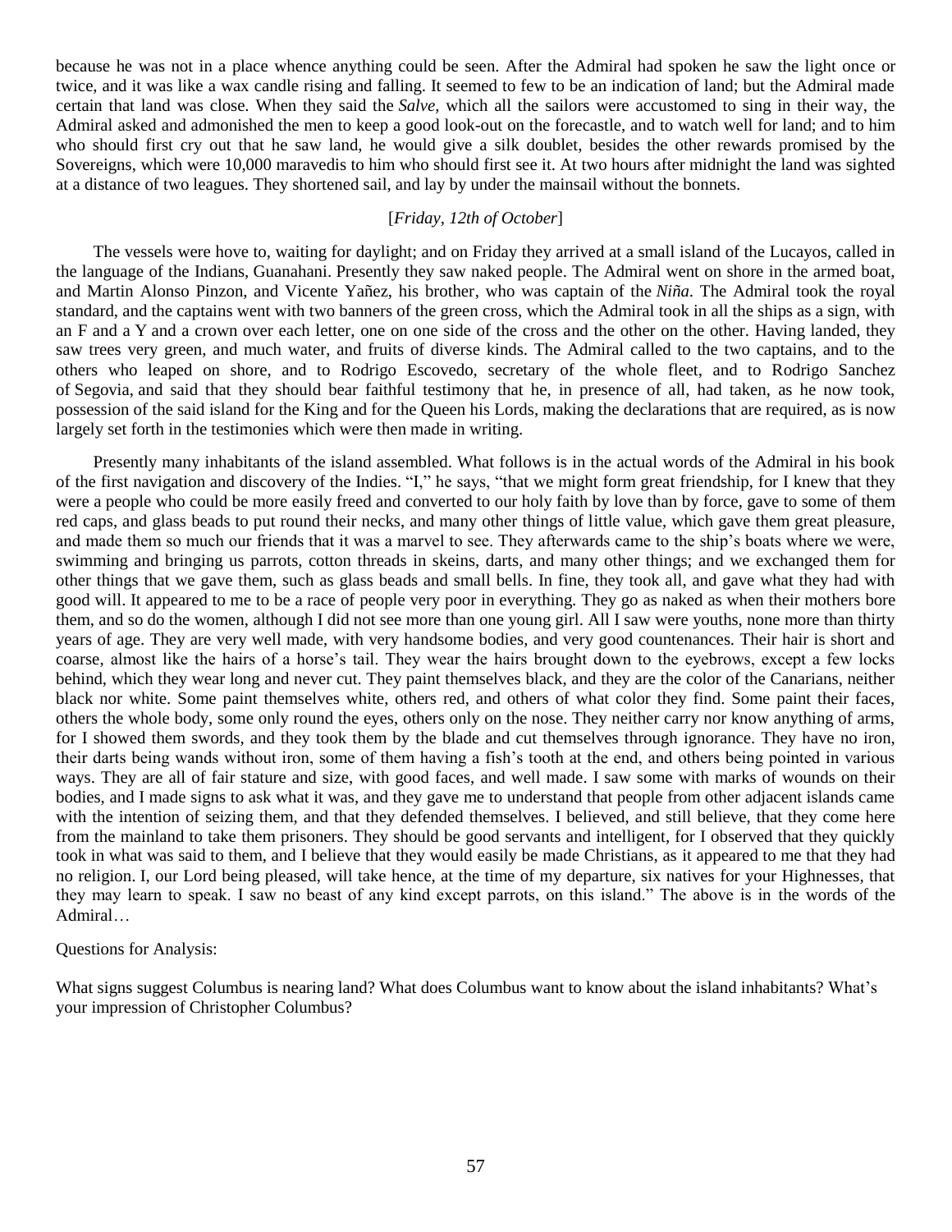because he was not in a place whence anything could be seen. After the Admiral had spoken he saw the light once or twice, and it was like a wax candle rising and falling. It seemed to few to be an indication of land; but the Admiral made certain that land was close. When they said the *Salve*, which all the sailors were accustomed to sing in their way, the Admiral asked and admonished the men to keep a good look-out on the forecastle, and to watch well for land; and to him who should first cry out that he saw land, he would give a silk doublet, besides the other rewards promised by the Sovereigns, which were 10,000 maravedis to him who should first see it. At two hours after midnight the land was sighted at a distance of two leagues. They shortened sail, and lay by under the mainsail without the bonnets.

[*Friday, 12th of October*]

The vessels were hove to, waiting for daylight; and on Friday they arrived at a small island of the Lucayos, called in the language of the Indians, Guanahani. Presently they saw naked people. The Admiral went on shore in the armed boat, and Martin Alonso Pinzon, and Vicente Yañez, his brother, who was captain of the *Niña*. The Admiral took the royal standard, and the captains went with two banners of the green cross, which the Admiral took in all the ships as a sign, with an F and a Y and a crown over each letter, one on one side of the cross and the other on the other. Having landed, they saw trees very green, and much water, and fruits of diverse kinds. The Admiral called to the two captains, and to the others who leaped on shore, and to Rodrigo Escovedo, secretary of the whole fleet, and to Rodrigo Sanchez of Segovia, and said that they should bear faithful testimony that he, in presence of all, had taken, as he now took, possession of the said island for the King and for the Queen his Lords, making the declarations that are required, as is now largely set forth in the testimonies which were then made in writing.

Presently many inhabitants of the island assembled. What follows is in the actual words of the Admiral in his book of the first navigation and discovery of the Indies. "I," he says, "that we might form great friendship, for I knew that they were a people who could be more easily freed and converted to our holy faith by love than by force, gave to some of them red caps, and glass beads to put round their necks, and many other things of little value, which gave them great pleasure, and made them so much our friends that it was a marvel to see. They afterwards came to the ship's boats where we were, swimming and bringing us parrots, cotton threads in skeins, darts, and many other things; and we exchanged them for other things that we gave them, such as glass beads and small bells. In fine, they took all, and gave what they had with good will. It appeared to me to be a race of people very poor in everything. They go as naked as when their mothers bore them, and so do the women, although I did not see more than one young girl. All I saw were youths, none more than thirty years of age. They are very well made, with very handsome bodies, and very good countenances. Their hair is short and coarse, almost like the hairs of a horse's tail. They wear the hairs brought down to the eyebrows, except a few locks behind, which they wear long and never cut. They paint themselves black, and they are the color of the Canarians, neither black nor white. Some paint themselves white, others red, and others of what color they find. Some paint their faces, others the whole body, some only round the eyes, others only on the nose. They neither carry nor know anything of arms, for I showed them swords, and they took them by the blade and cut themselves through ignorance. They have no iron, their darts being wands without iron, some of them having a fish's tooth at the end, and others being pointed in various ways. They are all of fair stature and size, with good faces, and well made. I saw some with marks of wounds on their bodies, and I made signs to ask what it was, and they gave me to understand that people from other adjacent islands came with the intention of seizing them, and that they defended themselves. I believed, and still believe, that they come here from the mainland to take them prisoners. They should be good servants and intelligent, for I observed that they quickly took in what was said to them, and I believe that they would easily be made Christians, as it appeared to me that they had no religion. I, our Lord being pleased, will take hence, at the time of my departure, six natives for your Highnesses, that they may learn to speak. I saw no beast of any kind except parrots, on this island." The above is in the words of the Admiral…

Questions for Analysis:

What signs suggest Columbus is nearing land? What does Columbus want to know about the island inhabitants? What's your impression of Christopher Columbus?